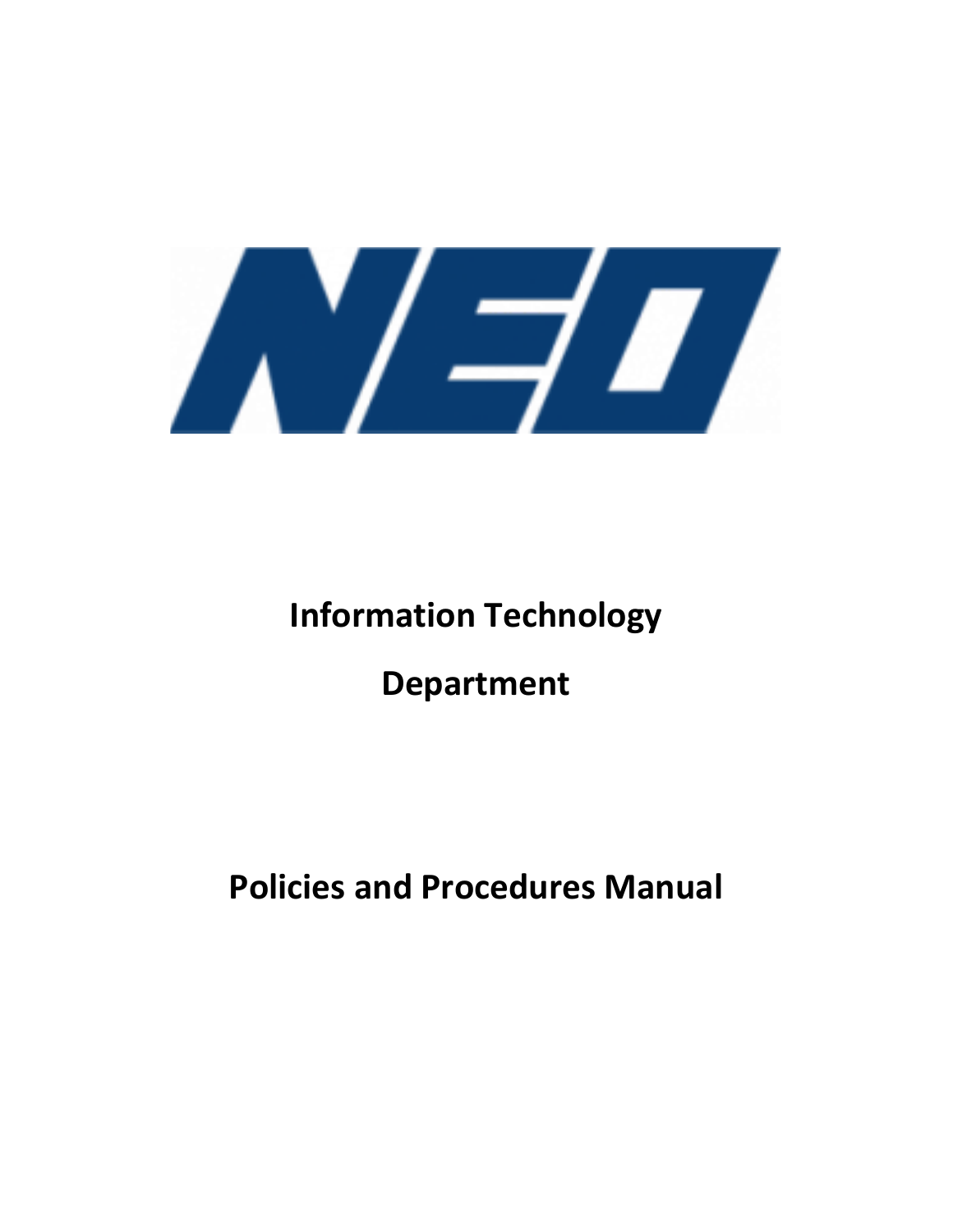NEO

# Information Technology

# Department

# Policies and Procedures Manual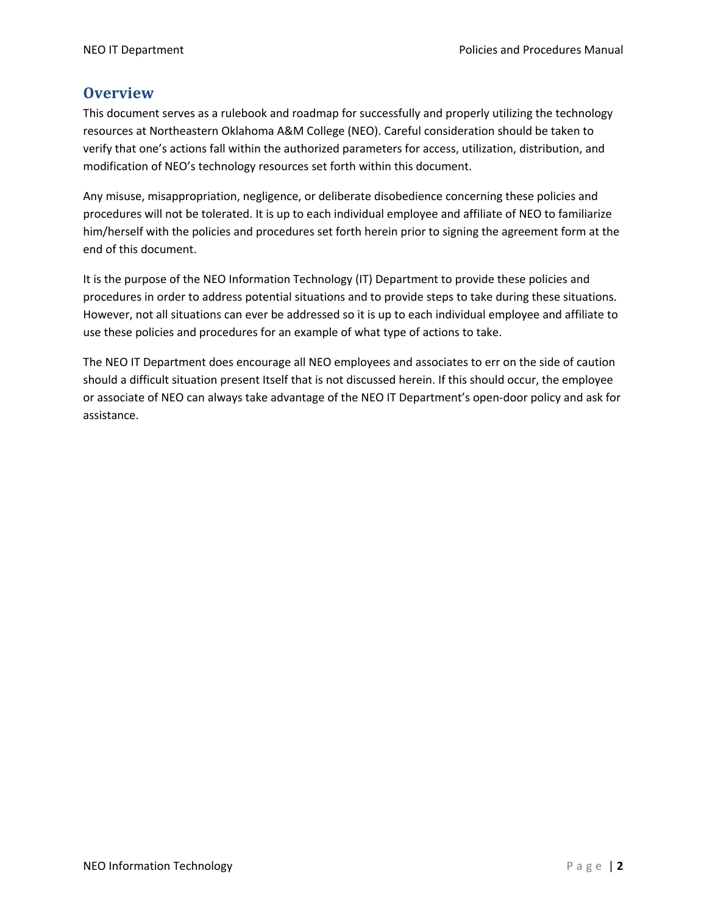## Overview

This document serves as a rulebook and roadmap for successfully and properly utilizing the technology resources at Northeastern Oklahoma A&M College (NEO). Careful consideration should be taken to verify that one's actions fall within the authorized parameters for access, utilization, distribution, and modification of NEO's technology resources set forth within this document.

Any misuse, misappropriation, negligence, or deliberate disobedience concerning these policies and procedures will not be tolerated. It is up to each individual employee and affiliate of NEO to familiarize him/herself with the policies and procedures set forth herein prior to signing the agreement form at the end of this document.

It is the purpose of the NEO Information Technology (IT) Department to provide these policies and procedures in order to address potential situations and to provide steps to take during these situations. However, not all situations can ever be addressed so it is up to each individual employee and affiliate to use these policies and procedures for an example of what type of actions to take.

The NEO IT Department does encourage all NEO employees and associates to err on the side of caution should a difficult situation present Itself that is not discussed herein. If this should occur, the employee or associate of NEO can always take advantage of the NEO IT Department's open-door policy and ask for assistance.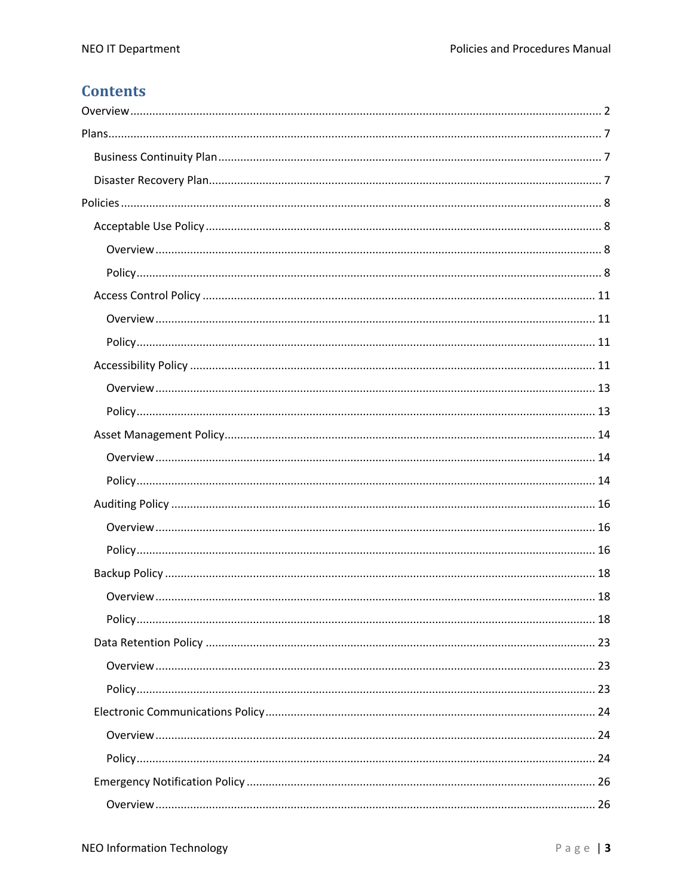# Contents

- Overview ........ 2
- Plans ........ 7
  - Business Continuity Plan ........ 7
  - Disaster Recovery Plan ........ 7
- Policies ........ 8
  - Acceptable Use Policy ........ 8
    - Overview ........ 8
    - Policy ........ 8
  - Access Control Policy ........ 11
    - Overview ........ 11
    - Policy ........ 11
  - Accessibility Policy ........ 11
    - Overview ........ 13
    - Policy ........ 13
  - Asset Management Policy ........ 14
    - Overview ........ 14
    - Policy ........ 14
  - Auditing Policy ........ 16
    - Overview ........ 16
    - Policy ........ 16
  - Backup Policy ........ 18
    - Overview ........ 18
    - Policy ........ 18
  - Data Retention Policy ........ 23
    - Overview ........ 23
    - Policy ........ 23
  - Electronic Communications Policy ........ 24
    - Overview ........ 24
    - Policy ........ 24
  - Emergency Notification Policy ........ 26
    - Overview ........ 26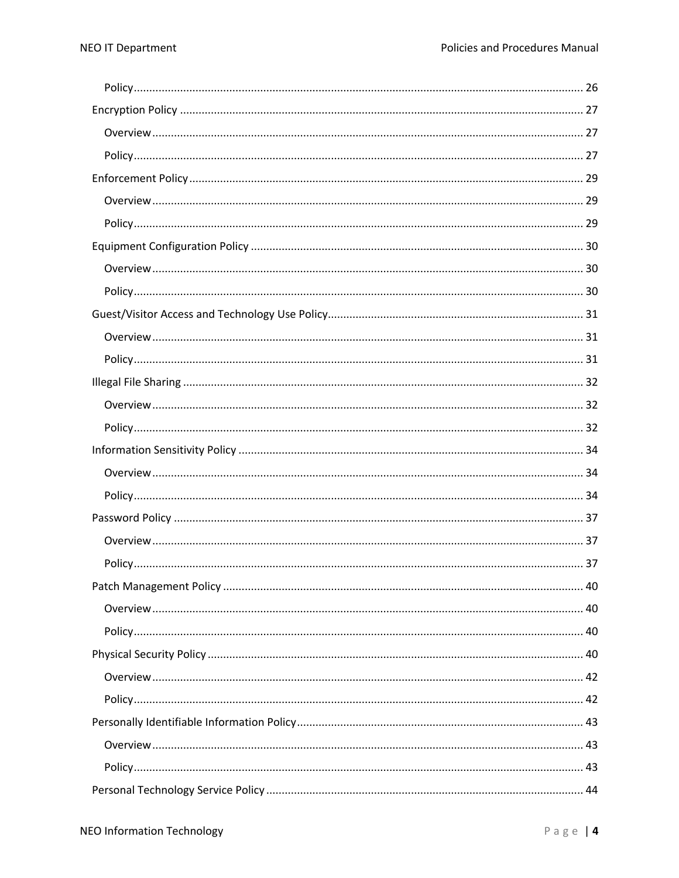- Policy ........ 26
- Encryption Policy ........ 27
  - Overview ........ 27
  - Policy ........ 27
- Enforcement Policy ........ 29
  - Overview ........ 29
  - Policy ........ 29
- Equipment Configuration Policy ........ 30
  - Overview ........ 30
  - Policy ........ 30
- Guest/Visitor Access and Technology Use Policy ........ 31
  - Overview ........ 31
  - Policy ........ 31
- Illegal File Sharing ........ 32
  - Overview ........ 32
  - Policy ........ 32
- Information Sensitivity Policy ........ 34
  - Overview ........ 34
  - Policy ........ 34
- Password Policy ........ 37
  - Overview ........ 37
  - Policy ........ 37
- Patch Management Policy ........ 40
  - Overview ........ 40
  - Policy ........ 40
- Physical Security Policy ........ 40
  - Overview ........ 42
  - Policy ........ 42
- Personally Identifiable Information Policy ........ 43
  - Overview ........ 43
  - Policy ........ 43
- Personal Technology Service Policy ........ 44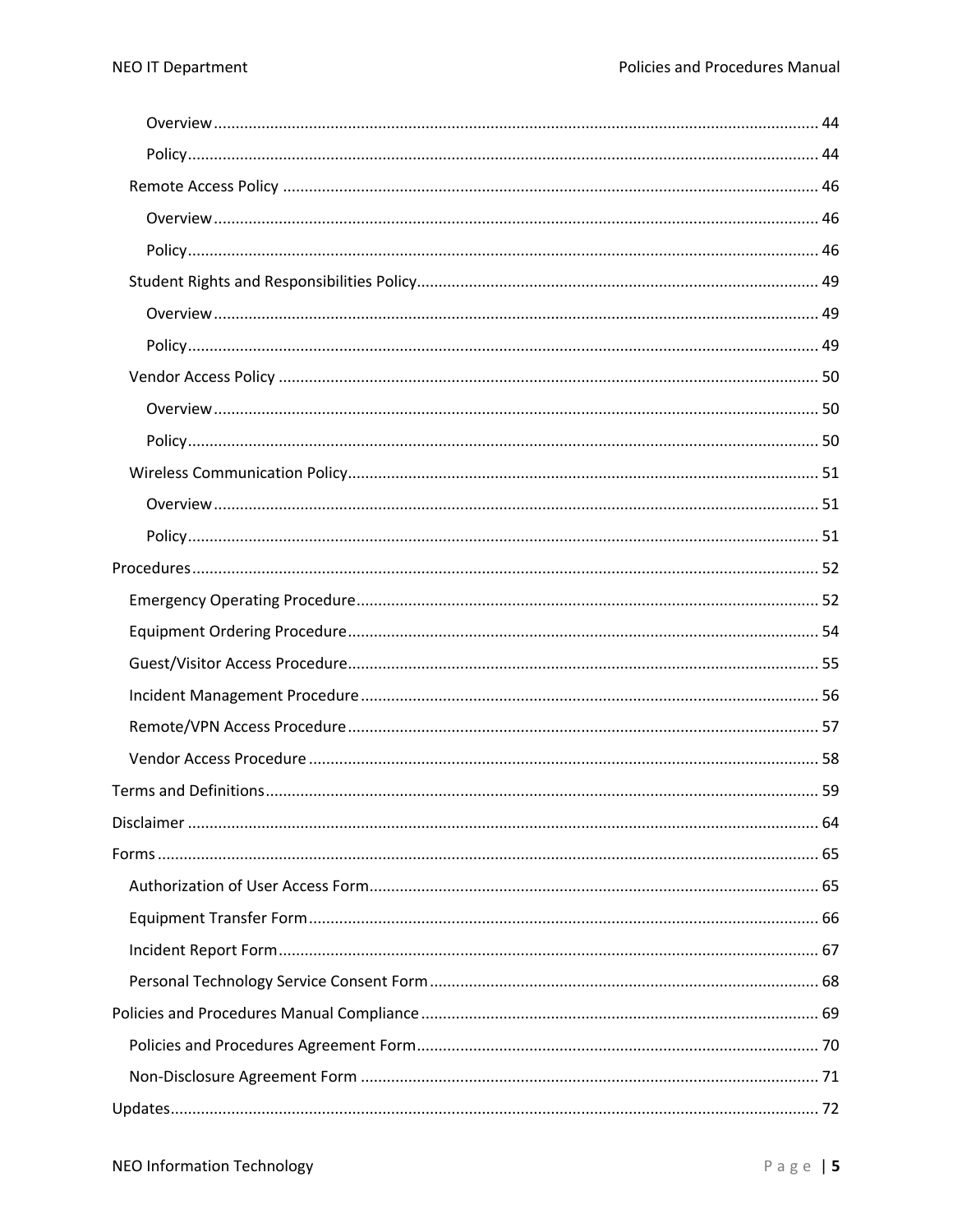- Overview ........................................................................................................................................ 44
- Policy ............................................................................................................................................. 44

Remote Access Policy ........................................................................................................................ 46

- Overview ........................................................................................................................................ 46
- Policy ............................................................................................................................................. 46

Student Rights and Responsibilities Policy .......................................................................................... 49

- Overview ........................................................................................................................................ 49
- Policy ............................................................................................................................................. 49

Vendor Access Policy ......................................................................................................................... 50

- Overview ........................................................................................................................................ 50
- Policy ............................................................................................................................................. 50

Wireless Communication Policy .......................................................................................................... 51

- Overview ........................................................................................................................................ 51
- Policy ............................................................................................................................................. 51

Procedures ............................................................................................................................................ 52

- Emergency Operating Procedure ....................................................................................................... 52
- Equipment Ordering Procedure ......................................................................................................... 54
- Guest/Visitor Access Procedure ......................................................................................................... 55
- Incident Management Procedure ....................................................................................................... 56
- Remote/VPN Access Procedure ......................................................................................................... 57
- Vendor Access Procedure .................................................................................................................. 58

Terms and Definitions ........................................................................................................................... 59

Disclaimer ............................................................................................................................................. 64

Forms .................................................................................................................................................... 65

- Authorization of User Access Form .................................................................................................... 65
- Equipment Transfer Form .................................................................................................................. 66
- Incident Report Form ......................................................................................................................... 67
- Personal Technology Service Consent Form ....................................................................................... 68

Policies and Procedures Manual Compliance ........................................................................................ 69

- Policies and Procedures Agreement Form .......................................................................................... 70
- Non-Disclosure Agreement Form ....................................................................................................... 71

Updates ................................................................................................................................................. 72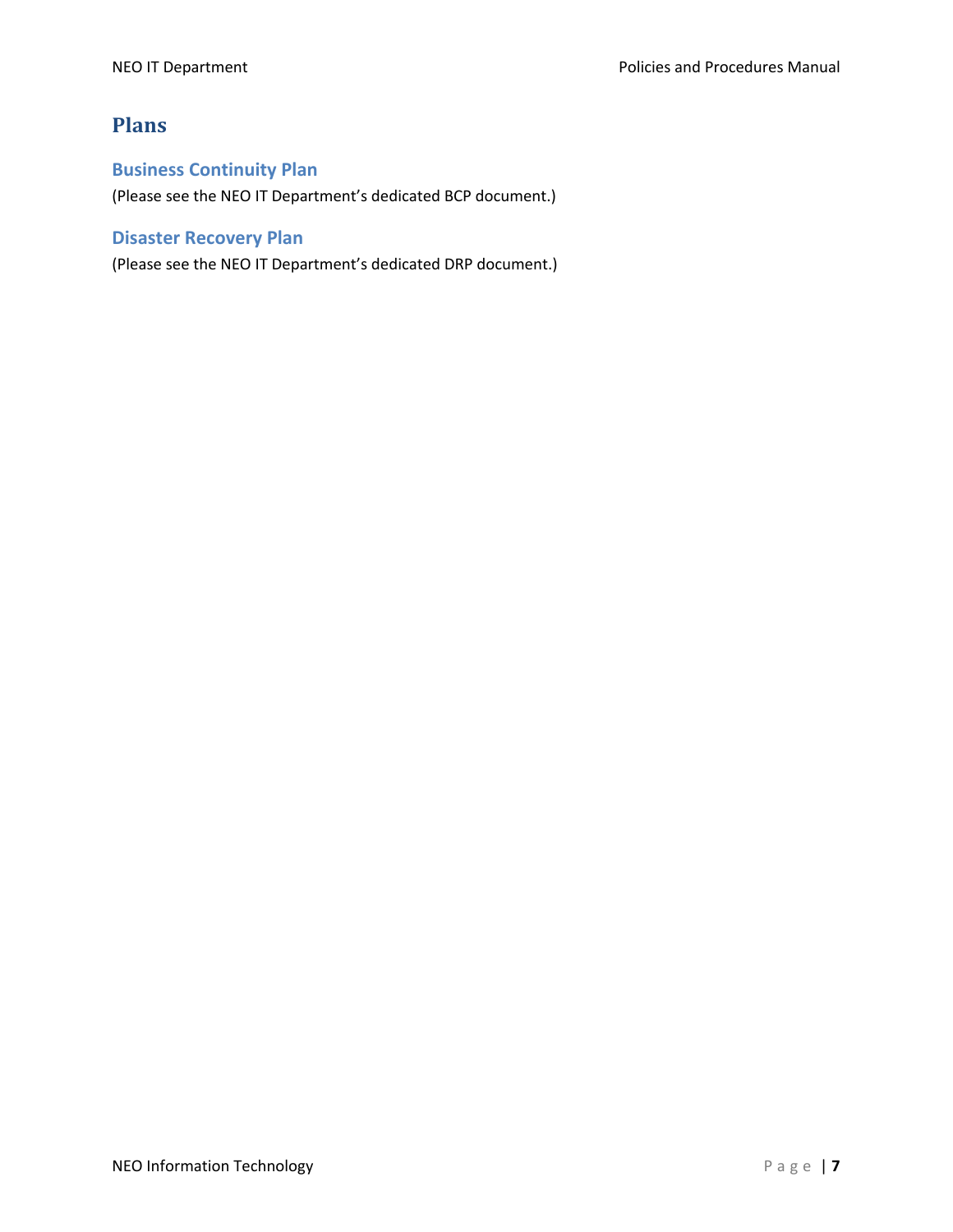# Plans

## Business Continuity Plan

(Please see the NEO IT Department's dedicated BCP document.)

## Disaster Recovery Plan

(Please see the NEO IT Department's dedicated DRP document.)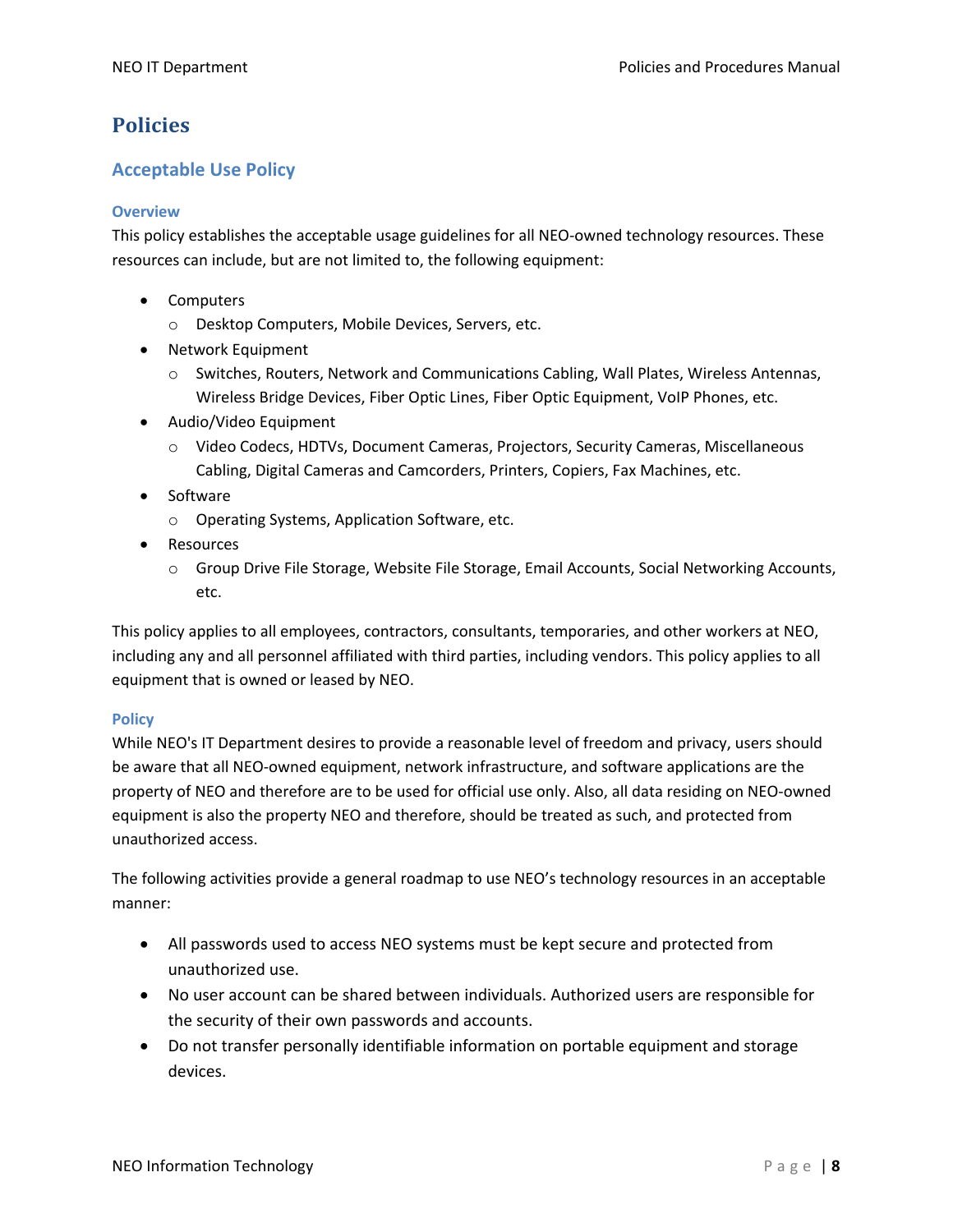# Policies

## Acceptable Use Policy

### Overview

This policy establishes the acceptable usage guidelines for all NEO-owned technology resources. These resources can include, but are not limited to, the following equipment:

- Computers
  - Desktop Computers, Mobile Devices, Servers, etc.
- Network Equipment
  - Switches, Routers, Network and Communications Cabling, Wall Plates, Wireless Antennas, Wireless Bridge Devices, Fiber Optic Lines, Fiber Optic Equipment, VoIP Phones, etc.
- Audio/Video Equipment
  - Video Codecs, HDTVs, Document Cameras, Projectors, Security Cameras, Miscellaneous Cabling, Digital Cameras and Camcorders, Printers, Copiers, Fax Machines, etc.
- Software
  - Operating Systems, Application Software, etc.
- Resources
  - Group Drive File Storage, Website File Storage, Email Accounts, Social Networking Accounts, etc.

This policy applies to all employees, contractors, consultants, temporaries, and other workers at NEO, including any and all personnel affiliated with third parties, including vendors. This policy applies to all equipment that is owned or leased by NEO.

### Policy

While NEO's IT Department desires to provide a reasonable level of freedom and privacy, users should be aware that all NEO-owned equipment, network infrastructure, and software applications are the property of NEO and therefore are to be used for official use only. Also, all data residing on NEO-owned equipment is also the property NEO and therefore, should be treated as such, and protected from unauthorized access.

The following activities provide a general roadmap to use NEO's technology resources in an acceptable manner:

- All passwords used to access NEO systems must be kept secure and protected from unauthorized use.
- No user account can be shared between individuals. Authorized users are responsible for the security of their own passwords and accounts.
- Do not transfer personally identifiable information on portable equipment and storage devices.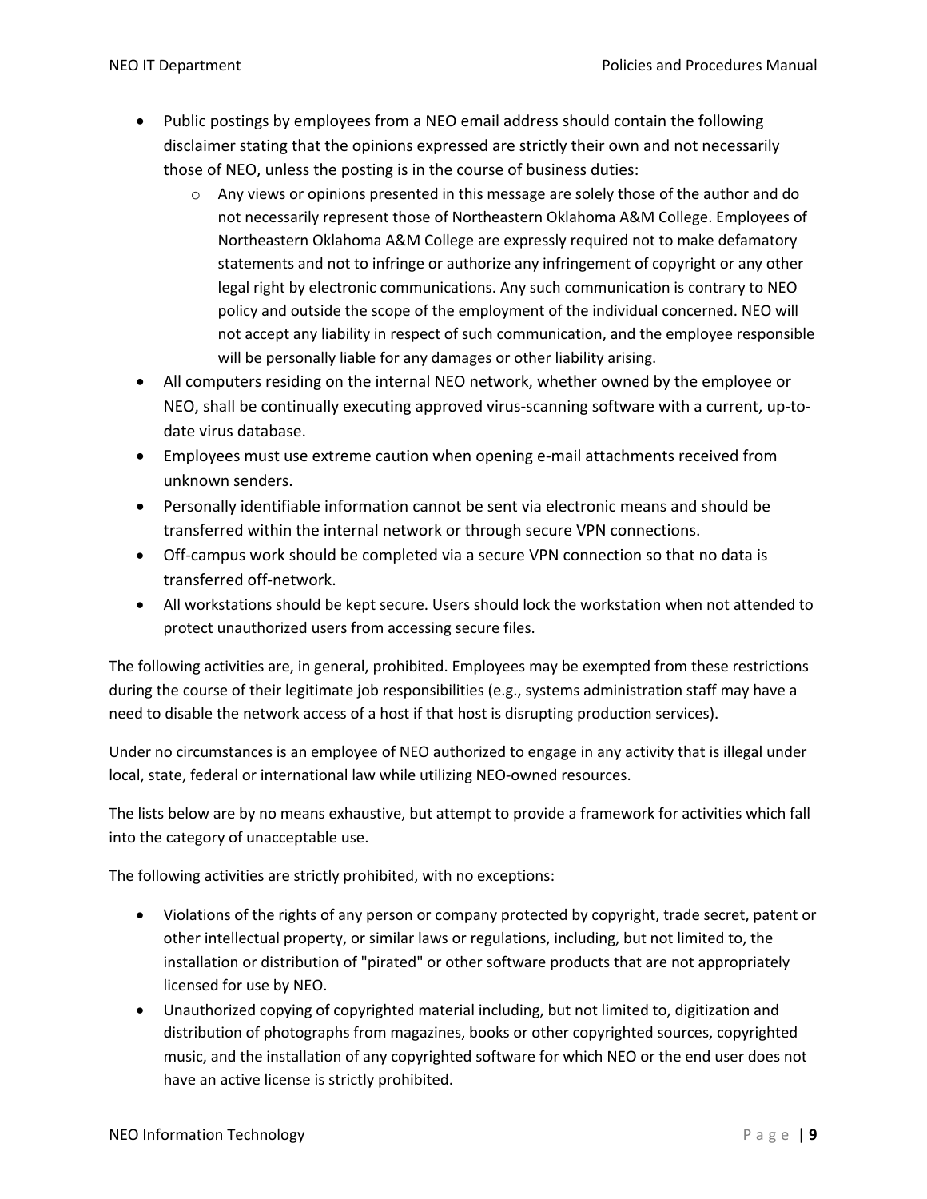- Public postings by employees from a NEO email address should contain the following disclaimer stating that the opinions expressed are strictly their own and not necessarily those of NEO, unless the posting is in the course of business duties:
  - Any views or opinions presented in this message are solely those of the author and do not necessarily represent those of Northeastern Oklahoma A&M College. Employees of Northeastern Oklahoma A&M College are expressly required not to make defamatory statements and not to infringe or authorize any infringement of copyright or any other legal right by electronic communications. Any such communication is contrary to NEO policy and outside the scope of the employment of the individual concerned. NEO will not accept any liability in respect of such communication, and the employee responsible will be personally liable for any damages or other liability arising.
- All computers residing on the internal NEO network, whether owned by the employee or NEO, shall be continually executing approved virus-scanning software with a current, up-to-date virus database.
- Employees must use extreme caution when opening e-mail attachments received from unknown senders.
- Personally identifiable information cannot be sent via electronic means and should be transferred within the internal network or through secure VPN connections.
- Off-campus work should be completed via a secure VPN connection so that no data is transferred off-network.
- All workstations should be kept secure. Users should lock the workstation when not attended to protect unauthorized users from accessing secure files.

The following activities are, in general, prohibited. Employees may be exempted from these restrictions during the course of their legitimate job responsibilities (e.g., systems administration staff may have a need to disable the network access of a host if that host is disrupting production services).

Under no circumstances is an employee of NEO authorized to engage in any activity that is illegal under local, state, federal or international law while utilizing NEO-owned resources.

The lists below are by no means exhaustive, but attempt to provide a framework for activities which fall into the category of unacceptable use.

The following activities are strictly prohibited, with no exceptions:

- Violations of the rights of any person or company protected by copyright, trade secret, patent or other intellectual property, or similar laws or regulations, including, but not limited to, the installation or distribution of "pirated" or other software products that are not appropriately licensed for use by NEO.
- Unauthorized copying of copyrighted material including, but not limited to, digitization and distribution of photographs from magazines, books or other copyrighted sources, copyrighted music, and the installation of any copyrighted software for which NEO or the end user does not have an active license is strictly prohibited.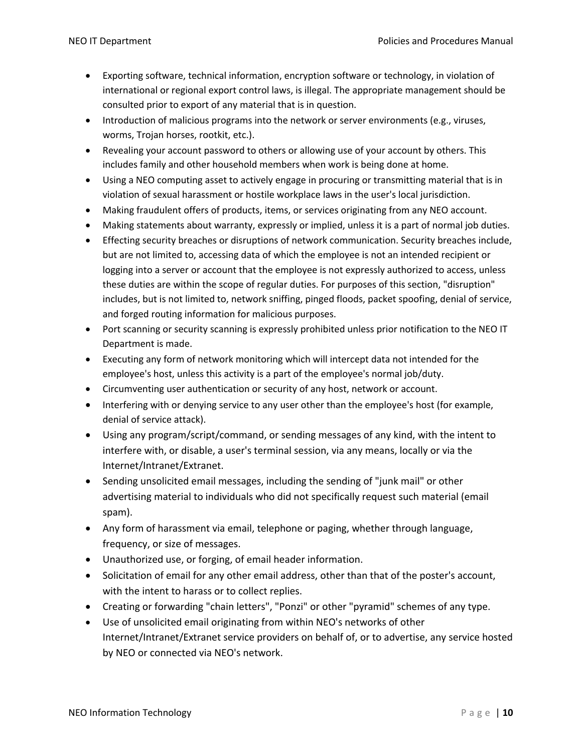- Exporting software, technical information, encryption software or technology, in violation of international or regional export control laws, is illegal. The appropriate management should be consulted prior to export of any material that is in question.
- Introduction of malicious programs into the network or server environments (e.g., viruses, worms, Trojan horses, rootkit, etc.).
- Revealing your account password to others or allowing use of your account by others. This includes family and other household members when work is being done at home.
- Using a NEO computing asset to actively engage in procuring or transmitting material that is in violation of sexual harassment or hostile workplace laws in the user's local jurisdiction.
- Making fraudulent offers of products, items, or services originating from any NEO account.
- Making statements about warranty, expressly or implied, unless it is a part of normal job duties.
- Effecting security breaches or disruptions of network communication. Security breaches include, but are not limited to, accessing data of which the employee is not an intended recipient or logging into a server or account that the employee is not expressly authorized to access, unless these duties are within the scope of regular duties. For purposes of this section, "disruption" includes, but is not limited to, network sniffing, pinged floods, packet spoofing, denial of service, and forged routing information for malicious purposes.
- Port scanning or security scanning is expressly prohibited unless prior notification to the NEO IT Department is made.
- Executing any form of network monitoring which will intercept data not intended for the employee's host, unless this activity is a part of the employee's normal job/duty.
- Circumventing user authentication or security of any host, network or account.
- Interfering with or denying service to any user other than the employee's host (for example, denial of service attack).
- Using any program/script/command, or sending messages of any kind, with the intent to interfere with, or disable, a user's terminal session, via any means, locally or via the Internet/Intranet/Extranet.
- Sending unsolicited email messages, including the sending of "junk mail" or other advertising material to individuals who did not specifically request such material (email spam).
- Any form of harassment via email, telephone or paging, whether through language, frequency, or size of messages.
- Unauthorized use, or forging, of email header information.
- Solicitation of email for any other email address, other than that of the poster's account, with the intent to harass or to collect replies.
- Creating or forwarding "chain letters", "Ponzi" or other "pyramid" schemes of any type.
- Use of unsolicited email originating from within NEO's networks of other Internet/Intranet/Extranet service providers on behalf of, or to advertise, any service hosted by NEO or connected via NEO's network.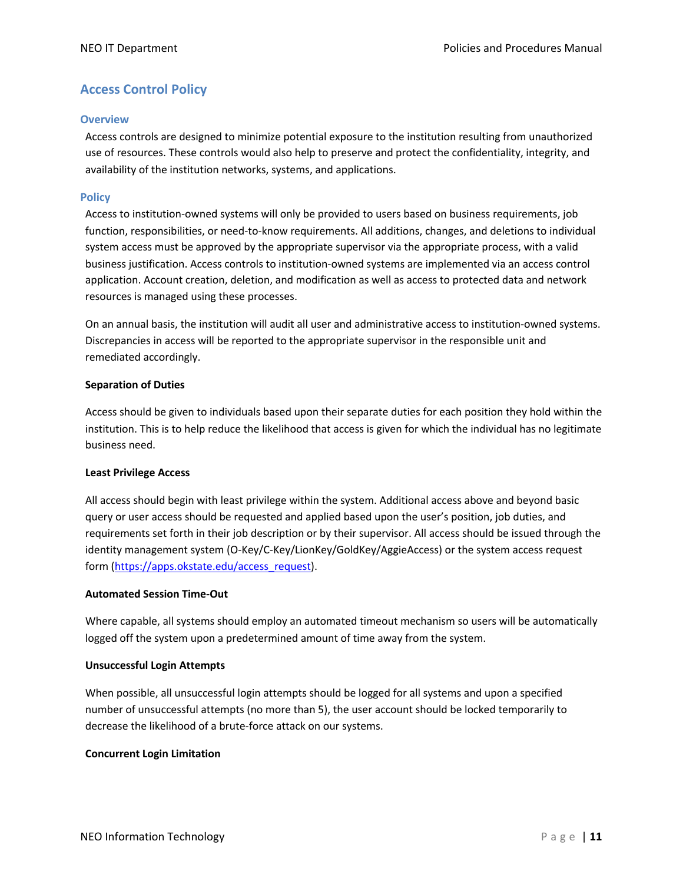## Access Control Policy

### Overview

Access controls are designed to minimize potential exposure to the institution resulting from unauthorized use of resources. These controls would also help to preserve and protect the confidentiality, integrity, and availability of the institution networks, systems, and applications.

### Policy

Access to institution-owned systems will only be provided to users based on business requirements, job function, responsibilities, or need-to-know requirements. All additions, changes, and deletions to individual system access must be approved by the appropriate supervisor via the appropriate process, with a valid business justification. Access controls to institution-owned systems are implemented via an access control application. Account creation, deletion, and modification as well as access to protected data and network resources is managed using these processes.

On an annual basis, the institution will audit all user and administrative access to institution-owned systems. Discrepancies in access will be reported to the appropriate supervisor in the responsible unit and remediated accordingly.

**Separation of Duties**

Access should be given to individuals based upon their separate duties for each position they hold within the institution. This is to help reduce the likelihood that access is given for which the individual has no legitimate business need.

**Least Privilege Access**

All access should begin with least privilege within the system. Additional access above and beyond basic query or user access should be requested and applied based upon the user's position, job duties, and requirements set forth in their job description or by their supervisor. All access should be issued through the identity management system (O-Key/C-Key/LionKey/GoldKey/AggieAccess) or the system access request form (https://apps.okstate.edu/access_request).

**Automated Session Time-Out**

Where capable, all systems should employ an automated timeout mechanism so users will be automatically logged off the system upon a predetermined amount of time away from the system.

**Unsuccessful Login Attempts**

When possible, all unsuccessful login attempts should be logged for all systems and upon a specified number of unsuccessful attempts (no more than 5), the user account should be locked temporarily to decrease the likelihood of a brute-force attack on our systems.

**Concurrent Login Limitation**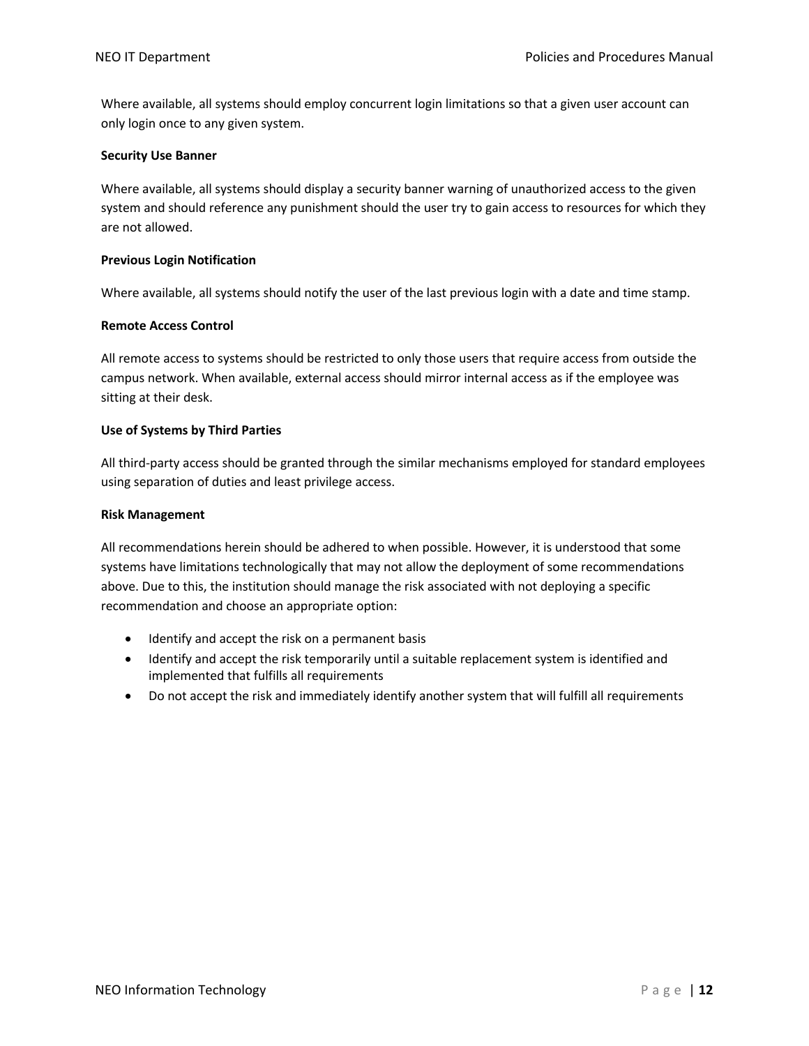Where available, all systems should employ concurrent login limitations so that a given user account can only login once to any given system.

**Security Use Banner**

Where available, all systems should display a security banner warning of unauthorized access to the given system and should reference any punishment should the user try to gain access to resources for which they are not allowed.

**Previous Login Notification**

Where available, all systems should notify the user of the last previous login with a date and time stamp.

**Remote Access Control**

All remote access to systems should be restricted to only those users that require access from outside the campus network. When available, external access should mirror internal access as if the employee was sitting at their desk.

**Use of Systems by Third Parties**

All third-party access should be granted through the similar mechanisms employed for standard employees using separation of duties and least privilege access.

**Risk Management**

All recommendations herein should be adhered to when possible. However, it is understood that some systems have limitations technologically that may not allow the deployment of some recommendations above. Due to this, the institution should manage the risk associated with not deploying a specific recommendation and choose an appropriate option:

- Identify and accept the risk on a permanent basis
- Identify and accept the risk temporarily until a suitable replacement system is identified and implemented that fulfills all requirements
- Do not accept the risk and immediately identify another system that will fulfill all requirements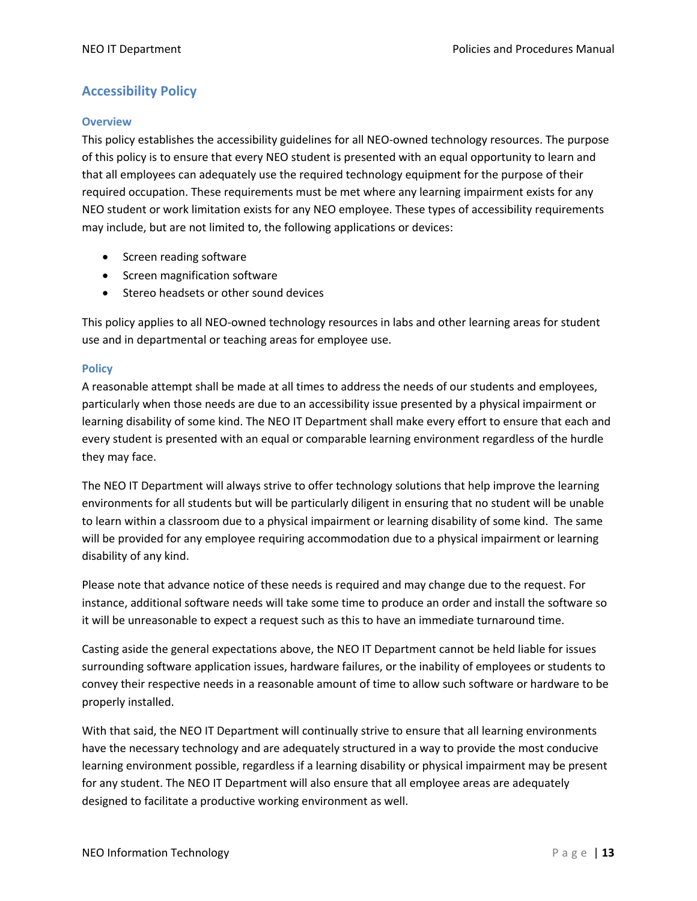## Accessibility Policy

### Overview

This policy establishes the accessibility guidelines for all NEO-owned technology resources. The purpose of this policy is to ensure that every NEO student is presented with an equal opportunity to learn and that all employees can adequately use the required technology equipment for the purpose of their required occupation. These requirements must be met where any learning impairment exists for any NEO student or work limitation exists for any NEO employee. These types of accessibility requirements may include, but are not limited to, the following applications or devices:

- Screen reading software
- Screen magnification software
- Stereo headsets or other sound devices

This policy applies to all NEO-owned technology resources in labs and other learning areas for student use and in departmental or teaching areas for employee use.

### Policy

A reasonable attempt shall be made at all times to address the needs of our students and employees, particularly when those needs are due to an accessibility issue presented by a physical impairment or learning disability of some kind. The NEO IT Department shall make every effort to ensure that each and every student is presented with an equal or comparable learning environment regardless of the hurdle they may face.

The NEO IT Department will always strive to offer technology solutions that help improve the learning environments for all students but will be particularly diligent in ensuring that no student will be unable to learn within a classroom due to a physical impairment or learning disability of some kind. The same will be provided for any employee requiring accommodation due to a physical impairment or learning disability of any kind.

Please note that advance notice of these needs is required and may change due to the request. For instance, additional software needs will take some time to produce an order and install the software so it will be unreasonable to expect a request such as this to have an immediate turnaround time.

Casting aside the general expectations above, the NEO IT Department cannot be held liable for issues surrounding software application issues, hardware failures, or the inability of employees or students to convey their respective needs in a reasonable amount of time to allow such software or hardware to be properly installed.

With that said, the NEO IT Department will continually strive to ensure that all learning environments have the necessary technology and are adequately structured in a way to provide the most conducive learning environment possible, regardless if a learning disability or physical impairment may be present for any student. The NEO IT Department will also ensure that all employee areas are adequately designed to facilitate a productive working environment as well.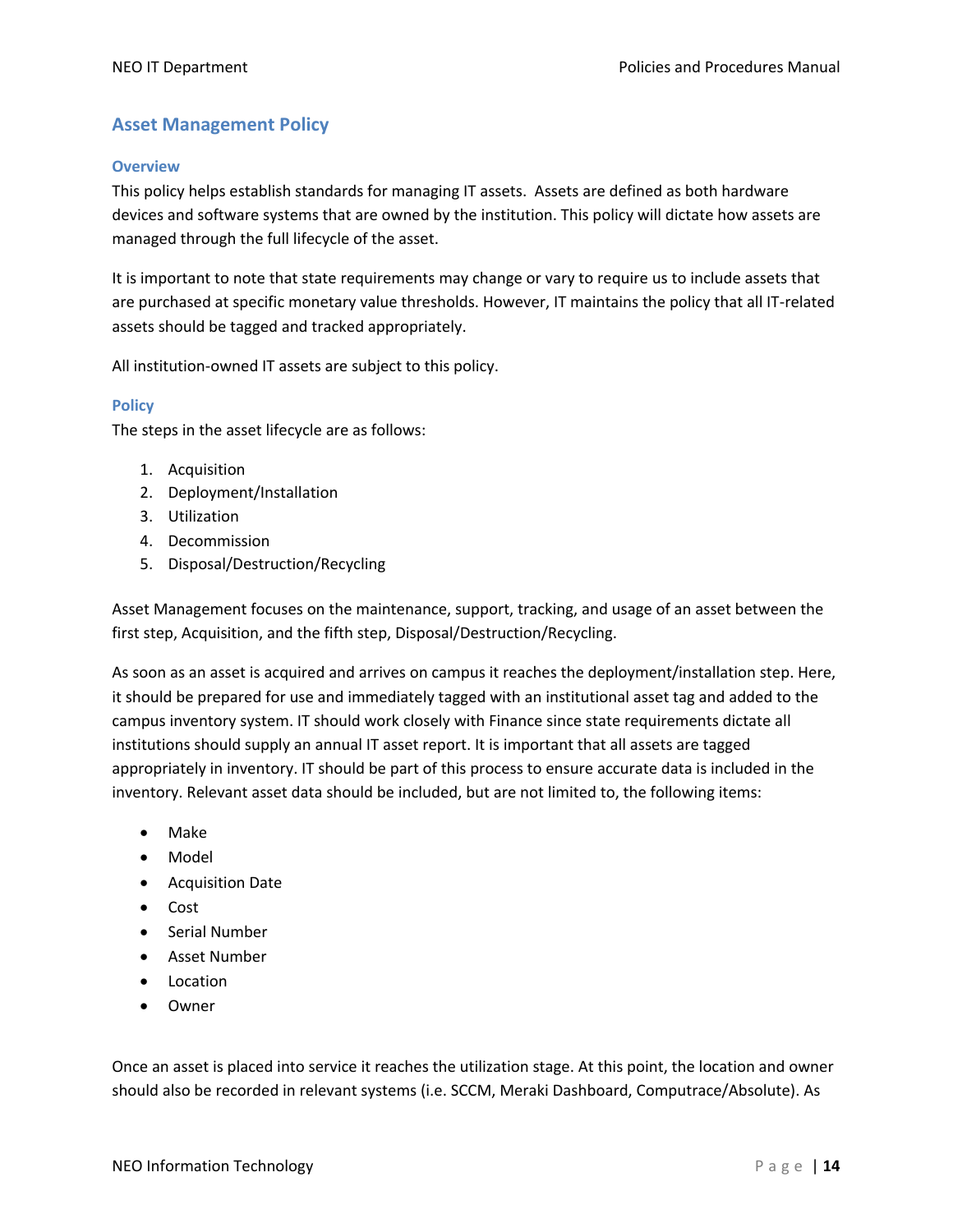## Asset Management Policy

### Overview

This policy helps establish standards for managing IT assets. Assets are defined as both hardware devices and software systems that are owned by the institution. This policy will dictate how assets are managed through the full lifecycle of the asset.

It is important to note that state requirements may change or vary to require us to include assets that are purchased at specific monetary value thresholds. However, IT maintains the policy that all IT-related assets should be tagged and tracked appropriately.

All institution-owned IT assets are subject to this policy.

### Policy

The steps in the asset lifecycle are as follows:

1. Acquisition
2. Deployment/Installation
3. Utilization
4. Decommission
5. Disposal/Destruction/Recycling

Asset Management focuses on the maintenance, support, tracking, and usage of an asset between the first step, Acquisition, and the fifth step, Disposal/Destruction/Recycling.

As soon as an asset is acquired and arrives on campus it reaches the deployment/installation step. Here, it should be prepared for use and immediately tagged with an institutional asset tag and added to the campus inventory system. IT should work closely with Finance since state requirements dictate all institutions should supply an annual IT asset report. It is important that all assets are tagged appropriately in inventory. IT should be part of this process to ensure accurate data is included in the inventory. Relevant asset data should be included, but are not limited to, the following items:

- Make
- Model
- Acquisition Date
- Cost
- Serial Number
- Asset Number
- Location
- Owner

Once an asset is placed into service it reaches the utilization stage. At this point, the location and owner should also be recorded in relevant systems (i.e. SCCM, Meraki Dashboard, Computrace/Absolute). As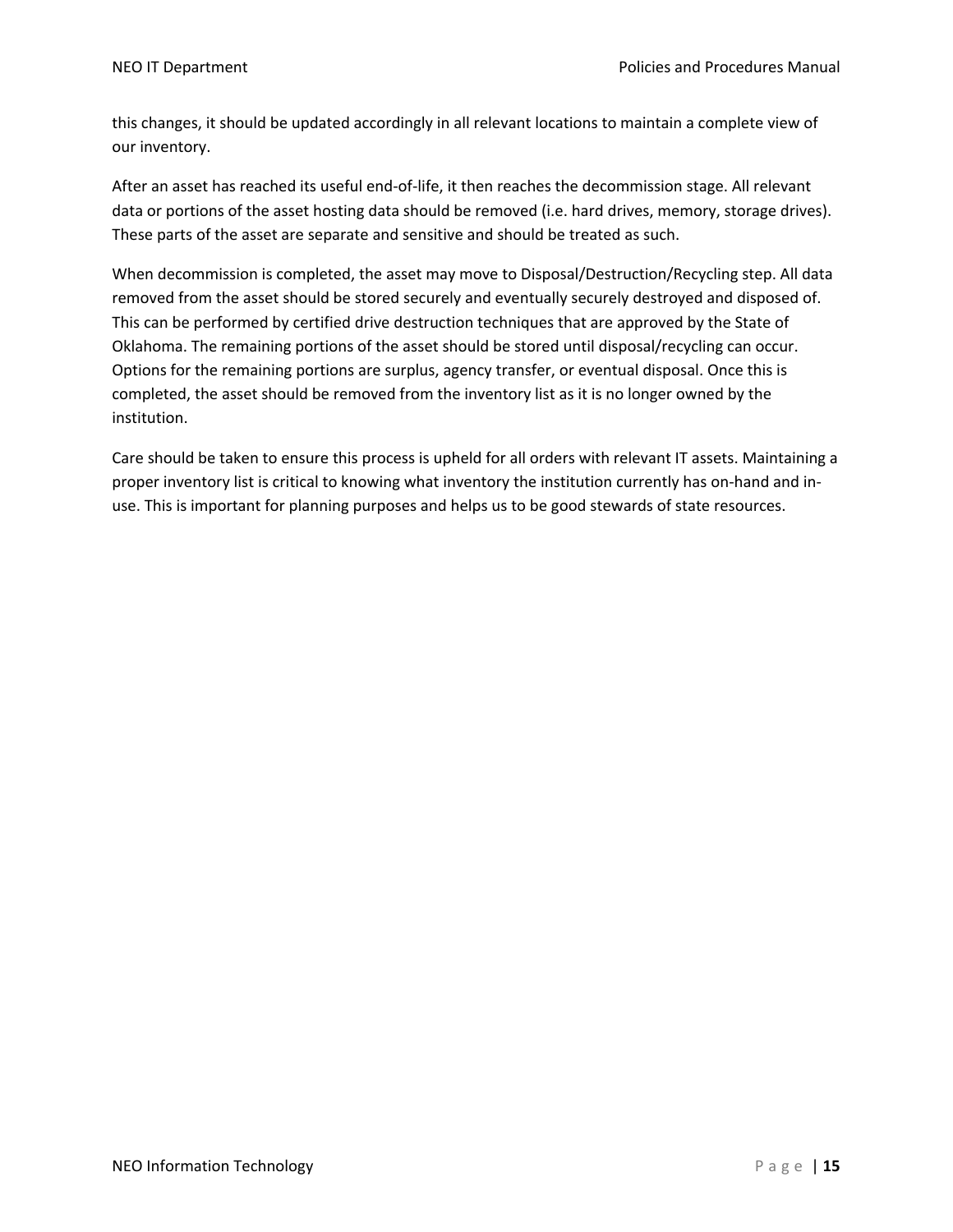this changes, it should be updated accordingly in all relevant locations to maintain a complete view of our inventory.

After an asset has reached its useful end-of-life, it then reaches the decommission stage. All relevant data or portions of the asset hosting data should be removed (i.e. hard drives, memory, storage drives). These parts of the asset are separate and sensitive and should be treated as such.

When decommission is completed, the asset may move to Disposal/Destruction/Recycling step. All data removed from the asset should be stored securely and eventually securely destroyed and disposed of. This can be performed by certified drive destruction techniques that are approved by the State of Oklahoma. The remaining portions of the asset should be stored until disposal/recycling can occur. Options for the remaining portions are surplus, agency transfer, or eventual disposal. Once this is completed, the asset should be removed from the inventory list as it is no longer owned by the institution.

Care should be taken to ensure this process is upheld for all orders with relevant IT assets. Maintaining a proper inventory list is critical to knowing what inventory the institution currently has on-hand and in-use. This is important for planning purposes and helps us to be good stewards of state resources.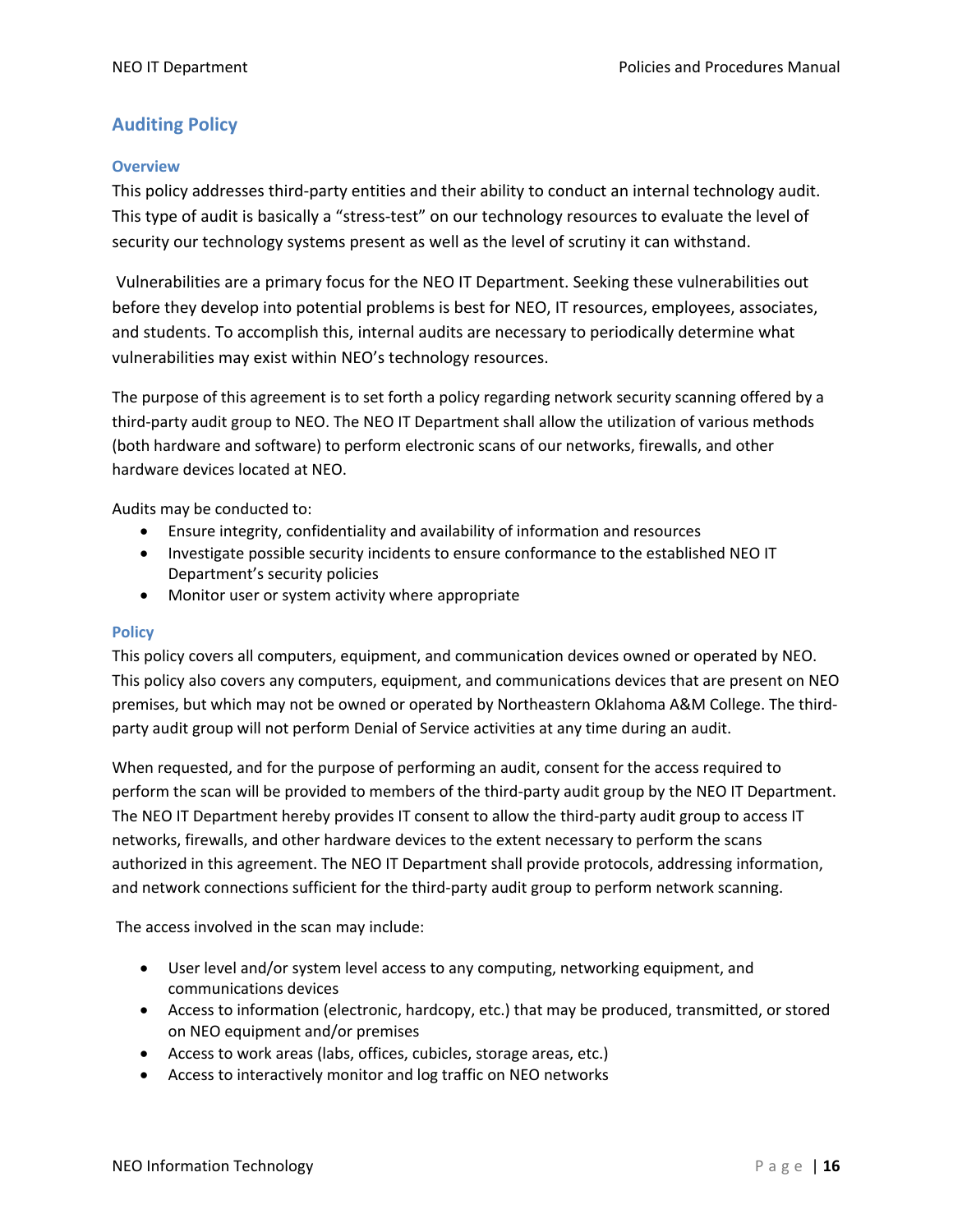## Auditing Policy

### Overview

This policy addresses third-party entities and their ability to conduct an internal technology audit. This type of audit is basically a "stress-test" on our technology resources to evaluate the level of security our technology systems present as well as the level of scrutiny it can withstand.

Vulnerabilities are a primary focus for the NEO IT Department. Seeking these vulnerabilities out before they develop into potential problems is best for NEO, IT resources, employees, associates, and students. To accomplish this, internal audits are necessary to periodically determine what vulnerabilities may exist within NEO's technology resources.

The purpose of this agreement is to set forth a policy regarding network security scanning offered by a third-party audit group to NEO. The NEO IT Department shall allow the utilization of various methods (both hardware and software) to perform electronic scans of our networks, firewalls, and other hardware devices located at NEO.

Audits may be conducted to:

- Ensure integrity, confidentiality and availability of information and resources
- Investigate possible security incidents to ensure conformance to the established NEO IT Department's security policies
- Monitor user or system activity where appropriate

### Policy

This policy covers all computers, equipment, and communication devices owned or operated by NEO. This policy also covers any computers, equipment, and communications devices that are present on NEO premises, but which may not be owned or operated by Northeastern Oklahoma A&M College. The third-party audit group will not perform Denial of Service activities at any time during an audit.

When requested, and for the purpose of performing an audit, consent for the access required to perform the scan will be provided to members of the third-party audit group by the NEO IT Department. The NEO IT Department hereby provides IT consent to allow the third-party audit group to access IT networks, firewalls, and other hardware devices to the extent necessary to perform the scans authorized in this agreement. The NEO IT Department shall provide protocols, addressing information, and network connections sufficient for the third-party audit group to perform network scanning.

The access involved in the scan may include:

- User level and/or system level access to any computing, networking equipment, and communications devices
- Access to information (electronic, hardcopy, etc.) that may be produced, transmitted, or stored on NEO equipment and/or premises
- Access to work areas (labs, offices, cubicles, storage areas, etc.)
- Access to interactively monitor and log traffic on NEO networks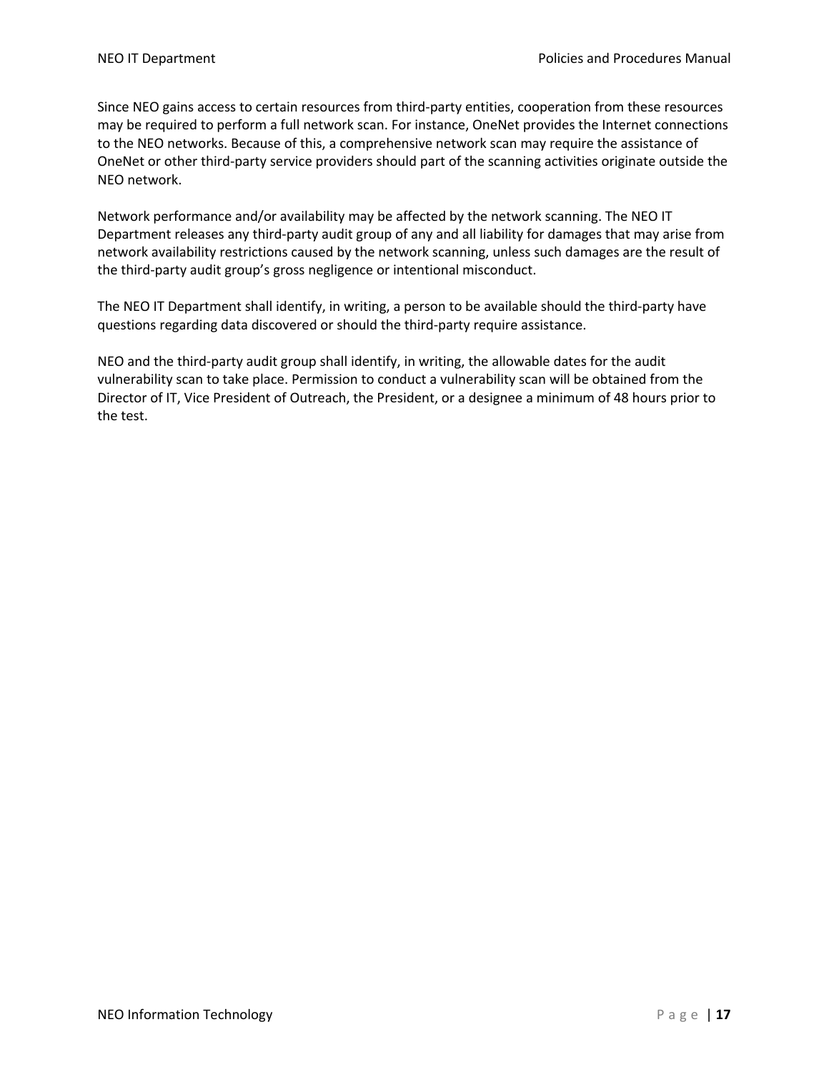Since NEO gains access to certain resources from third-party entities, cooperation from these resources may be required to perform a full network scan. For instance, OneNet provides the Internet connections to the NEO networks. Because of this, a comprehensive network scan may require the assistance of OneNet or other third-party service providers should part of the scanning activities originate outside the NEO network.

Network performance and/or availability may be affected by the network scanning. The NEO IT Department releases any third-party audit group of any and all liability for damages that may arise from network availability restrictions caused by the network scanning, unless such damages are the result of the third-party audit group's gross negligence or intentional misconduct.

The NEO IT Department shall identify, in writing, a person to be available should the third-party have questions regarding data discovered or should the third-party require assistance.

NEO and the third-party audit group shall identify, in writing, the allowable dates for the audit vulnerability scan to take place. Permission to conduct a vulnerability scan will be obtained from the Director of IT, Vice President of Outreach, the President, or a designee a minimum of 48 hours prior to the test.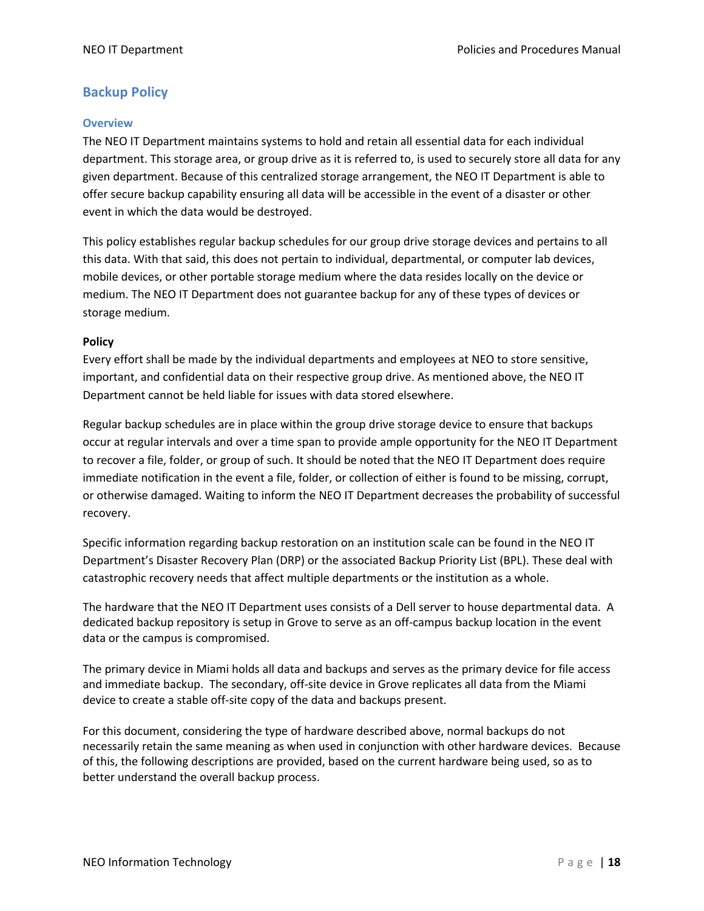## Backup Policy

### Overview

The NEO IT Department maintains systems to hold and retain all essential data for each individual department. This storage area, or group drive as it is referred to, is used to securely store all data for any given department. Because of this centralized storage arrangement, the NEO IT Department is able to offer secure backup capability ensuring all data will be accessible in the event of a disaster or other event in which the data would be destroyed.

This policy establishes regular backup schedules for our group drive storage devices and pertains to all this data. With that said, this does not pertain to individual, departmental, or computer lab devices, mobile devices, or other portable storage medium where the data resides locally on the device or medium. The NEO IT Department does not guarantee backup for any of these types of devices or storage medium.

**Policy**

Every effort shall be made by the individual departments and employees at NEO to store sensitive, important, and confidential data on their respective group drive. As mentioned above, the NEO IT Department cannot be held liable for issues with data stored elsewhere.

Regular backup schedules are in place within the group drive storage device to ensure that backups occur at regular intervals and over a time span to provide ample opportunity for the NEO IT Department to recover a file, folder, or group of such. It should be noted that the NEO IT Department does require immediate notification in the event a file, folder, or collection of either is found to be missing, corrupt, or otherwise damaged. Waiting to inform the NEO IT Department decreases the probability of successful recovery.

Specific information regarding backup restoration on an institution scale can be found in the NEO IT Department's Disaster Recovery Plan (DRP) or the associated Backup Priority List (BPL). These deal with catastrophic recovery needs that affect multiple departments or the institution as a whole.

The hardware that the NEO IT Department uses consists of a Dell server to house departmental data. A dedicated backup repository is setup in Grove to serve as an off-campus backup location in the event data or the campus is compromised.

The primary device in Miami holds all data and backups and serves as the primary device for file access and immediate backup. The secondary, off-site device in Grove replicates all data from the Miami device to create a stable off-site copy of the data and backups present.

For this document, considering the type of hardware described above, normal backups do not necessarily retain the same meaning as when used in conjunction with other hardware devices. Because of this, the following descriptions are provided, based on the current hardware being used, so as to better understand the overall backup process.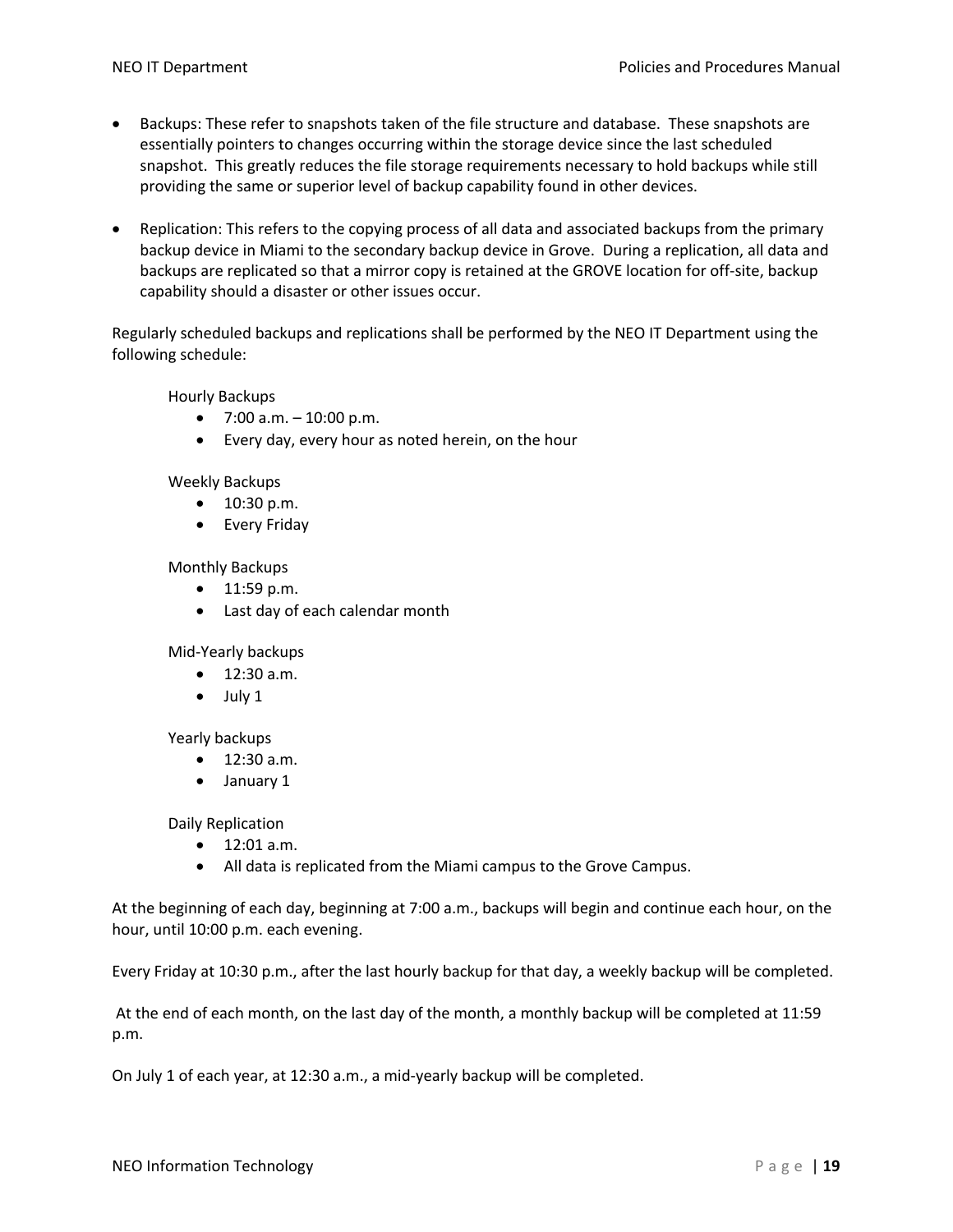- Backups: These refer to snapshots taken of the file structure and database. These snapshots are essentially pointers to changes occurring within the storage device since the last scheduled snapshot. This greatly reduces the file storage requirements necessary to hold backups while still providing the same or superior level of backup capability found in other devices.

- Replication: This refers to the copying process of all data and associated backups from the primary backup device in Miami to the secondary backup device in Grove. During a replication, all data and backups are replicated so that a mirror copy is retained at the GROVE location for off-site, backup capability should a disaster or other issues occur.

Regularly scheduled backups and replications shall be performed by the NEO IT Department using the following schedule:

Hourly Backups
- 7:00 a.m. – 10:00 p.m.
- Every day, every hour as noted herein, on the hour

Weekly Backups
- 10:30 p.m.
- Every Friday

Monthly Backups
- 11:59 p.m.
- Last day of each calendar month

Mid-Yearly backups
- 12:30 a.m.
- July 1

Yearly backups
- 12:30 a.m.
- January 1

Daily Replication
- 12:01 a.m.
- All data is replicated from the Miami campus to the Grove Campus.

At the beginning of each day, beginning at 7:00 a.m., backups will begin and continue each hour, on the hour, until 10:00 p.m. each evening.

Every Friday at 10:30 p.m., after the last hourly backup for that day, a weekly backup will be completed.

At the end of each month, on the last day of the month, a monthly backup will be completed at 11:59 p.m.

On July 1 of each year, at 12:30 a.m., a mid-yearly backup will be completed.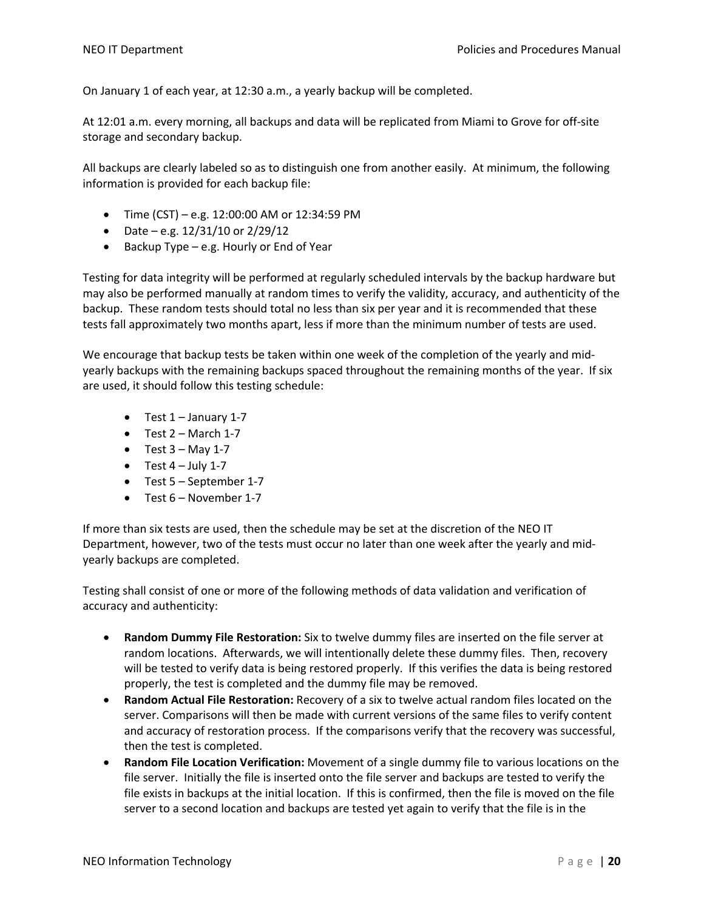On January 1 of each year, at 12:30 a.m., a yearly backup will be completed.

At 12:01 a.m. every morning, all backups and data will be replicated from Miami to Grove for off-site storage and secondary backup.

All backups are clearly labeled so as to distinguish one from another easily. At minimum, the following information is provided for each backup file:

- Time (CST) – e.g. 12:00:00 AM or 12:34:59 PM
- Date – e.g. 12/31/10 or 2/29/12
- Backup Type – e.g. Hourly or End of Year

Testing for data integrity will be performed at regularly scheduled intervals by the backup hardware but may also be performed manually at random times to verify the validity, accuracy, and authenticity of the backup. These random tests should total no less than six per year and it is recommended that these tests fall approximately two months apart, less if more than the minimum number of tests are used.

We encourage that backup tests be taken within one week of the completion of the yearly and mid-yearly backups with the remaining backups spaced throughout the remaining months of the year. If six are used, it should follow this testing schedule:

- Test 1 – January 1-7
- Test 2 – March 1-7
- Test 3 – May 1-7
- Test 4 – July 1-7
- Test 5 – September 1-7
- Test 6 – November 1-7

If more than six tests are used, then the schedule may be set at the discretion of the NEO IT Department, however, two of the tests must occur no later than one week after the yearly and mid-yearly backups are completed.

Testing shall consist of one or more of the following methods of data validation and verification of accuracy and authenticity:

- **Random Dummy File Restoration:** Six to twelve dummy files are inserted on the file server at random locations. Afterwards, we will intentionally delete these dummy files. Then, recovery will be tested to verify data is being restored properly. If this verifies the data is being restored properly, the test is completed and the dummy file may be removed.
- **Random Actual File Restoration:** Recovery of a six to twelve actual random files located on the server. Comparisons will then be made with current versions of the same files to verify content and accuracy of restoration process. If the comparisons verify that the recovery was successful, then the test is completed.
- **Random File Location Verification:** Movement of a single dummy file to various locations on the file server. Initially the file is inserted onto the file server and backups are tested to verify the file exists in backups at the initial location. If this is confirmed, then the file is moved on the file server to a second location and backups are tested yet again to verify that the file is in the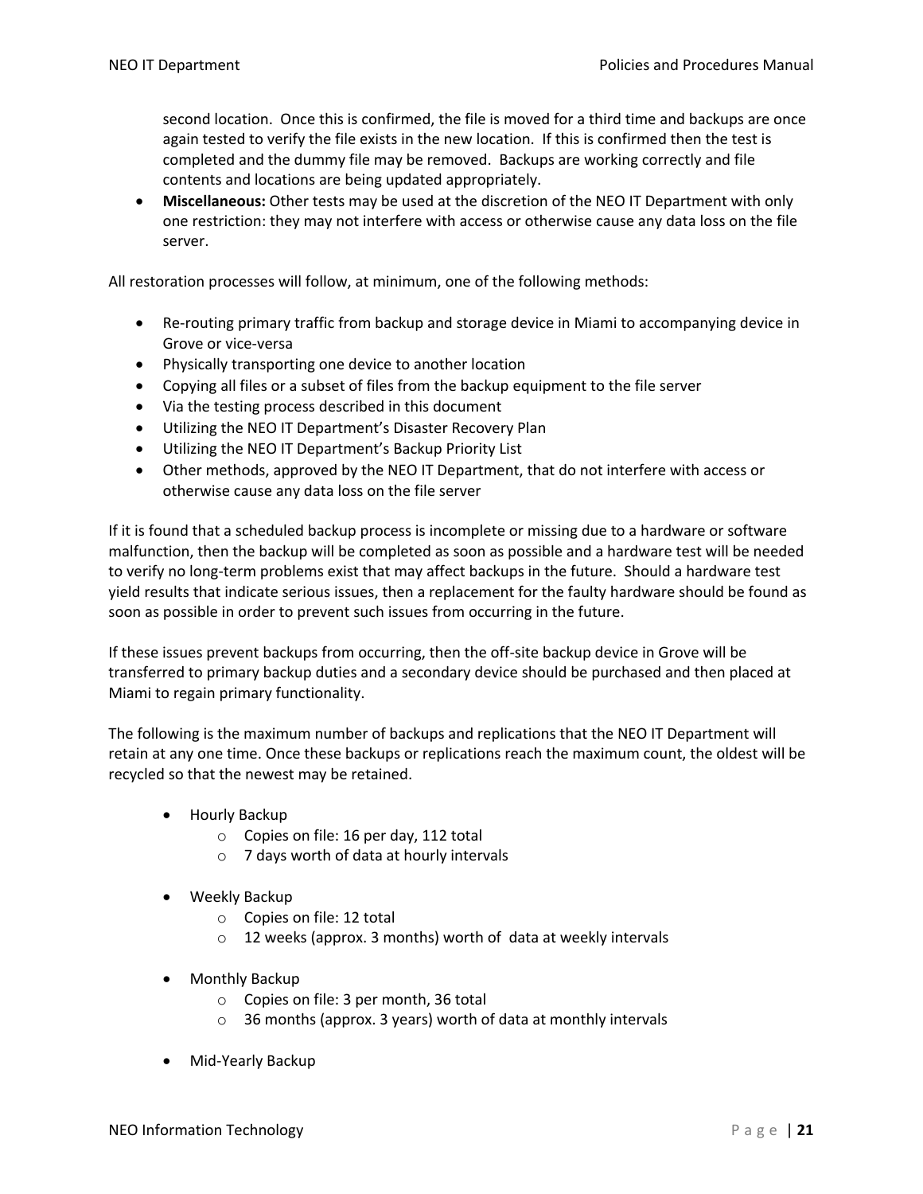second location. Once this is confirmed, the file is moved for a third time and backups are once again tested to verify the file exists in the new location. If this is confirmed then the test is completed and the dummy file may be removed. Backups are working correctly and file contents and locations are being updated appropriately.

- **Miscellaneous:** Other tests may be used at the discretion of the NEO IT Department with only one restriction: they may not interfere with access or otherwise cause any data loss on the file server.

All restoration processes will follow, at minimum, one of the following methods:

- Re-routing primary traffic from backup and storage device in Miami to accompanying device in Grove or vice-versa
- Physically transporting one device to another location
- Copying all files or a subset of files from the backup equipment to the file server
- Via the testing process described in this document
- Utilizing the NEO IT Department's Disaster Recovery Plan
- Utilizing the NEO IT Department's Backup Priority List
- Other methods, approved by the NEO IT Department, that do not interfere with access or otherwise cause any data loss on the file server

If it is found that a scheduled backup process is incomplete or missing due to a hardware or software malfunction, then the backup will be completed as soon as possible and a hardware test will be needed to verify no long-term problems exist that may affect backups in the future. Should a hardware test yield results that indicate serious issues, then a replacement for the faulty hardware should be found as soon as possible in order to prevent such issues from occurring in the future.

If these issues prevent backups from occurring, then the off-site backup device in Grove will be transferred to primary backup duties and a secondary device should be purchased and then placed at Miami to regain primary functionality.

The following is the maximum number of backups and replications that the NEO IT Department will retain at any one time. Once these backups or replications reach the maximum count, the oldest will be recycled so that the newest may be retained.

- Hourly Backup
  - Copies on file: 16 per day, 112 total
  - 7 days worth of data at hourly intervals

- Weekly Backup
  - Copies on file: 12 total
  - 12 weeks (approx. 3 months) worth of data at weekly intervals

- Monthly Backup
  - Copies on file: 3 per month, 36 total
  - 36 months (approx. 3 years) worth of data at monthly intervals

- Mid-Yearly Backup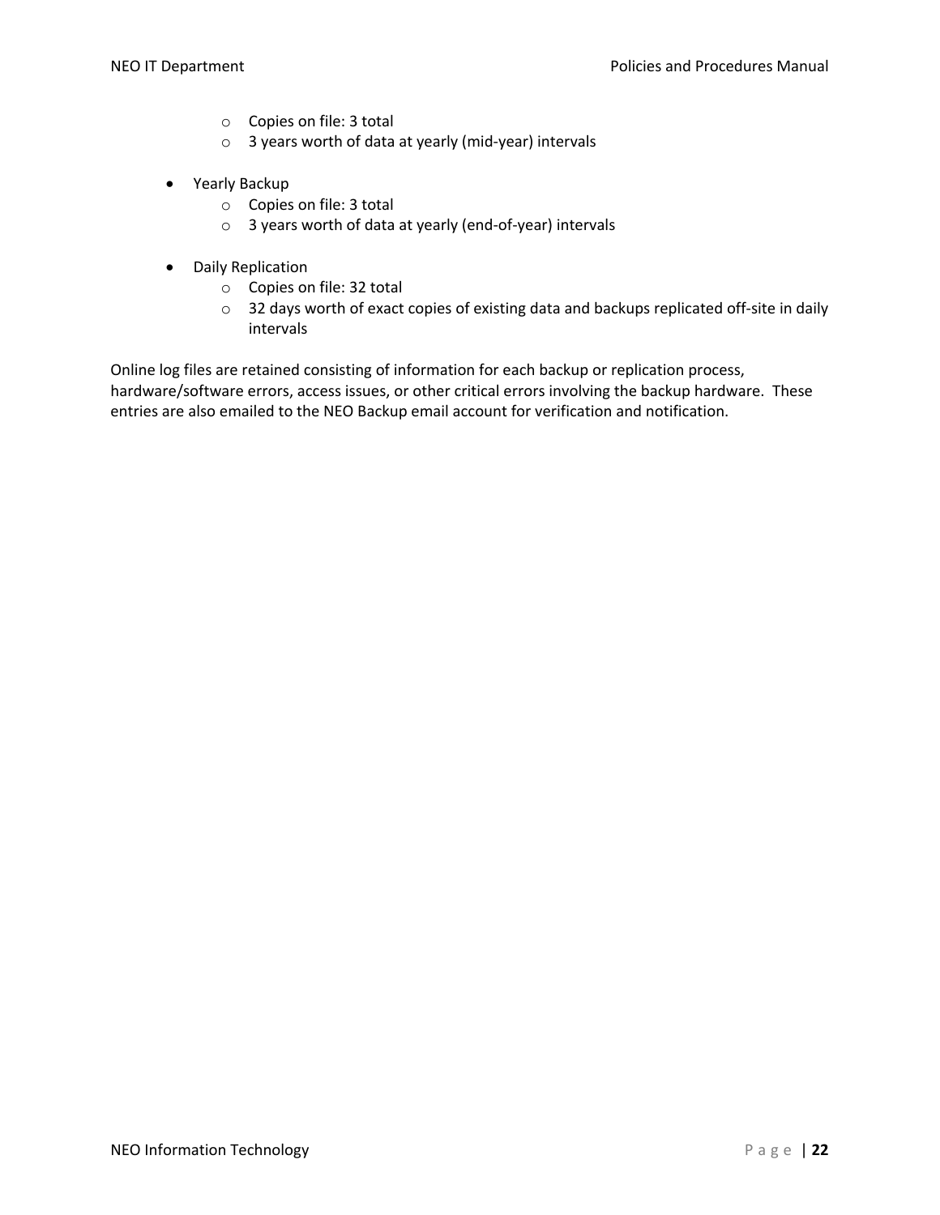- Copies on file: 3 total
    - 3 years worth of data at yearly (mid-year) intervals

- Yearly Backup
    - Copies on file: 3 total
    - 3 years worth of data at yearly (end-of-year) intervals

- Daily Replication
    - Copies on file: 32 total
    - 32 days worth of exact copies of existing data and backups replicated off-site in daily intervals

Online log files are retained consisting of information for each backup or replication process, hardware/software errors, access issues, or other critical errors involving the backup hardware. These entries are also emailed to the NEO Backup email account for verification and notification.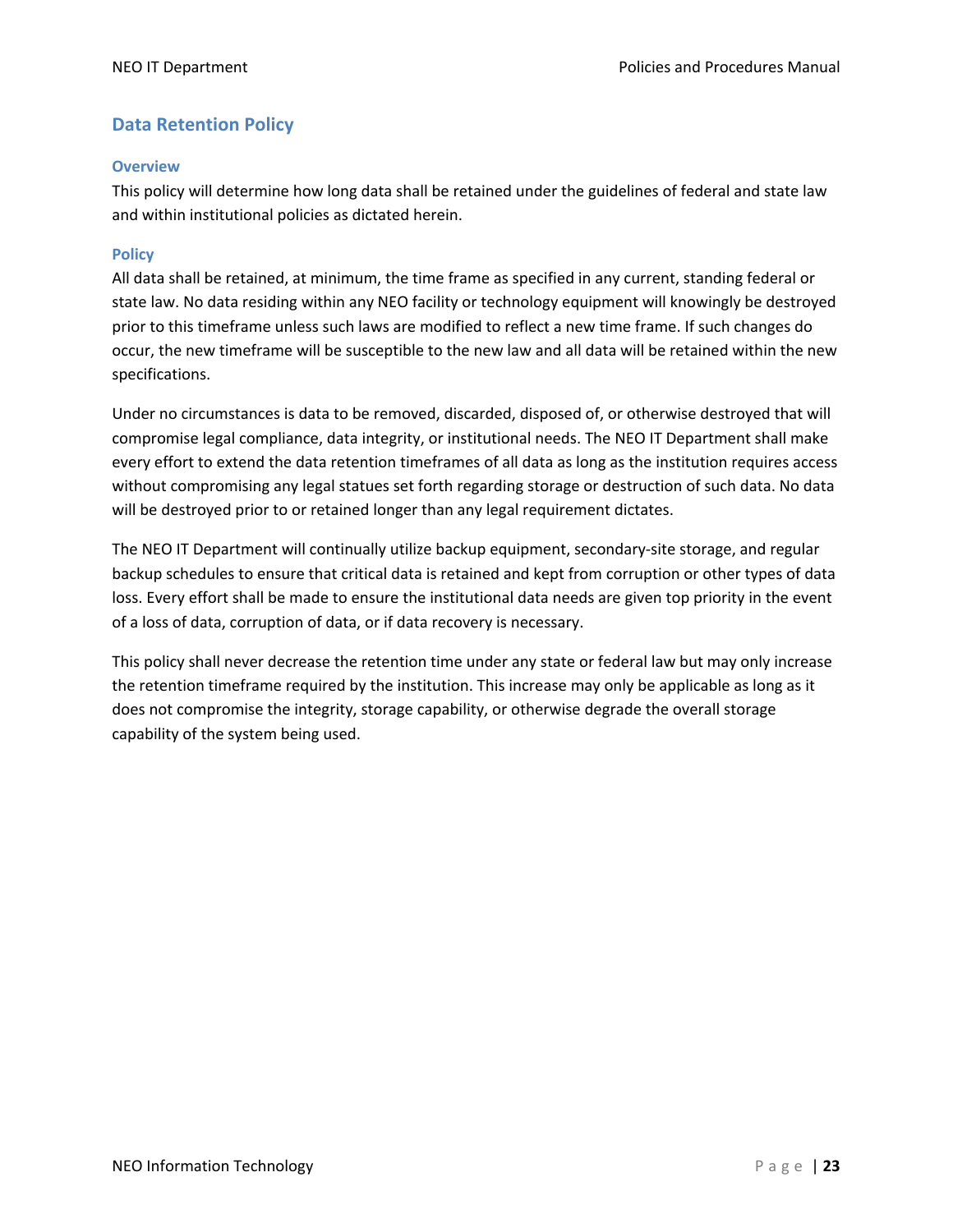## Data Retention Policy

### Overview

This policy will determine how long data shall be retained under the guidelines of federal and state law and within institutional policies as dictated herein.

### Policy

All data shall be retained, at minimum, the time frame as specified in any current, standing federal or state law. No data residing within any NEO facility or technology equipment will knowingly be destroyed prior to this timeframe unless such laws are modified to reflect a new time frame. If such changes do occur, the new timeframe will be susceptible to the new law and all data will be retained within the new specifications.

Under no circumstances is data to be removed, discarded, disposed of, or otherwise destroyed that will compromise legal compliance, data integrity, or institutional needs. The NEO IT Department shall make every effort to extend the data retention timeframes of all data as long as the institution requires access without compromising any legal statues set forth regarding storage or destruction of such data. No data will be destroyed prior to or retained longer than any legal requirement dictates.

The NEO IT Department will continually utilize backup equipment, secondary-site storage, and regular backup schedules to ensure that critical data is retained and kept from corruption or other types of data loss. Every effort shall be made to ensure the institutional data needs are given top priority in the event of a loss of data, corruption of data, or if data recovery is necessary.

This policy shall never decrease the retention time under any state or federal law but may only increase the retention timeframe required by the institution. This increase may only be applicable as long as it does not compromise the integrity, storage capability, or otherwise degrade the overall storage capability of the system being used.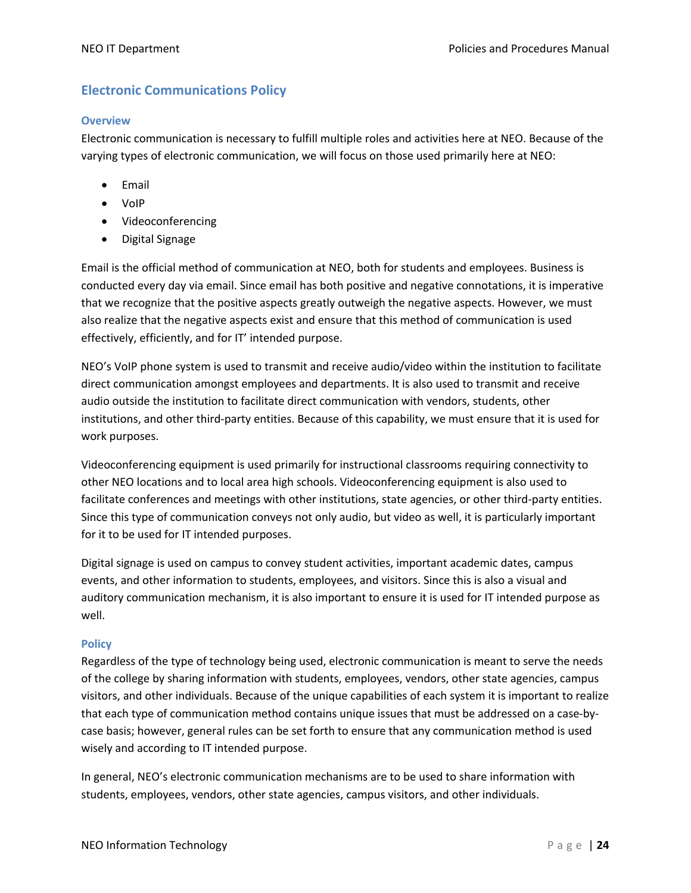## Electronic Communications Policy

### Overview

Electronic communication is necessary to fulfill multiple roles and activities here at NEO. Because of the varying types of electronic communication, we will focus on those used primarily here at NEO:

- Email
- VoIP
- Videoconferencing
- Digital Signage

Email is the official method of communication at NEO, both for students and employees. Business is conducted every day via email. Since email has both positive and negative connotations, it is imperative that we recognize that the positive aspects greatly outweigh the negative aspects. However, we must also realize that the negative aspects exist and ensure that this method of communication is used effectively, efficiently, and for IT' intended purpose.

NEO's VoIP phone system is used to transmit and receive audio/video within the institution to facilitate direct communication amongst employees and departments. It is also used to transmit and receive audio outside the institution to facilitate direct communication with vendors, students, other institutions, and other third-party entities. Because of this capability, we must ensure that it is used for work purposes.

Videoconferencing equipment is used primarily for instructional classrooms requiring connectivity to other NEO locations and to local area high schools. Videoconferencing equipment is also used to facilitate conferences and meetings with other institutions, state agencies, or other third-party entities. Since this type of communication conveys not only audio, but video as well, it is particularly important for it to be used for IT intended purposes.

Digital signage is used on campus to convey student activities, important academic dates, campus events, and other information to students, employees, and visitors. Since this is also a visual and auditory communication mechanism, it is also important to ensure it is used for IT intended purpose as well.

### Policy

Regardless of the type of technology being used, electronic communication is meant to serve the needs of the college by sharing information with students, employees, vendors, other state agencies, campus visitors, and other individuals. Because of the unique capabilities of each system it is important to realize that each type of communication method contains unique issues that must be addressed on a case-by-case basis; however, general rules can be set forth to ensure that any communication method is used wisely and according to IT intended purpose.

In general, NEO's electronic communication mechanisms are to be used to share information with students, employees, vendors, other state agencies, campus visitors, and other individuals.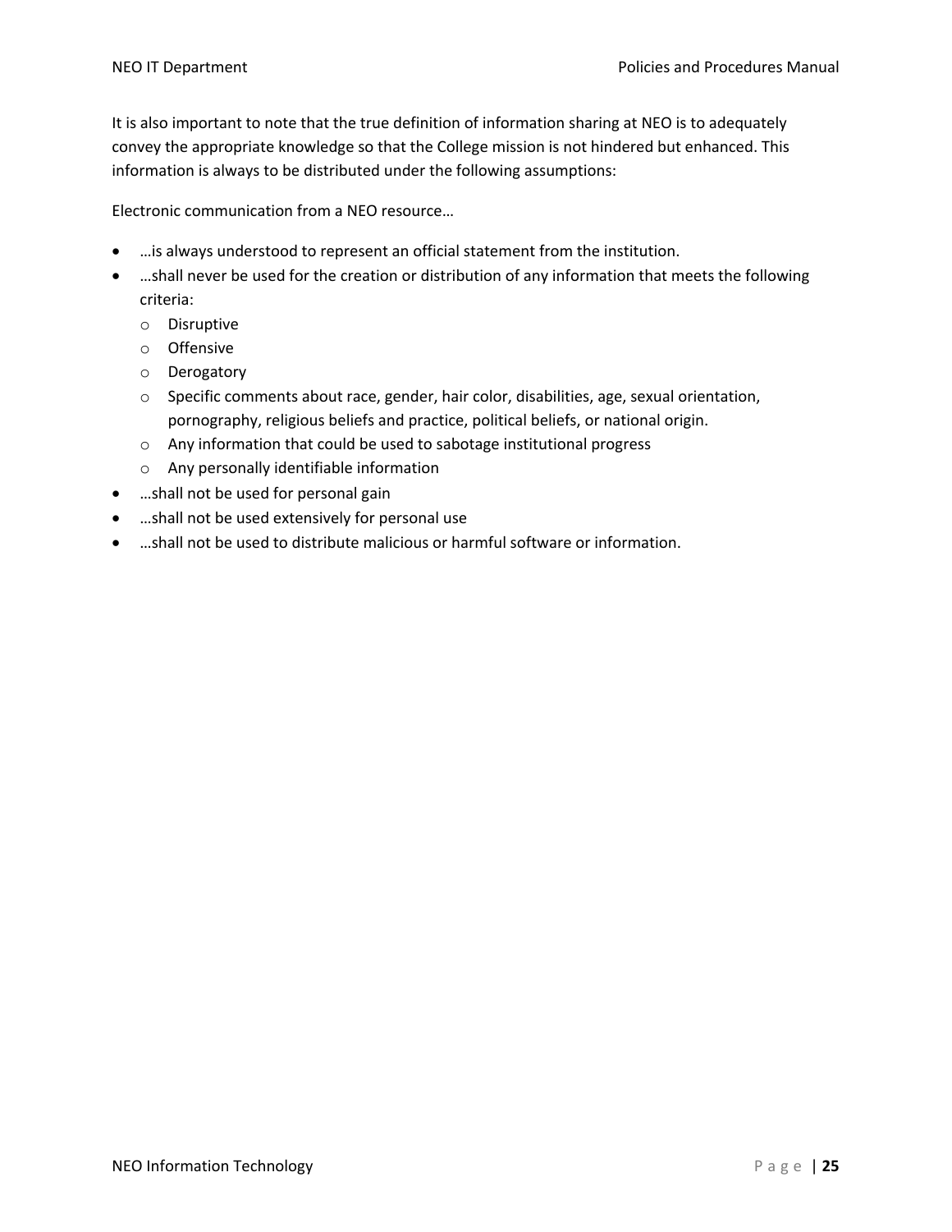It is also important to note that the true definition of information sharing at NEO is to adequately convey the appropriate knowledge so that the College mission is not hindered but enhanced. This information is always to be distributed under the following assumptions:

Electronic communication from a NEO resource…

- …is always understood to represent an official statement from the institution.
- …shall never be used for the creation or distribution of any information that meets the following criteria:
    - Disruptive
    - Offensive
    - Derogatory
    - Specific comments about race, gender, hair color, disabilities, age, sexual orientation, pornography, religious beliefs and practice, political beliefs, or national origin.
    - Any information that could be used to sabotage institutional progress
    - Any personally identifiable information
- …shall not be used for personal gain
- …shall not be used extensively for personal use
- …shall not be used to distribute malicious or harmful software or information.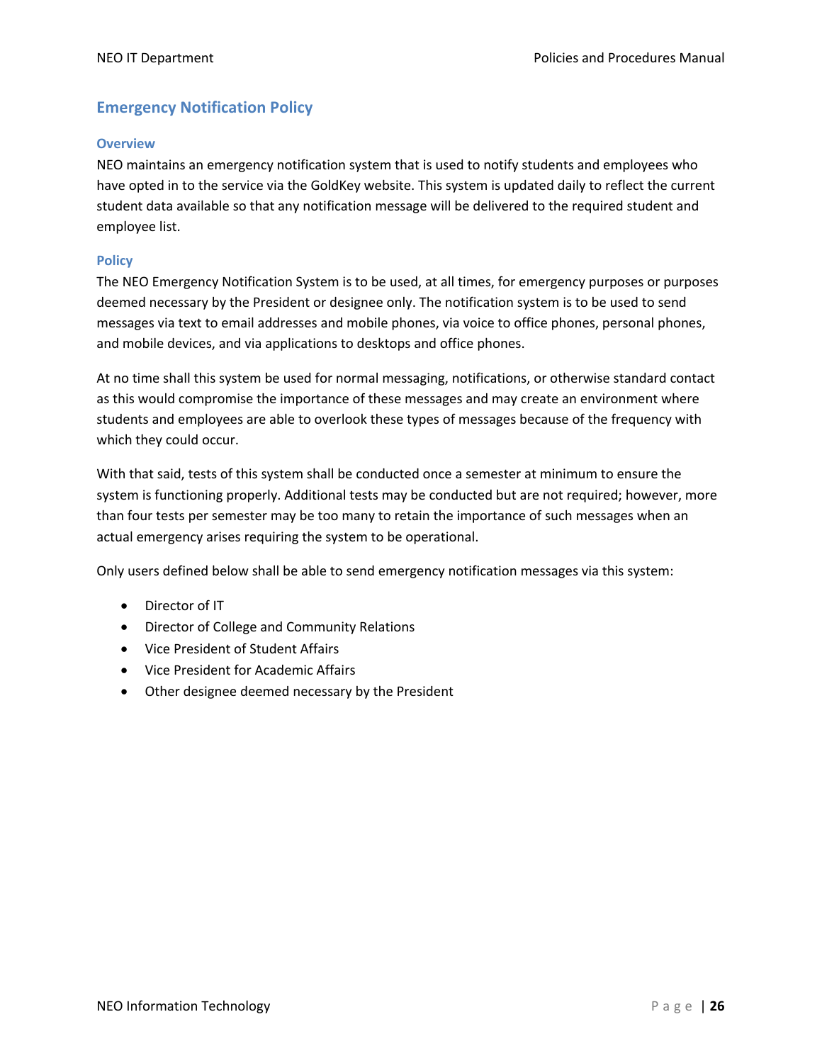## Emergency Notification Policy

### Overview

NEO maintains an emergency notification system that is used to notify students and employees who have opted in to the service via the GoldKey website. This system is updated daily to reflect the current student data available so that any notification message will be delivered to the required student and employee list.

### Policy

The NEO Emergency Notification System is to be used, at all times, for emergency purposes or purposes deemed necessary by the President or designee only. The notification system is to be used to send messages via text to email addresses and mobile phones, via voice to office phones, personal phones, and mobile devices, and via applications to desktops and office phones.

At no time shall this system be used for normal messaging, notifications, or otherwise standard contact as this would compromise the importance of these messages and may create an environment where students and employees are able to overlook these types of messages because of the frequency with which they could occur.

With that said, tests of this system shall be conducted once a semester at minimum to ensure the system is functioning properly. Additional tests may be conducted but are not required; however, more than four tests per semester may be too many to retain the importance of such messages when an actual emergency arises requiring the system to be operational.

Only users defined below shall be able to send emergency notification messages via this system:

- Director of IT
- Director of College and Community Relations
- Vice President of Student Affairs
- Vice President for Academic Affairs
- Other designee deemed necessary by the President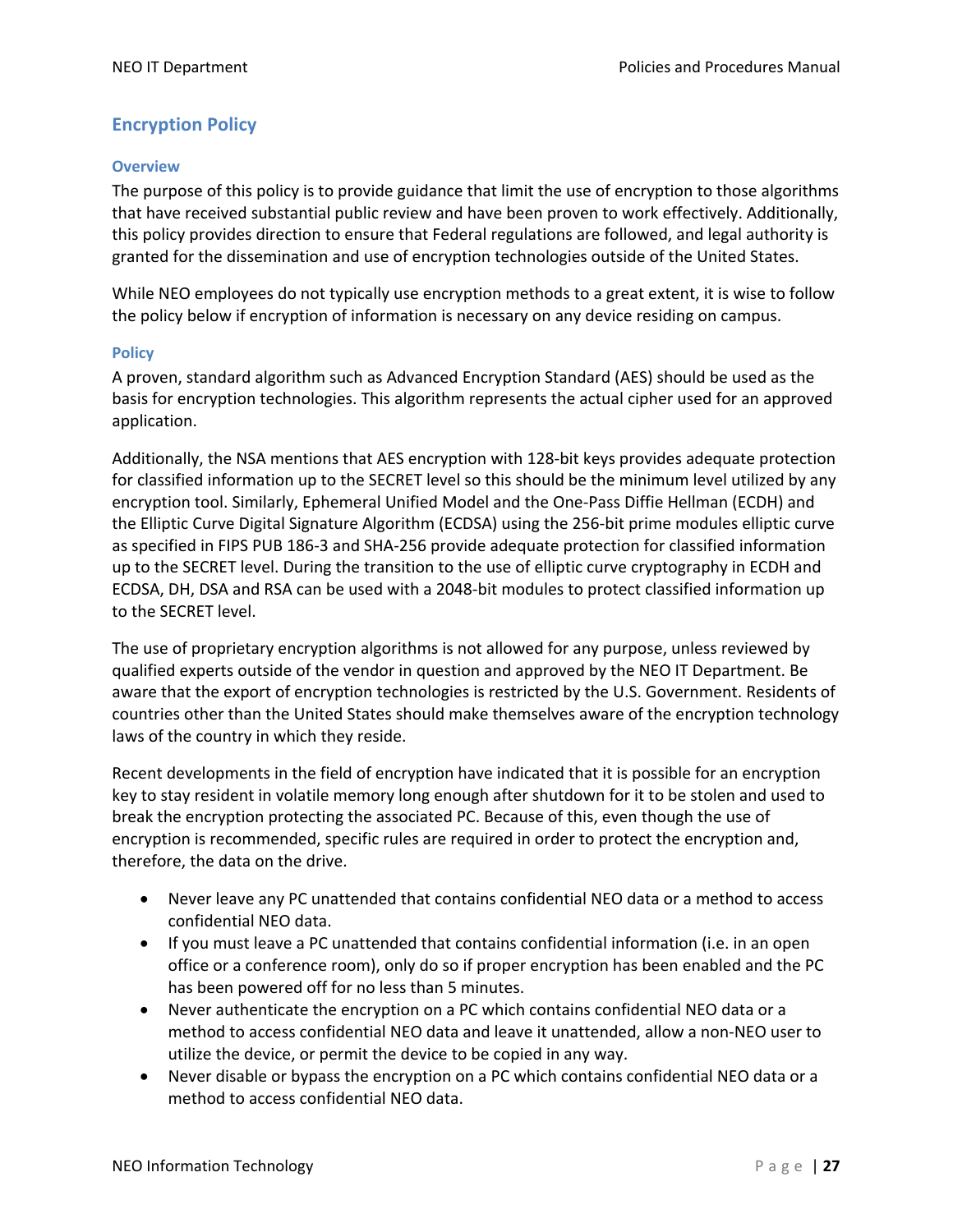## Encryption Policy

### Overview

The purpose of this policy is to provide guidance that limit the use of encryption to those algorithms that have received substantial public review and have been proven to work effectively. Additionally, this policy provides direction to ensure that Federal regulations are followed, and legal authority is granted for the dissemination and use of encryption technologies outside of the United States.

While NEO employees do not typically use encryption methods to a great extent, it is wise to follow the policy below if encryption of information is necessary on any device residing on campus.

### Policy

A proven, standard algorithm such as Advanced Encryption Standard (AES) should be used as the basis for encryption technologies. This algorithm represents the actual cipher used for an approved application.

Additionally, the NSA mentions that AES encryption with 128-bit keys provides adequate protection for classified information up to the SECRET level so this should be the minimum level utilized by any encryption tool. Similarly, Ephemeral Unified Model and the One-Pass Diffie Hellman (ECDH) and the Elliptic Curve Digital Signature Algorithm (ECDSA) using the 256-bit prime modules elliptic curve as specified in FIPS PUB 186-3 and SHA-256 provide adequate protection for classified information up to the SECRET level. During the transition to the use of elliptic curve cryptography in ECDH and ECDSA, DH, DSA and RSA can be used with a 2048-bit modules to protect classified information up to the SECRET level.

The use of proprietary encryption algorithms is not allowed for any purpose, unless reviewed by qualified experts outside of the vendor in question and approved by the NEO IT Department. Be aware that the export of encryption technologies is restricted by the U.S. Government. Residents of countries other than the United States should make themselves aware of the encryption technology laws of the country in which they reside.

Recent developments in the field of encryption have indicated that it is possible for an encryption key to stay resident in volatile memory long enough after shutdown for it to be stolen and used to break the encryption protecting the associated PC. Because of this, even though the use of encryption is recommended, specific rules are required in order to protect the encryption and, therefore, the data on the drive.

- Never leave any PC unattended that contains confidential NEO data or a method to access confidential NEO data.
- If you must leave a PC unattended that contains confidential information (i.e. in an open office or a conference room), only do so if proper encryption has been enabled and the PC has been powered off for no less than 5 minutes.
- Never authenticate the encryption on a PC which contains confidential NEO data or a method to access confidential NEO data and leave it unattended, allow a non-NEO user to utilize the device, or permit the device to be copied in any way.
- Never disable or bypass the encryption on a PC which contains confidential NEO data or a method to access confidential NEO data.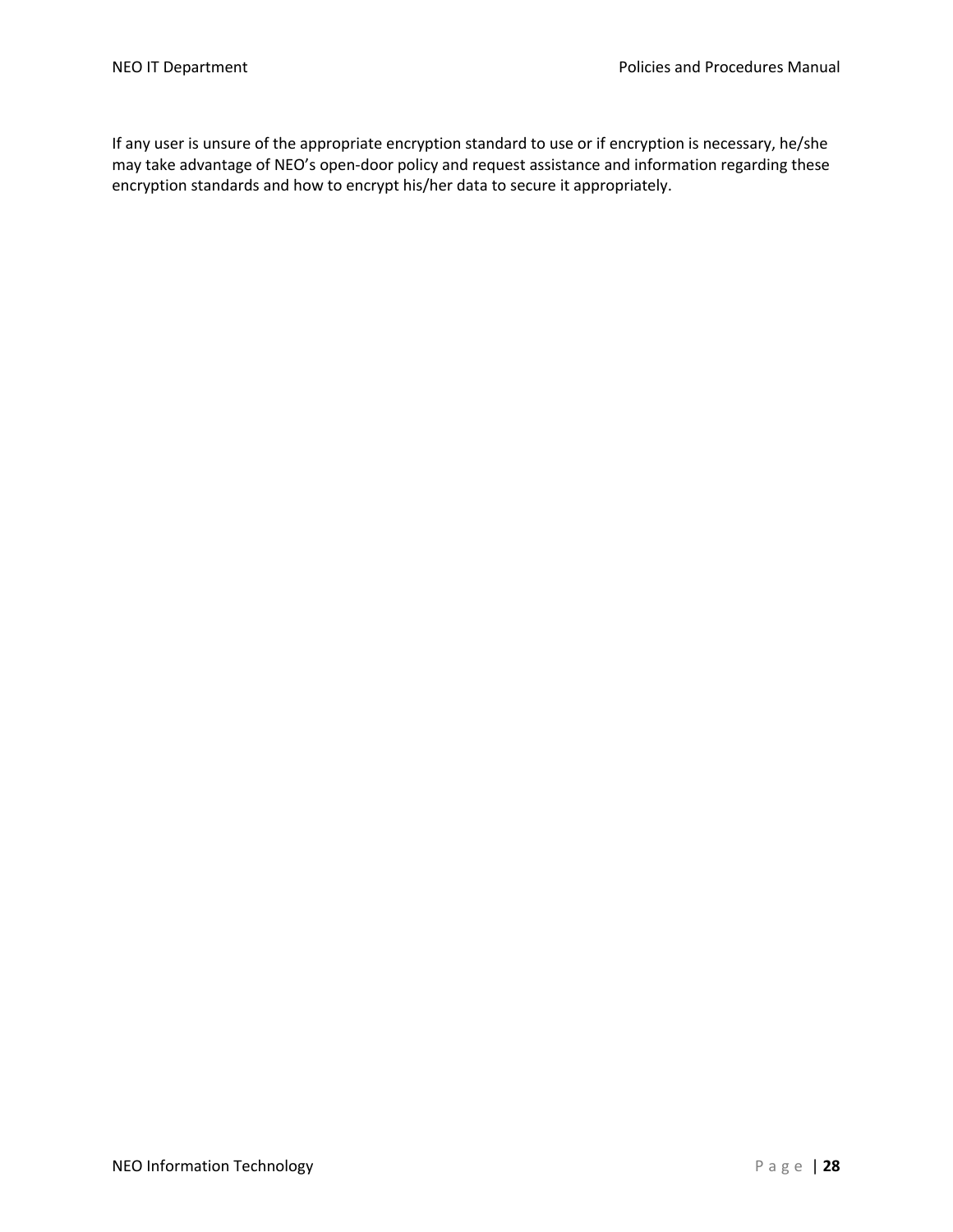If any user is unsure of the appropriate encryption standard to use or if encryption is necessary, he/she may take advantage of NEO's open-door policy and request assistance and information regarding these encryption standards and how to encrypt his/her data to secure it appropriately.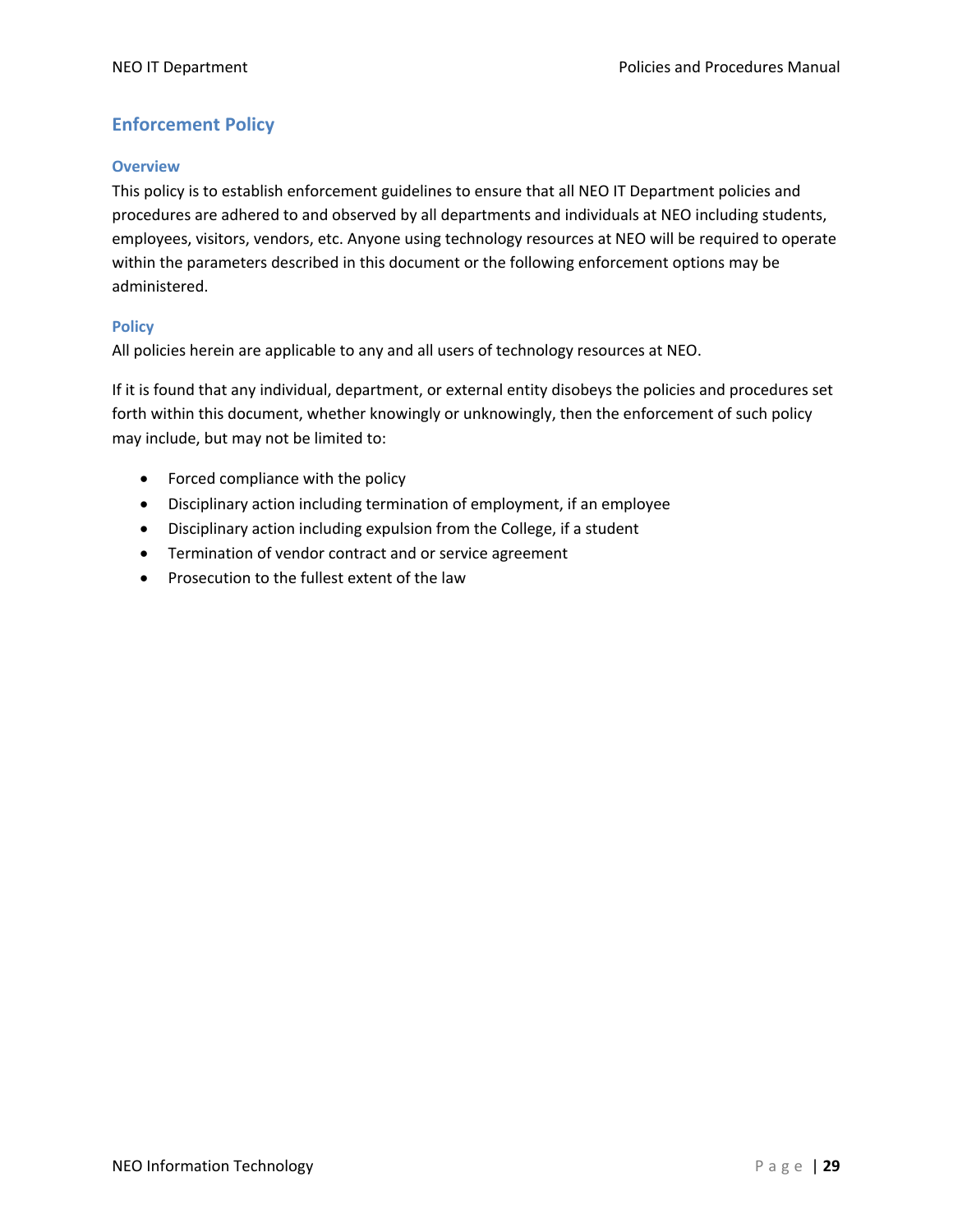## Enforcement Policy

### Overview

This policy is to establish enforcement guidelines to ensure that all NEO IT Department policies and procedures are adhered to and observed by all departments and individuals at NEO including students, employees, visitors, vendors, etc. Anyone using technology resources at NEO will be required to operate within the parameters described in this document or the following enforcement options may be administered.

### Policy

All policies herein are applicable to any and all users of technology resources at NEO.

If it is found that any individual, department, or external entity disobeys the policies and procedures set forth within this document, whether knowingly or unknowingly, then the enforcement of such policy may include, but may not be limited to:

- Forced compliance with the policy
- Disciplinary action including termination of employment, if an employee
- Disciplinary action including expulsion from the College, if a student
- Termination of vendor contract and or service agreement
- Prosecution to the fullest extent of the law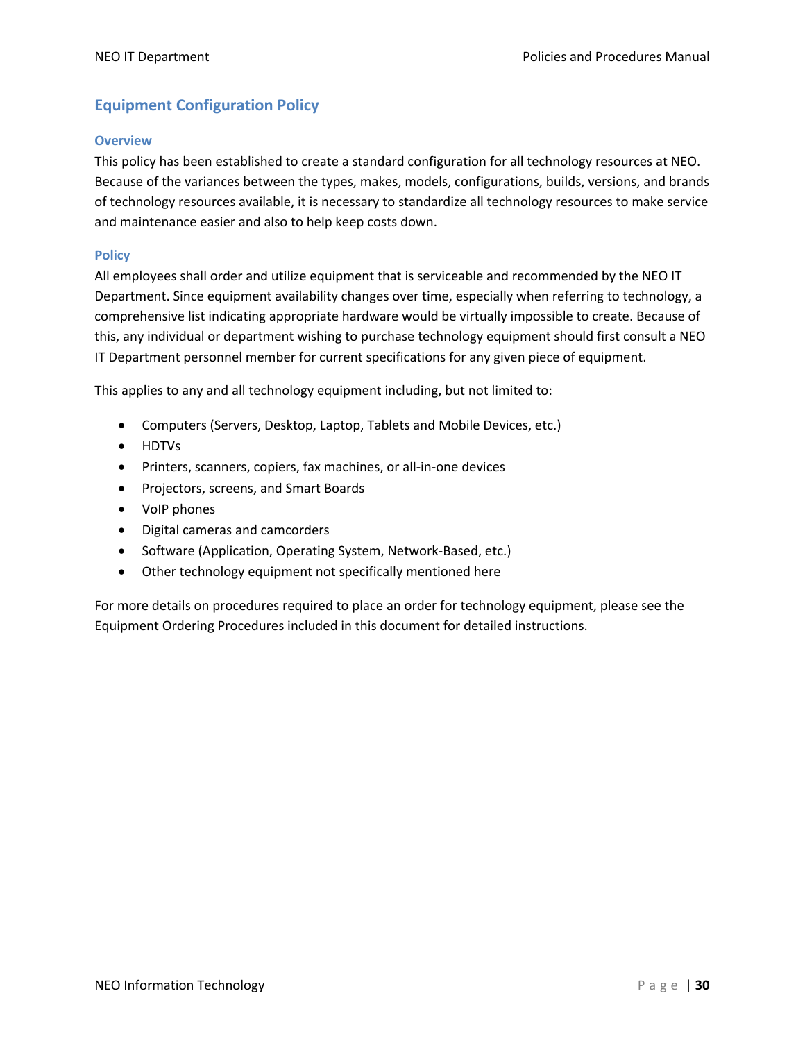## Equipment Configuration Policy

### Overview

This policy has been established to create a standard configuration for all technology resources at NEO. Because of the variances between the types, makes, models, configurations, builds, versions, and brands of technology resources available, it is necessary to standardize all technology resources to make service and maintenance easier and also to help keep costs down.

### Policy

All employees shall order and utilize equipment that is serviceable and recommended by the NEO IT Department. Since equipment availability changes over time, especially when referring to technology, a comprehensive list indicating appropriate hardware would be virtually impossible to create. Because of this, any individual or department wishing to purchase technology equipment should first consult a NEO IT Department personnel member for current specifications for any given piece of equipment.

This applies to any and all technology equipment including, but not limited to:

- Computers (Servers, Desktop, Laptop, Tablets and Mobile Devices, etc.)
- HDTVs
- Printers, scanners, copiers, fax machines, or all-in-one devices
- Projectors, screens, and Smart Boards
- VoIP phones
- Digital cameras and camcorders
- Software (Application, Operating System, Network-Based, etc.)
- Other technology equipment not specifically mentioned here

For more details on procedures required to place an order for technology equipment, please see the Equipment Ordering Procedures included in this document for detailed instructions.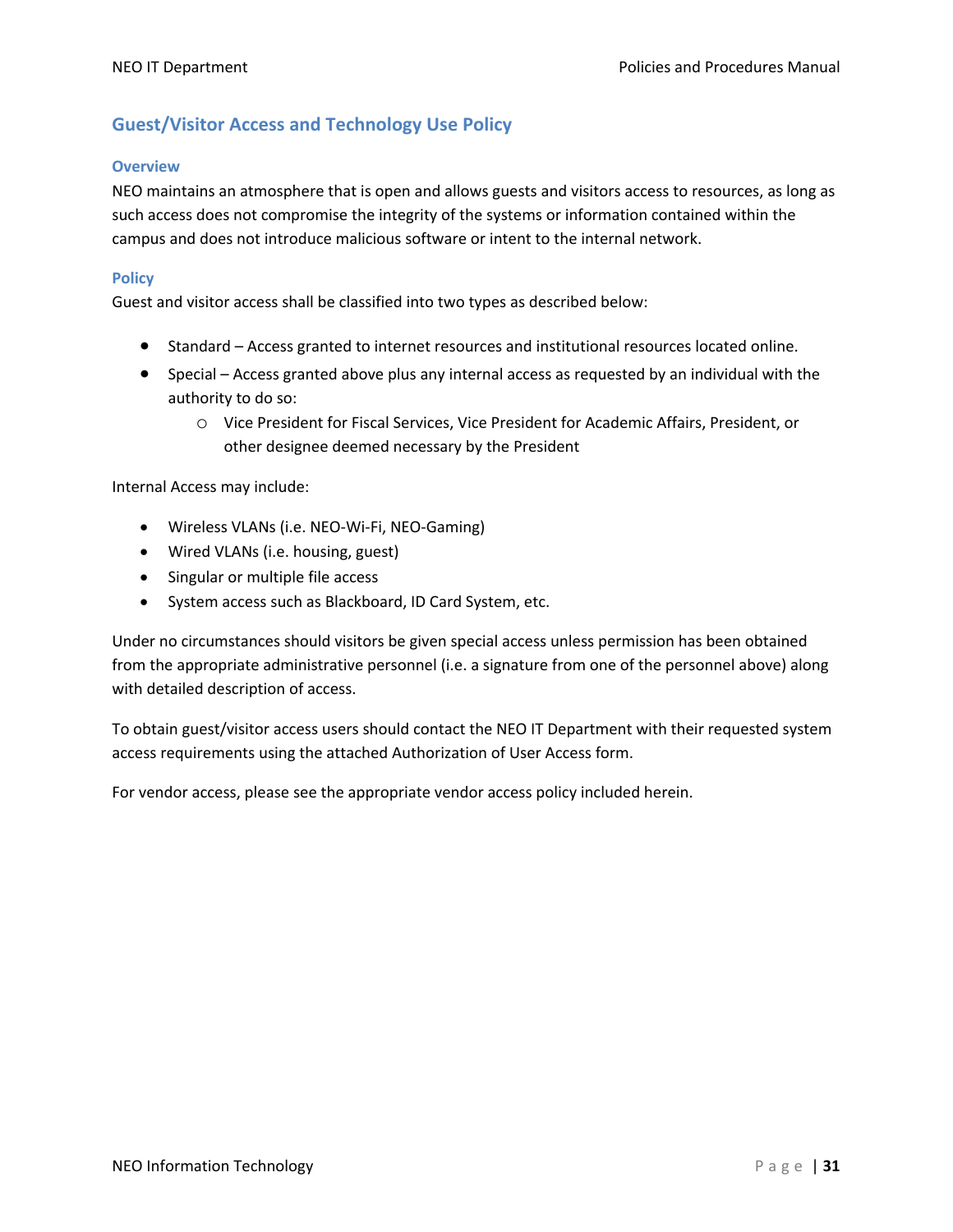## Guest/Visitor Access and Technology Use Policy

### Overview

NEO maintains an atmosphere that is open and allows guests and visitors access to resources, as long as such access does not compromise the integrity of the systems or information contained within the campus and does not introduce malicious software or intent to the internal network.

### Policy

Guest and visitor access shall be classified into two types as described below:

- Standard – Access granted to internet resources and institutional resources located online.
- Special – Access granted above plus any internal access as requested by an individual with the authority to do so:
  - Vice President for Fiscal Services, Vice President for Academic Affairs, President, or other designee deemed necessary by the President

Internal Access may include:

- Wireless VLANs (i.e. NEO-Wi-Fi, NEO-Gaming)
- Wired VLANs (i.e. housing, guest)
- Singular or multiple file access
- System access such as Blackboard, ID Card System, etc.

Under no circumstances should visitors be given special access unless permission has been obtained from the appropriate administrative personnel (i.e. a signature from one of the personnel above) along with detailed description of access.

To obtain guest/visitor access users should contact the NEO IT Department with their requested system access requirements using the attached Authorization of User Access form.

For vendor access, please see the appropriate vendor access policy included herein.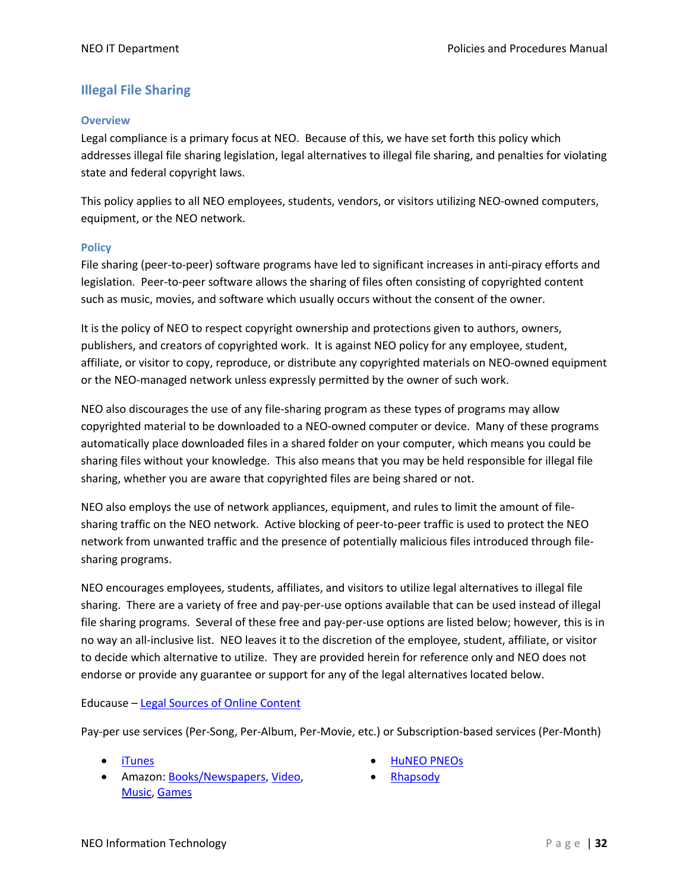## Illegal File Sharing

### Overview

Legal compliance is a primary focus at NEO. Because of this, we have set forth this policy which addresses illegal file sharing legislation, legal alternatives to illegal file sharing, and penalties for violating state and federal copyright laws.

This policy applies to all NEO employees, students, vendors, or visitors utilizing NEO-owned computers, equipment, or the NEO network.

### Policy

File sharing (peer-to-peer) software programs have led to significant increases in anti-piracy efforts and legislation. Peer-to-peer software allows the sharing of files often consisting of copyrighted content such as music, movies, and software which usually occurs without the consent of the owner.

It is the policy of NEO to respect copyright ownership and protections given to authors, owners, publishers, and creators of copyrighted work. It is against NEO policy for any employee, student, affiliate, or visitor to copy, reproduce, or distribute any copyrighted materials on NEO-owned equipment or the NEO-managed network unless expressly permitted by the owner of such work.

NEO also discourages the use of any file-sharing program as these types of programs may allow copyrighted material to be downloaded to a NEO-owned computer or device. Many of these programs automatically place downloaded files in a shared folder on your computer, which means you could be sharing files without your knowledge. This also means that you may be held responsible for illegal file sharing, whether you are aware that copyrighted files are being shared or not.

NEO also employs the use of network appliances, equipment, and rules to limit the amount of file-sharing traffic on the NEO network. Active blocking of peer-to-peer traffic is used to protect the NEO network from unwanted traffic and the presence of potentially malicious files introduced through file-sharing programs.

NEO encourages employees, students, affiliates, and visitors to utilize legal alternatives to illegal file sharing. There are a variety of free and pay-per-use options available that can be used instead of illegal file sharing programs. Several of these free and pay-per-use options are listed below; however, this is in no way an all-inclusive list. NEO leaves it to the discretion of the employee, student, affiliate, or visitor to decide which alternative to utilize. They are provided herein for reference only and NEO does not endorse or provide any guarantee or support for any of the legal alternatives located below.

Educause – Legal Sources of Online Content

Pay-per use services (Per-Song, Per-Album, Per-Movie, etc.) or Subscription-based services (Per-Month)

- iTunes
- Amazon: Books/Newspapers, Video, Music, Games
- HuNEO PNEOs
- Rhapsody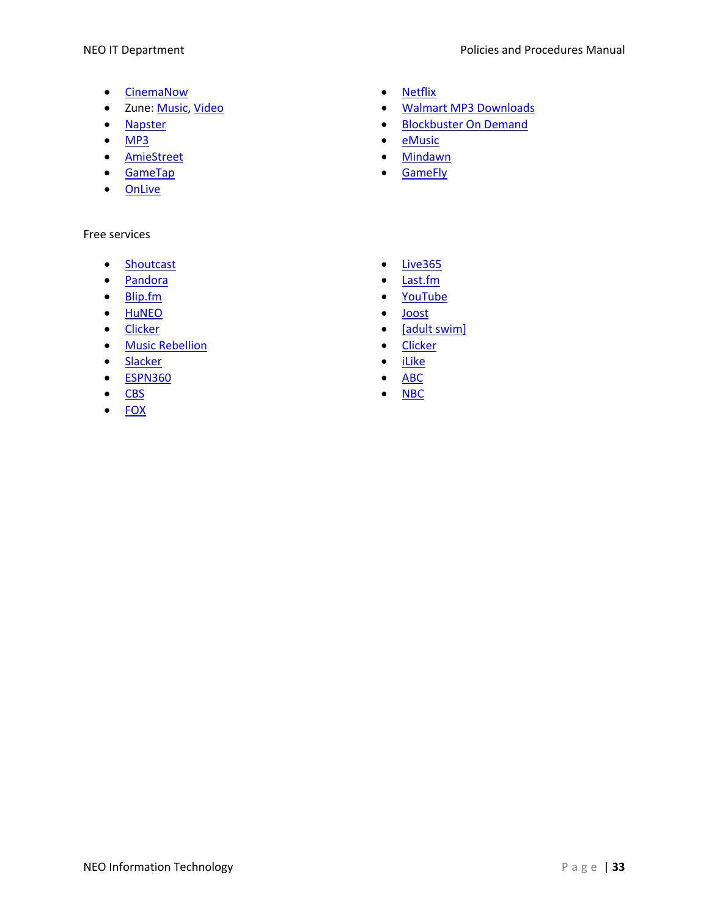- CinemaNow
- Zune: Music, Video
- Napster
- MP3
- AmieStreet
- GameTap
- OnLive
- Netflix
- Walmart MP3 Downloads
- Blockbuster On Demand
- eMusic
- Mindawn
- GameFly

Free services

- Shoutcast
- Pandora
- Blip.fm
- HuNEO
- Clicker
- Music Rebellion
- Slacker
- ESPN360
- CBS
- FOX
- Live365
- Last.fm
- YouTube
- Joost
- [adult swim]
- Clicker
- iLike
- ABC
- NBC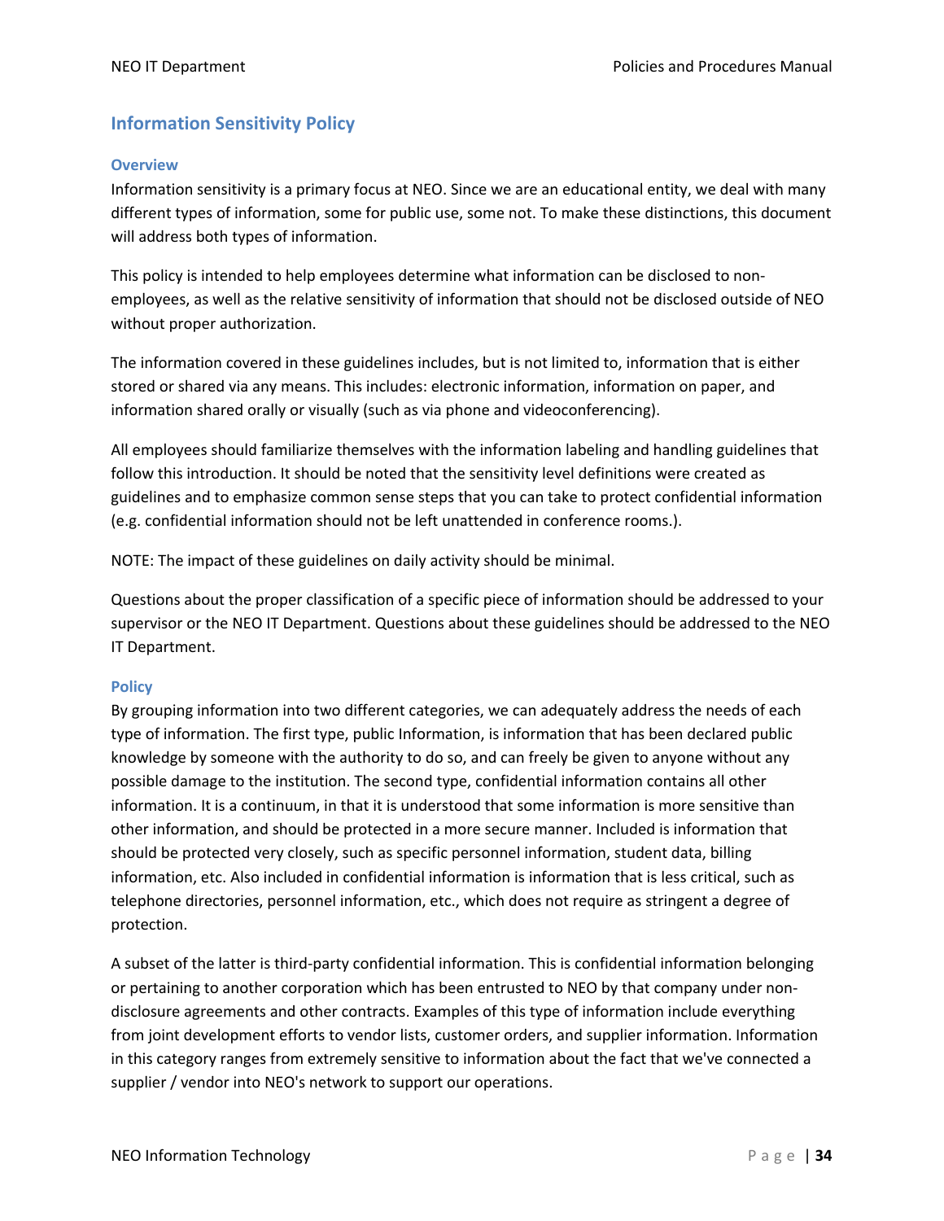## Information Sensitivity Policy

### Overview

Information sensitivity is a primary focus at NEO. Since we are an educational entity, we deal with many different types of information, some for public use, some not. To make these distinctions, this document will address both types of information.

This policy is intended to help employees determine what information can be disclosed to non-employees, as well as the relative sensitivity of information that should not be disclosed outside of NEO without proper authorization.

The information covered in these guidelines includes, but is not limited to, information that is either stored or shared via any means. This includes: electronic information, information on paper, and information shared orally or visually (such as via phone and videoconferencing).

All employees should familiarize themselves with the information labeling and handling guidelines that follow this introduction. It should be noted that the sensitivity level definitions were created as guidelines and to emphasize common sense steps that you can take to protect confidential information (e.g. confidential information should not be left unattended in conference rooms.).

NOTE: The impact of these guidelines on daily activity should be minimal.

Questions about the proper classification of a specific piece of information should be addressed to your supervisor or the NEO IT Department. Questions about these guidelines should be addressed to the NEO IT Department.

### Policy

By grouping information into two different categories, we can adequately address the needs of each type of information. The first type, public Information, is information that has been declared public knowledge by someone with the authority to do so, and can freely be given to anyone without any possible damage to the institution. The second type, confidential information contains all other information. It is a continuum, in that it is understood that some information is more sensitive than other information, and should be protected in a more secure manner. Included is information that should be protected very closely, such as specific personnel information, student data, billing information, etc. Also included in confidential information is information that is less critical, such as telephone directories, personnel information, etc., which does not require as stringent a degree of protection.

A subset of the latter is third-party confidential information. This is confidential information belonging or pertaining to another corporation which has been entrusted to NEO by that company under non-disclosure agreements and other contracts. Examples of this type of information include everything from joint development efforts to vendor lists, customer orders, and supplier information. Information in this category ranges from extremely sensitive to information about the fact that we've connected a supplier / vendor into NEO's network to support our operations.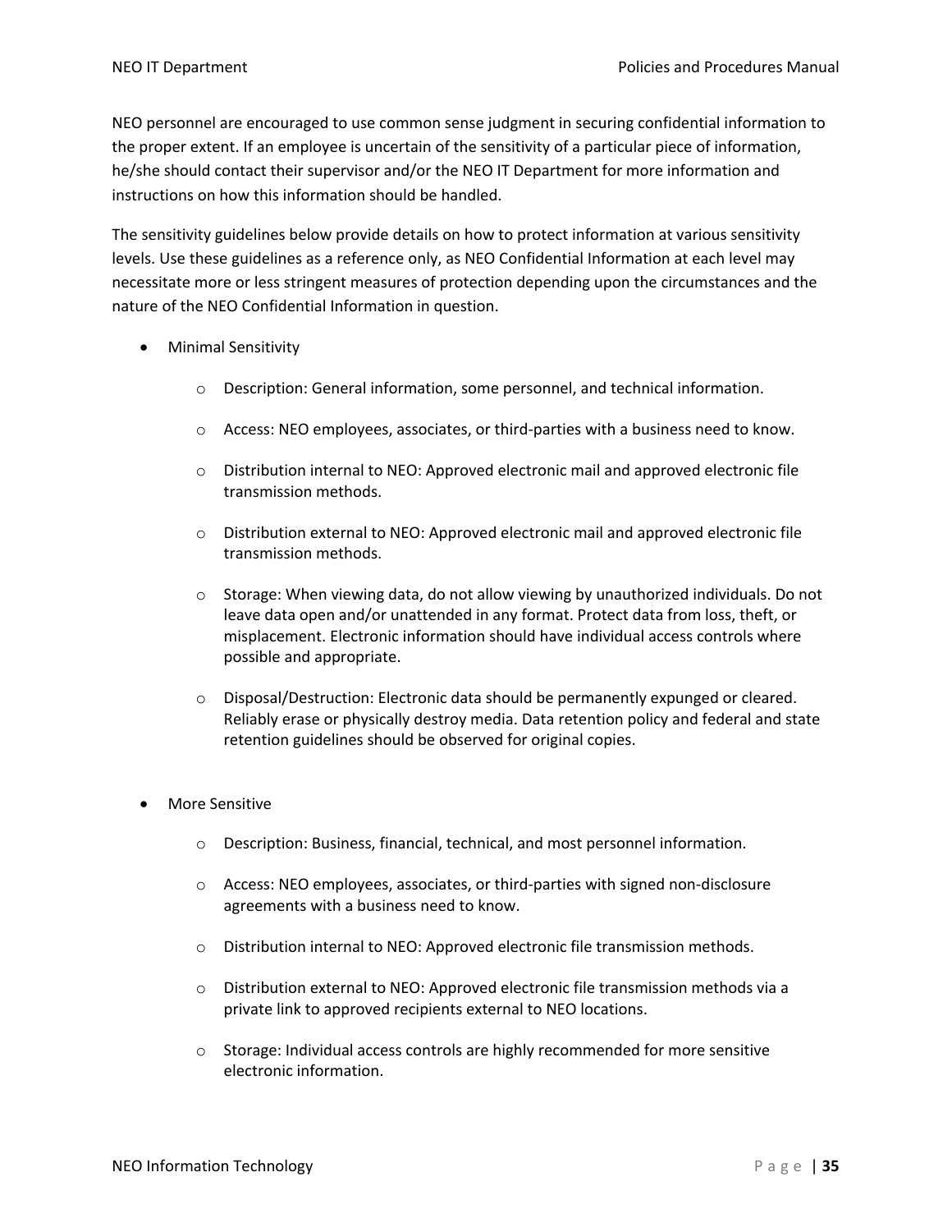NEO personnel are encouraged to use common sense judgment in securing confidential information to the proper extent. If an employee is uncertain of the sensitivity of a particular piece of information, he/she should contact their supervisor and/or the NEO IT Department for more information and instructions on how this information should be handled.

The sensitivity guidelines below provide details on how to protect information at various sensitivity levels. Use these guidelines as a reference only, as NEO Confidential Information at each level may necessitate more or less stringent measures of protection depending upon the circumstances and the nature of the NEO Confidential Information in question.

- Minimal Sensitivity
    - Description: General information, some personnel, and technical information.
    - Access: NEO employees, associates, or third-parties with a business need to know.
    - Distribution internal to NEO: Approved electronic mail and approved electronic file transmission methods.
    - Distribution external to NEO: Approved electronic mail and approved electronic file transmission methods.
    - Storage: When viewing data, do not allow viewing by unauthorized individuals. Do not leave data open and/or unattended in any format. Protect data from loss, theft, or misplacement. Electronic information should have individual access controls where possible and appropriate.
    - Disposal/Destruction: Electronic data should be permanently expunged or cleared. Reliably erase or physically destroy media. Data retention policy and federal and state retention guidelines should be observed for original copies.

- More Sensitive
    - Description: Business, financial, technical, and most personnel information.
    - Access: NEO employees, associates, or third-parties with signed non-disclosure agreements with a business need to know.
    - Distribution internal to NEO: Approved electronic file transmission methods.
    - Distribution external to NEO: Approved electronic file transmission methods via a private link to approved recipients external to NEO locations.
    - Storage: Individual access controls are highly recommended for more sensitive electronic information.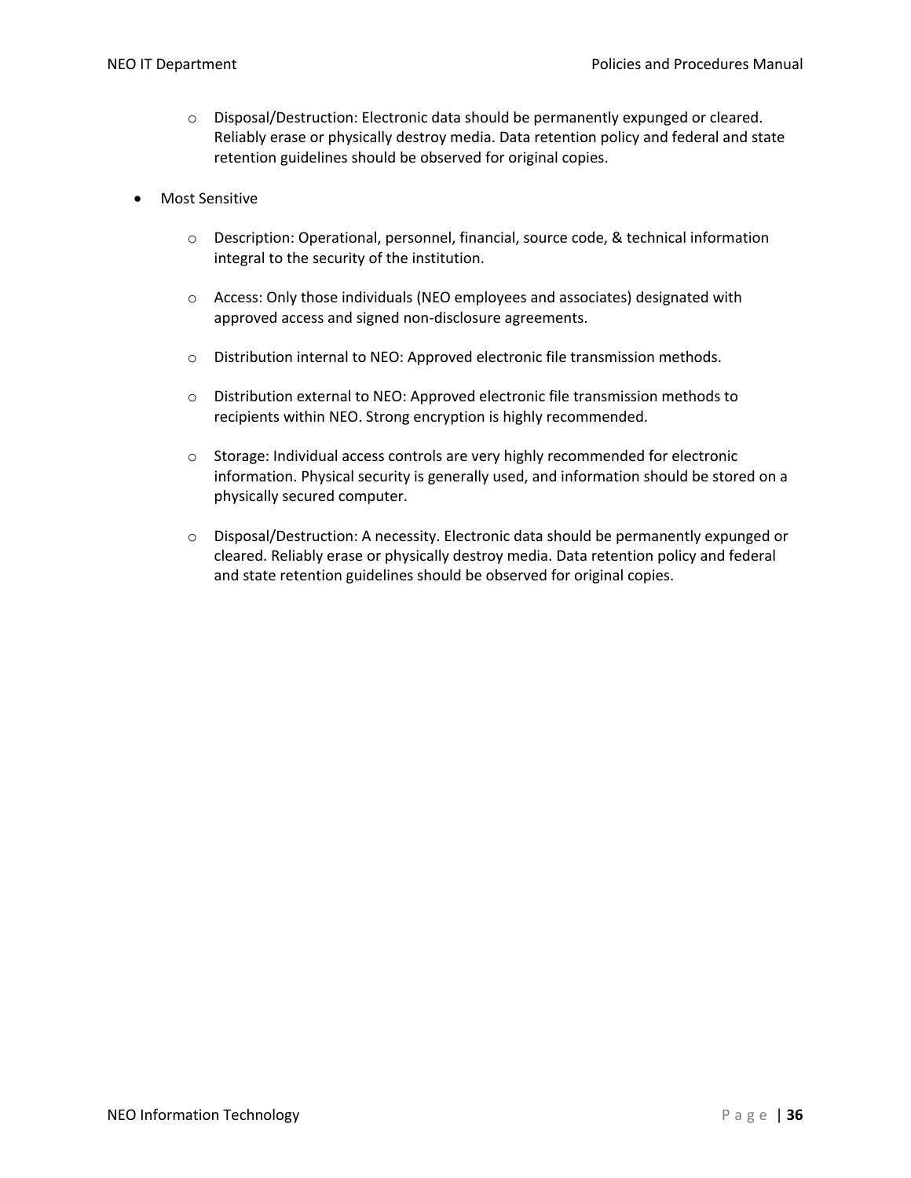- Disposal/Destruction: Electronic data should be permanently expunged or cleared. Reliably erase or physically destroy media. Data retention policy and federal and state retention guidelines should be observed for original copies.

- Most Sensitive

  - Description: Operational, personnel, financial, source code, & technical information integral to the security of the institution.

  - Access: Only those individuals (NEO employees and associates) designated with approved access and signed non-disclosure agreements.

  - Distribution internal to NEO: Approved electronic file transmission methods.

  - Distribution external to NEO: Approved electronic file transmission methods to recipients within NEO. Strong encryption is highly recommended.

  - Storage: Individual access controls are very highly recommended for electronic information. Physical security is generally used, and information should be stored on a physically secured computer.

  - Disposal/Destruction: A necessity. Electronic data should be permanently expunged or cleared. Reliably erase or physically destroy media. Data retention policy and federal and state retention guidelines should be observed for original copies.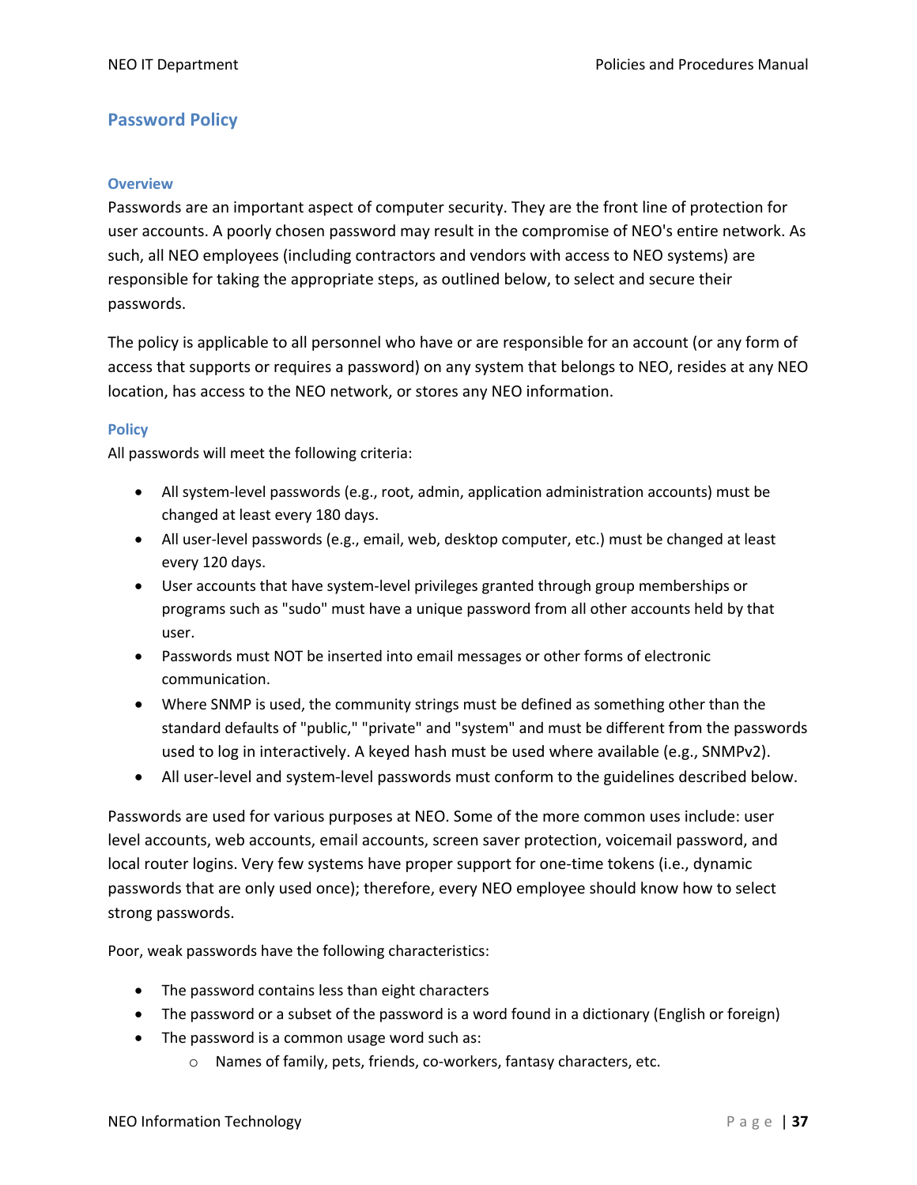## Password Policy

### Overview

Passwords are an important aspect of computer security. They are the front line of protection for user accounts. A poorly chosen password may result in the compromise of NEO's entire network. As such, all NEO employees (including contractors and vendors with access to NEO systems) are responsible for taking the appropriate steps, as outlined below, to select and secure their passwords.

The policy is applicable to all personnel who have or are responsible for an account (or any form of access that supports or requires a password) on any system that belongs to NEO, resides at any NEO location, has access to the NEO network, or stores any NEO information.

### Policy

All passwords will meet the following criteria:

- All system-level passwords (e.g., root, admin, application administration accounts) must be changed at least every 180 days.
- All user-level passwords (e.g., email, web, desktop computer, etc.) must be changed at least every 120 days.
- User accounts that have system-level privileges granted through group memberships or programs such as "sudo" must have a unique password from all other accounts held by that user.
- Passwords must NOT be inserted into email messages or other forms of electronic communication.
- Where SNMP is used, the community strings must be defined as something other than the standard defaults of "public," "private" and "system" and must be different from the passwords used to log in interactively. A keyed hash must be used where available (e.g., SNMPv2).
- All user-level and system-level passwords must conform to the guidelines described below.

Passwords are used for various purposes at NEO. Some of the more common uses include: user level accounts, web accounts, email accounts, screen saver protection, voicemail password, and local router logins. Very few systems have proper support for one-time tokens (i.e., dynamic passwords that are only used once); therefore, every NEO employee should know how to select strong passwords.

Poor, weak passwords have the following characteristics:

- The password contains less than eight characters
- The password or a subset of the password is a word found in a dictionary (English or foreign)
- The password is a common usage word such as:
  - Names of family, pets, friends, co-workers, fantasy characters, etc.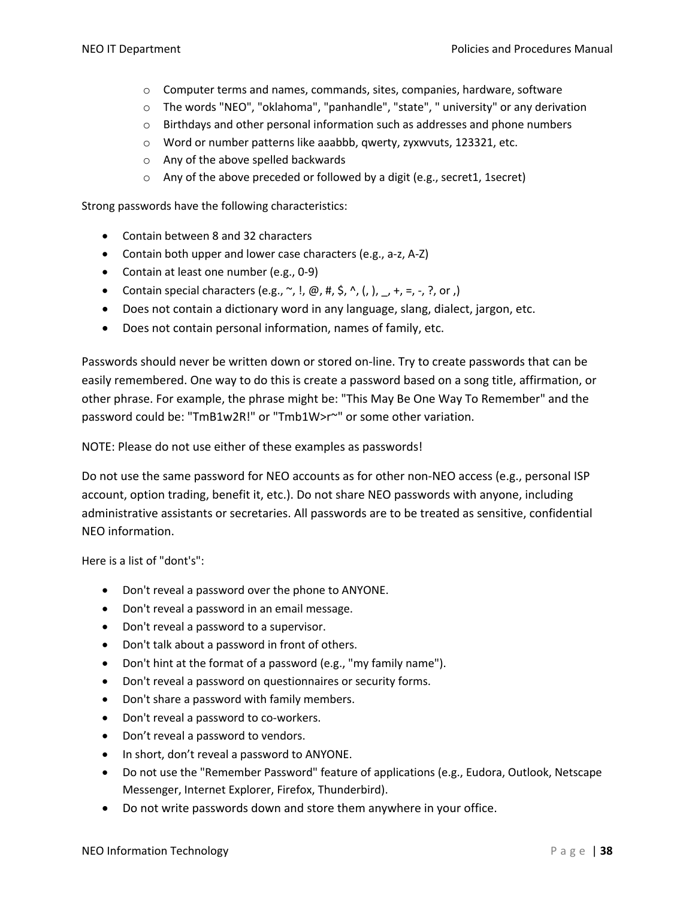- Computer terms and names, commands, sites, companies, hardware, software
  - The words "NEO", "oklahoma", "panhandle", "state", " university" or any derivation
  - Birthdays and other personal information such as addresses and phone numbers
  - Word or number patterns like aaabbb, qwerty, zyxwvuts, 123321, etc.
  - Any of the above spelled backwards
  - Any of the above preceded or followed by a digit (e.g., secret1, 1secret)

Strong passwords have the following characteristics:

- Contain between 8 and 32 characters
- Contain both upper and lower case characters (e.g., a-z, A-Z)
- Contain at least one number (e.g., 0-9)
- Contain special characters (e.g., ~, !, @, #, $, ^, (, ), _, +, =, -, ?, or ,)
- Does not contain a dictionary word in any language, slang, dialect, jargon, etc.
- Does not contain personal information, names of family, etc.

Passwords should never be written down or stored on-line. Try to create passwords that can be easily remembered. One way to do this is create a password based on a song title, affirmation, or other phrase. For example, the phrase might be: "This May Be One Way To Remember" and the password could be: "TmB1w2R!" or "Tmb1W>r~" or some other variation.

NOTE: Please do not use either of these examples as passwords!

Do not use the same password for NEO accounts as for other non-NEO access (e.g., personal ISP account, option trading, benefit it, etc.). Do not share NEO passwords with anyone, including administrative assistants or secretaries. All passwords are to be treated as sensitive, confidential NEO information.

Here is a list of "dont's":

- Don't reveal a password over the phone to ANYONE.
- Don't reveal a password in an email message.
- Don't reveal a password to a supervisor.
- Don't talk about a password in front of others.
- Don't hint at the format of a password (e.g., "my family name").
- Don't reveal a password on questionnaires or security forms.
- Don't share a password with family members.
- Don't reveal a password to co-workers.
- Don't reveal a password to vendors.
- In short, don't reveal a password to ANYONE.
- Do not use the "Remember Password" feature of applications (e.g., Eudora, Outlook, Netscape Messenger, Internet Explorer, Firefox, Thunderbird).
- Do not write passwords down and store them anywhere in your office.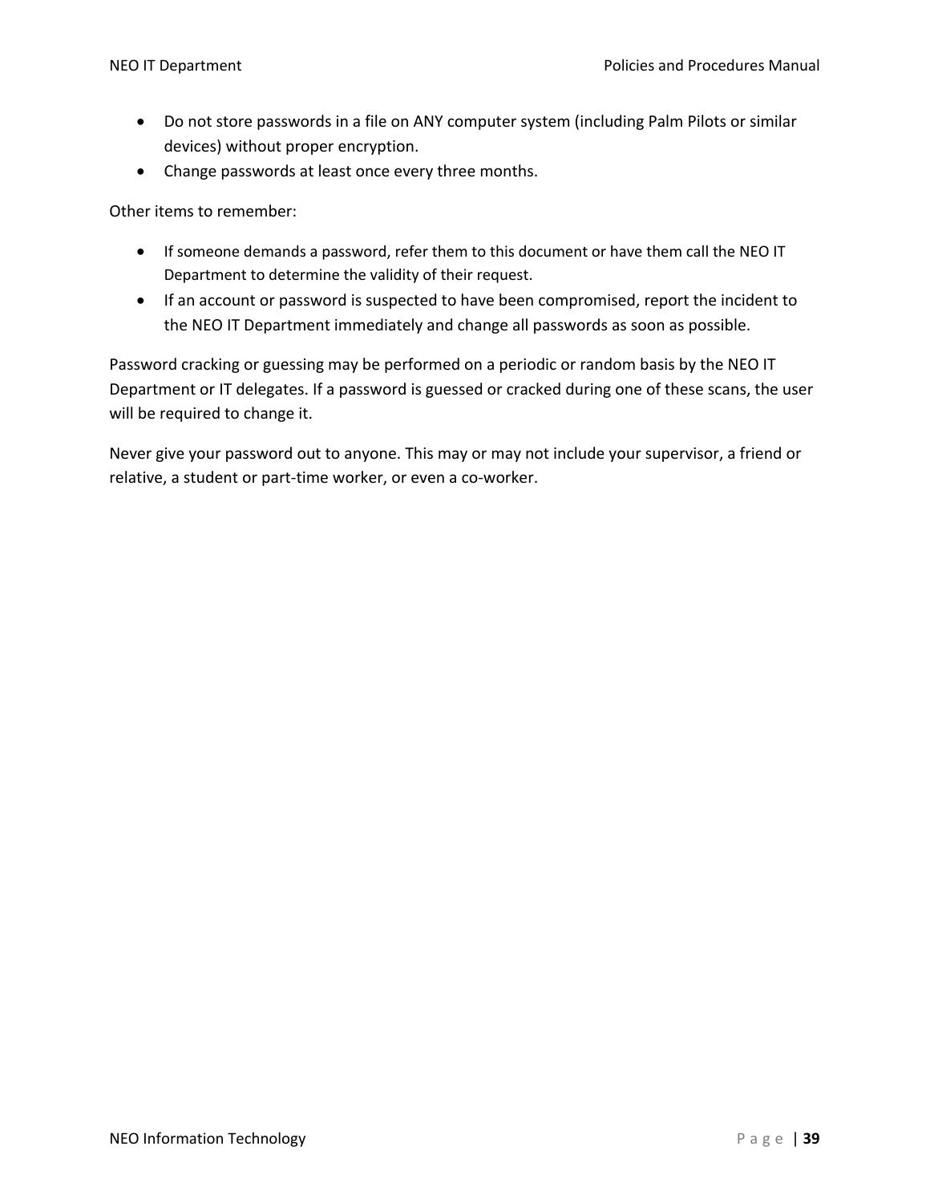- Do not store passwords in a file on ANY computer system (including Palm Pilots or similar devices) without proper encryption.
- Change passwords at least once every three months.

Other items to remember:

- If someone demands a password, refer them to this document or have them call the NEO IT Department to determine the validity of their request.
- If an account or password is suspected to have been compromised, report the incident to the NEO IT Department immediately and change all passwords as soon as possible.

Password cracking or guessing may be performed on a periodic or random basis by the NEO IT Department or IT delegates. If a password is guessed or cracked during one of these scans, the user will be required to change it.

Never give your password out to anyone. This may or may not include your supervisor, a friend or relative, a student or part-time worker, or even a co-worker.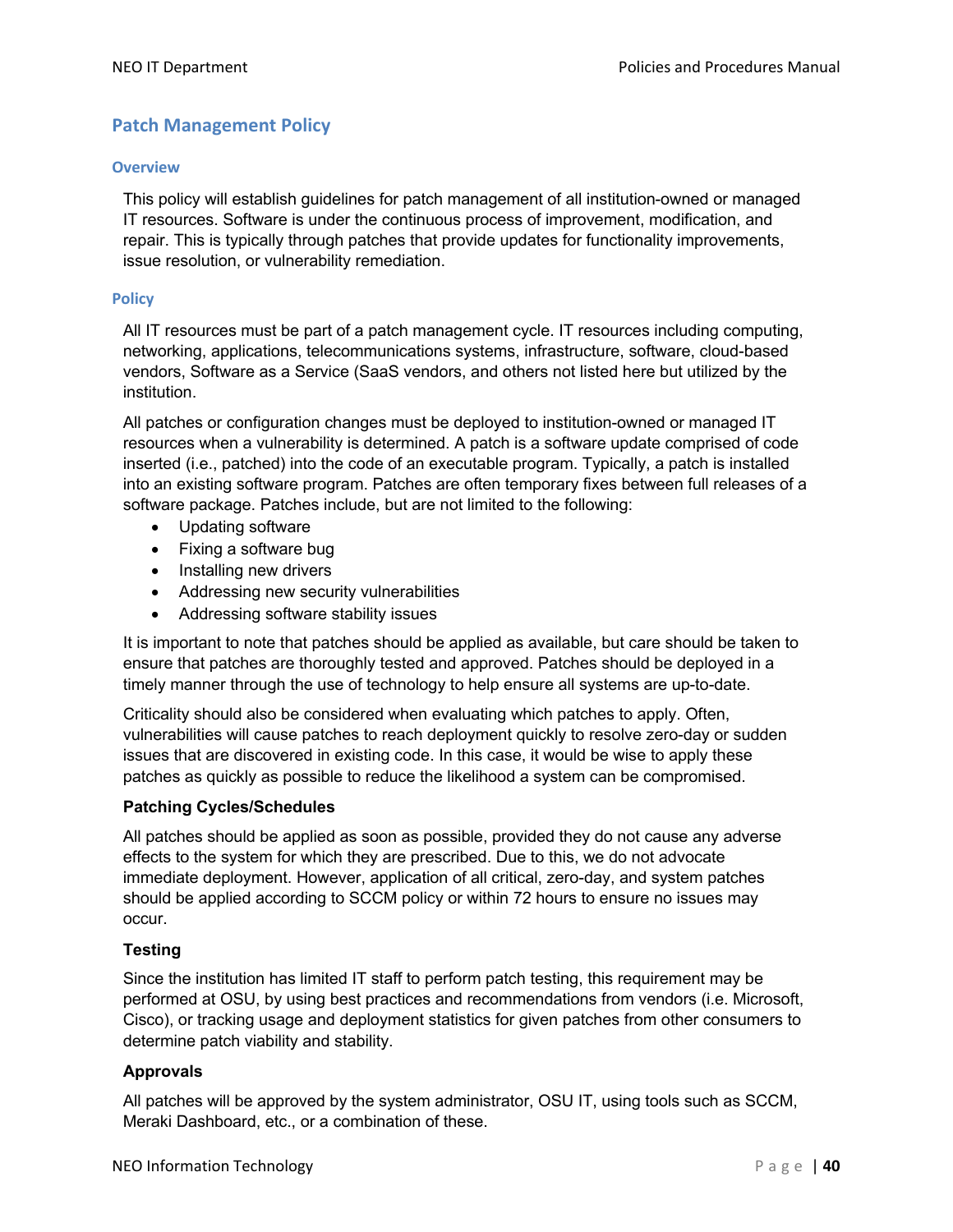## Patch Management Policy

### Overview

This policy will establish guidelines for patch management of all institution-owned or managed IT resources. Software is under the continuous process of improvement, modification, and repair. This is typically through patches that provide updates for functionality improvements, issue resolution, or vulnerability remediation.

### Policy

All IT resources must be part of a patch management cycle. IT resources including computing, networking, applications, telecommunications systems, infrastructure, software, cloud-based vendors, Software as a Service (SaaS vendors, and others not listed here but utilized by the institution.

All patches or configuration changes must be deployed to institution-owned or managed IT resources when a vulnerability is determined. A patch is a software update comprised of code inserted (i.e., patched) into the code of an executable program. Typically, a patch is installed into an existing software program. Patches are often temporary fixes between full releases of a software package. Patches include, but are not limited to the following:

- Updating software
- Fixing a software bug
- Installing new drivers
- Addressing new security vulnerabilities
- Addressing software stability issues

It is important to note that patches should be applied as available, but care should be taken to ensure that patches are thoroughly tested and approved. Patches should be deployed in a timely manner through the use of technology to help ensure all systems are up-to-date.

Criticality should also be considered when evaluating which patches to apply. Often, vulnerabilities will cause patches to reach deployment quickly to resolve zero-day or sudden issues that are discovered in existing code. In this case, it would be wise to apply these patches as quickly as possible to reduce the likelihood a system can be compromised.

**Patching Cycles/Schedules**

All patches should be applied as soon as possible, provided they do not cause any adverse effects to the system for which they are prescribed. Due to this, we do not advocate immediate deployment. However, application of all critical, zero-day, and system patches should be applied according to SCCM policy or within 72 hours to ensure no issues may occur.

**Testing**

Since the institution has limited IT staff to perform patch testing, this requirement may be performed at OSU, by using best practices and recommendations from vendors (i.e. Microsoft, Cisco), or tracking usage and deployment statistics for given patches from other consumers to determine patch viability and stability.

**Approvals**

All patches will be approved by the system administrator, OSU IT, using tools such as SCCM, Meraki Dashboard, etc., or a combination of these.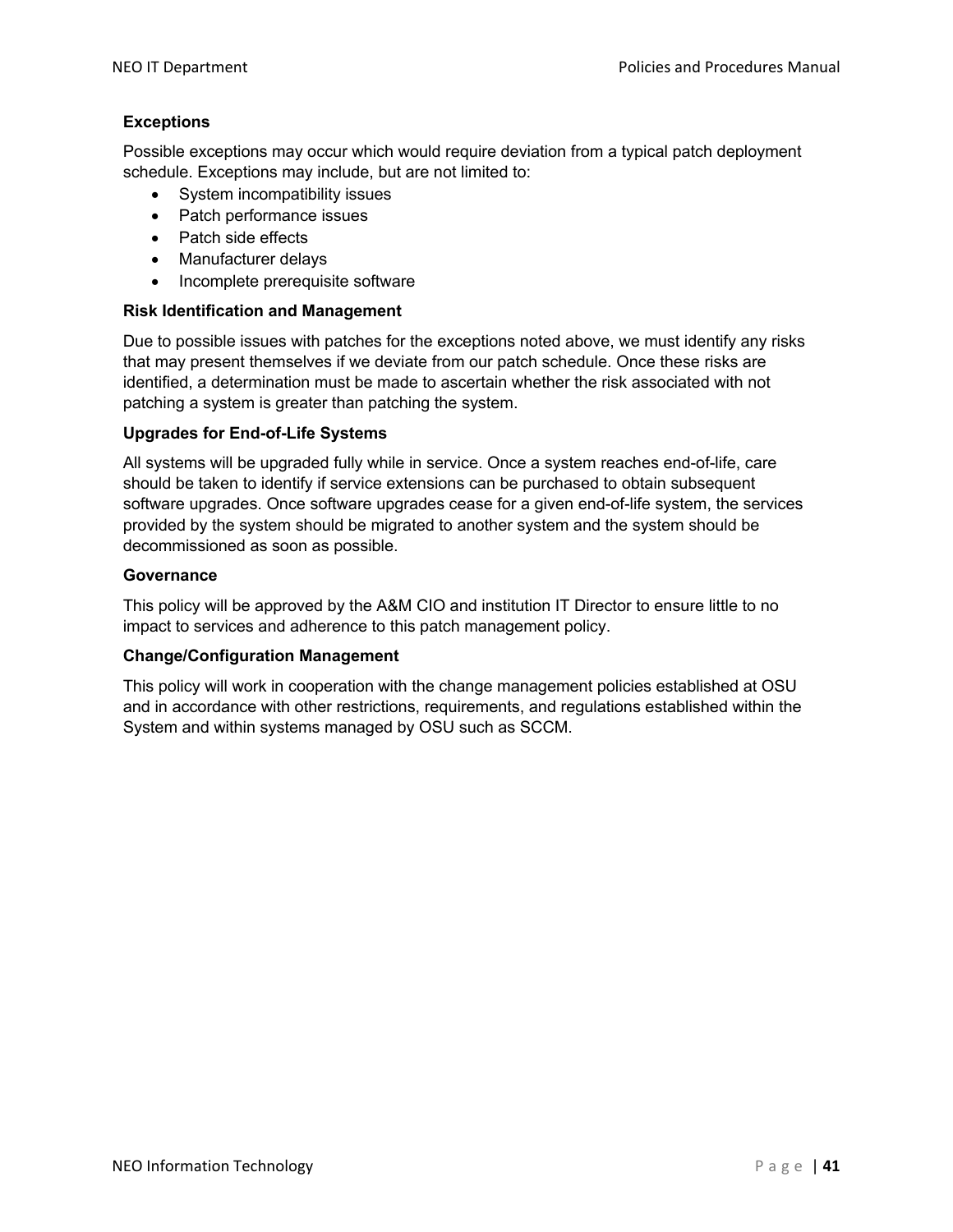### Exceptions

Possible exceptions may occur which would require deviation from a typical patch deployment schedule. Exceptions may include, but are not limited to:

- System incompatibility issues
- Patch performance issues
- Patch side effects
- Manufacturer delays
- Incomplete prerequisite software

### Risk Identification and Management

Due to possible issues with patches for the exceptions noted above, we must identify any risks that may present themselves if we deviate from our patch schedule. Once these risks are identified, a determination must be made to ascertain whether the risk associated with not patching a system is greater than patching the system.

### Upgrades for End-of-Life Systems

All systems will be upgraded fully while in service. Once a system reaches end-of-life, care should be taken to identify if service extensions can be purchased to obtain subsequent software upgrades. Once software upgrades cease for a given end-of-life system, the services provided by the system should be migrated to another system and the system should be decommissioned as soon as possible.

### Governance

This policy will be approved by the A&M CIO and institution IT Director to ensure little to no impact to services and adherence to this patch management policy.

### Change/Configuration Management

This policy will work in cooperation with the change management policies established at OSU and in accordance with other restrictions, requirements, and regulations established within the System and within systems managed by OSU such as SCCM.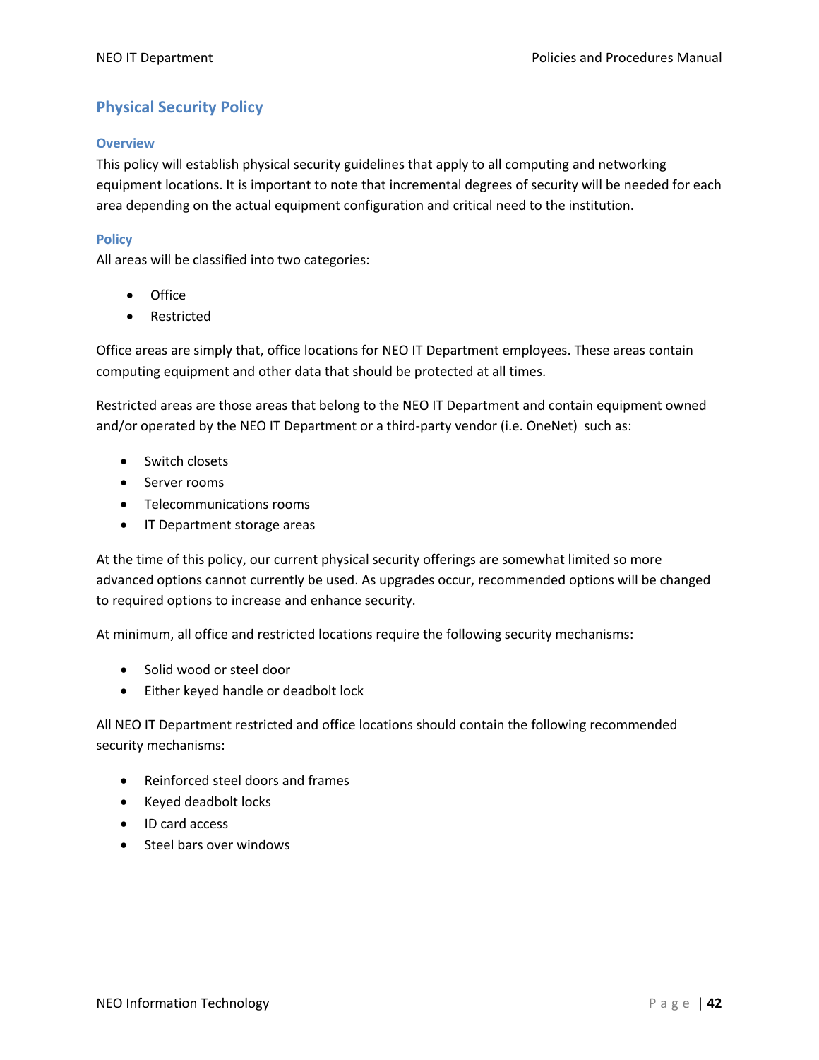## Physical Security Policy

### Overview

This policy will establish physical security guidelines that apply to all computing and networking equipment locations. It is important to note that incremental degrees of security will be needed for each area depending on the actual equipment configuration and critical need to the institution.

### Policy

All areas will be classified into two categories:

- Office
- Restricted

Office areas are simply that, office locations for NEO IT Department employees. These areas contain computing equipment and other data that should be protected at all times.

Restricted areas are those areas that belong to the NEO IT Department and contain equipment owned and/or operated by the NEO IT Department or a third-party vendor (i.e. OneNet) such as:

- Switch closets
- Server rooms
- Telecommunications rooms
- IT Department storage areas

At the time of this policy, our current physical security offerings are somewhat limited so more advanced options cannot currently be used. As upgrades occur, recommended options will be changed to required options to increase and enhance security.

At minimum, all office and restricted locations require the following security mechanisms:

- Solid wood or steel door
- Either keyed handle or deadbolt lock

All NEO IT Department restricted and office locations should contain the following recommended security mechanisms:

- Reinforced steel doors and frames
- Keyed deadbolt locks
- ID card access
- Steel bars over windows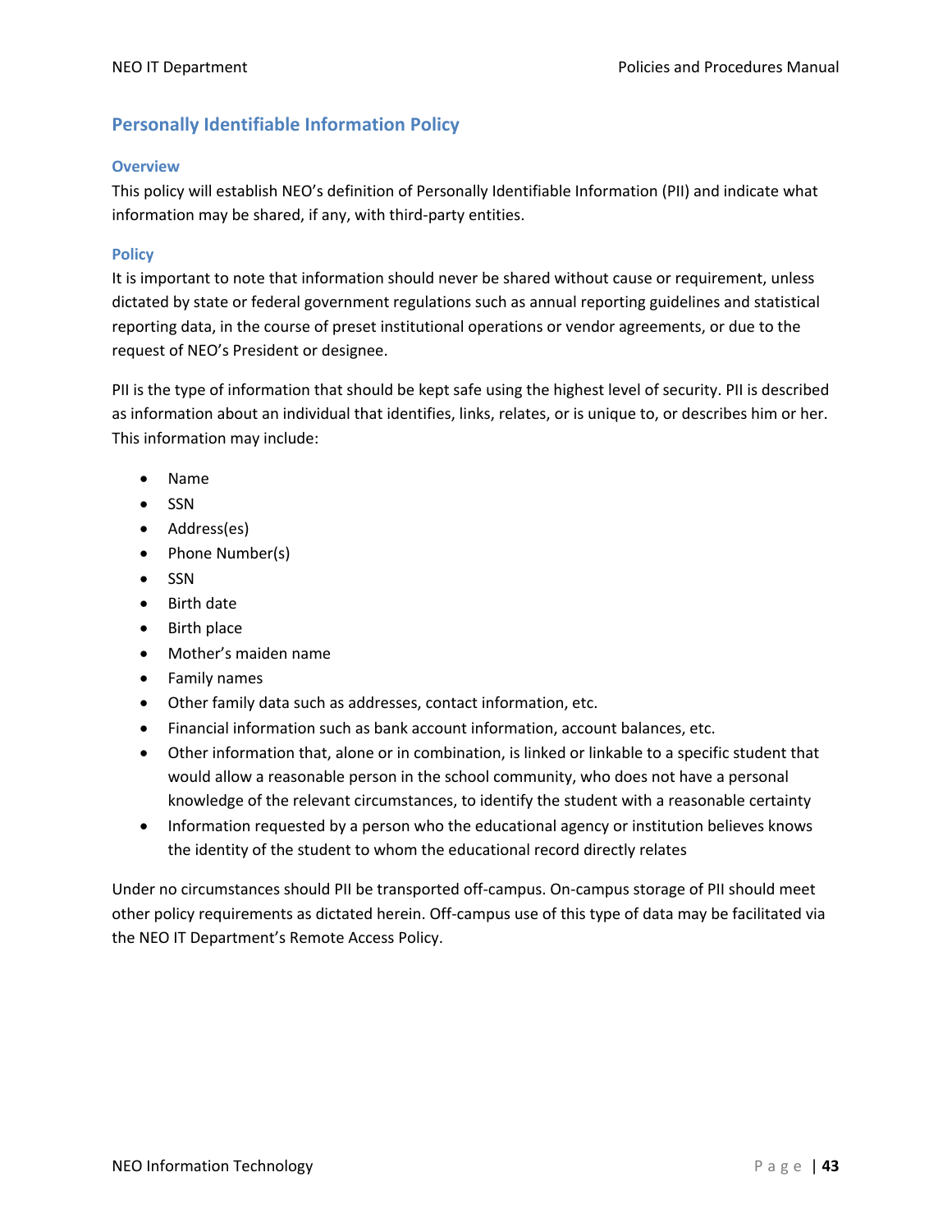## Personally Identifiable Information Policy

### Overview

This policy will establish NEO's definition of Personally Identifiable Information (PII) and indicate what information may be shared, if any, with third-party entities.

### Policy

It is important to note that information should never be shared without cause or requirement, unless dictated by state or federal government regulations such as annual reporting guidelines and statistical reporting data, in the course of preset institutional operations or vendor agreements, or due to the request of NEO's President or designee.

PII is the type of information that should be kept safe using the highest level of security. PII is described as information about an individual that identifies, links, relates, or is unique to, or describes him or her. This information may include:

- Name
- SSN
- Address(es)
- Phone Number(s)
- SSN
- Birth date
- Birth place
- Mother's maiden name
- Family names
- Other family data such as addresses, contact information, etc.
- Financial information such as bank account information, account balances, etc.
- Other information that, alone or in combination, is linked or linkable to a specific student that would allow a reasonable person in the school community, who does not have a personal knowledge of the relevant circumstances, to identify the student with a reasonable certainty
- Information requested by a person who the educational agency or institution believes knows the identity of the student to whom the educational record directly relates

Under no circumstances should PII be transported off-campus. On-campus storage of PII should meet other policy requirements as dictated herein. Off-campus use of this type of data may be facilitated via the NEO IT Department's Remote Access Policy.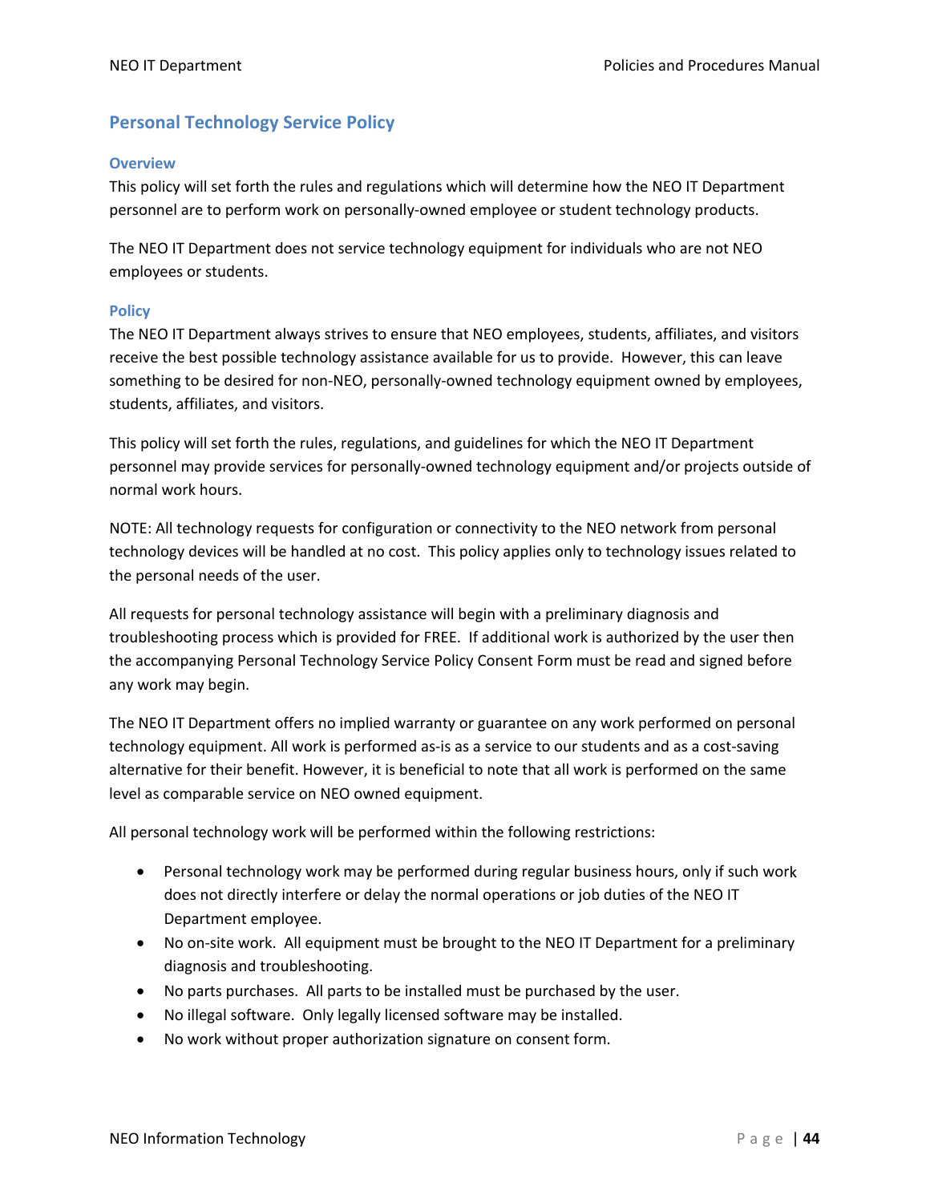## Personal Technology Service Policy

### Overview

This policy will set forth the rules and regulations which will determine how the NEO IT Department personnel are to perform work on personally-owned employee or student technology products.

The NEO IT Department does not service technology equipment for individuals who are not NEO employees or students.

### Policy

The NEO IT Department always strives to ensure that NEO employees, students, affiliates, and visitors receive the best possible technology assistance available for us to provide. However, this can leave something to be desired for non-NEO, personally-owned technology equipment owned by employees, students, affiliates, and visitors.

This policy will set forth the rules, regulations, and guidelines for which the NEO IT Department personnel may provide services for personally-owned technology equipment and/or projects outside of normal work hours.

NOTE: All technology requests for configuration or connectivity to the NEO network from personal technology devices will be handled at no cost. This policy applies only to technology issues related to the personal needs of the user.

All requests for personal technology assistance will begin with a preliminary diagnosis and troubleshooting process which is provided for FREE. If additional work is authorized by the user then the accompanying Personal Technology Service Policy Consent Form must be read and signed before any work may begin.

The NEO IT Department offers no implied warranty or guarantee on any work performed on personal technology equipment. All work is performed as-is as a service to our students and as a cost-saving alternative for their benefit. However, it is beneficial to note that all work is performed on the same level as comparable service on NEO owned equipment.

All personal technology work will be performed within the following restrictions:

- Personal technology work may be performed during regular business hours, only if such work does not directly interfere or delay the normal operations or job duties of the NEO IT Department employee.
- No on-site work. All equipment must be brought to the NEO IT Department for a preliminary diagnosis and troubleshooting.
- No parts purchases. All parts to be installed must be purchased by the user.
- No illegal software. Only legally licensed software may be installed.
- No work without proper authorization signature on consent form.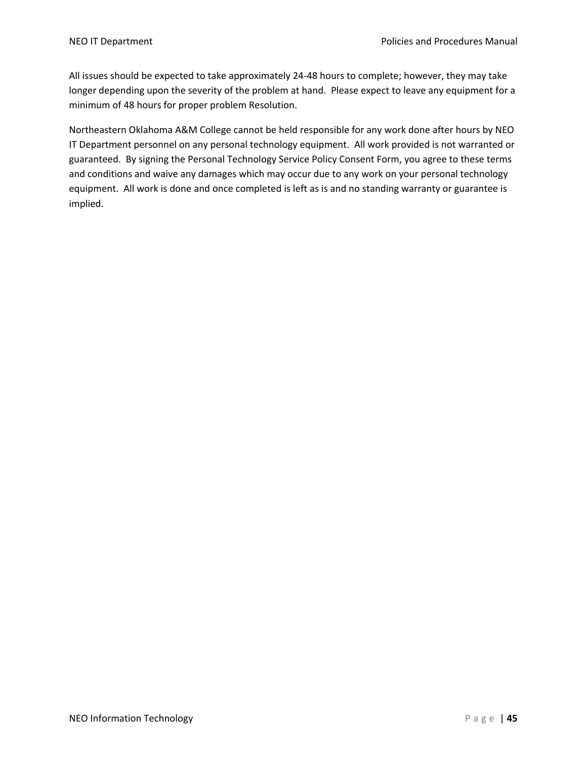All issues should be expected to take approximately 24-48 hours to complete; however, they may take longer depending upon the severity of the problem at hand. Please expect to leave any equipment for a minimum of 48 hours for proper problem Resolution.

Northeastern Oklahoma A&M College cannot be held responsible for any work done after hours by NEO IT Department personnel on any personal technology equipment. All work provided is not warranted or guaranteed. By signing the Personal Technology Service Policy Consent Form, you agree to these terms and conditions and waive any damages which may occur due to any work on your personal technology equipment. All work is done and once completed is left as is and no standing warranty or guarantee is implied.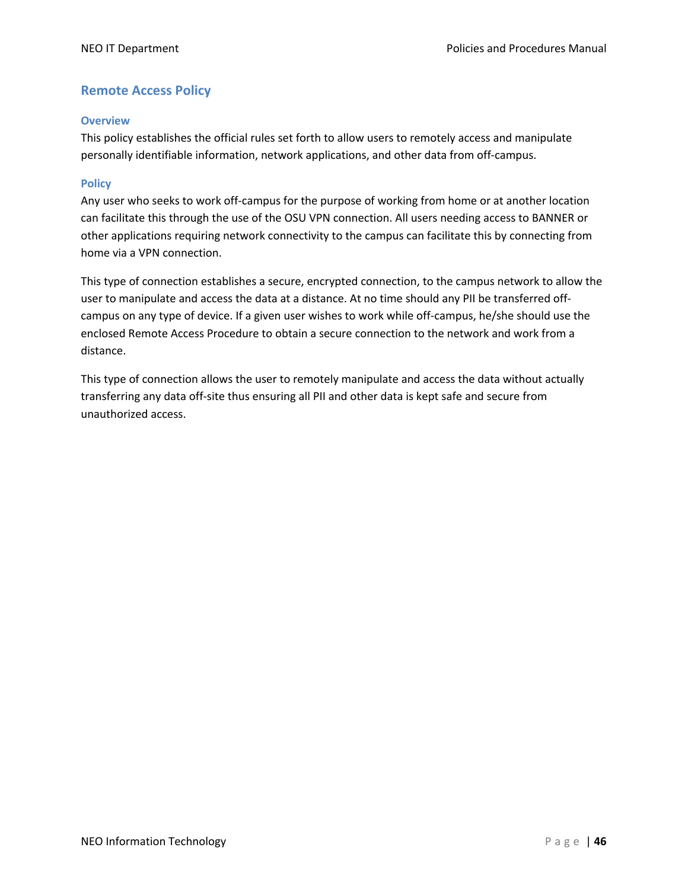## Remote Access Policy

### Overview

This policy establishes the official rules set forth to allow users to remotely access and manipulate personally identifiable information, network applications, and other data from off-campus.

### Policy

Any user who seeks to work off-campus for the purpose of working from home or at another location can facilitate this through the use of the OSU VPN connection. All users needing access to BANNER or other applications requiring network connectivity to the campus can facilitate this by connecting from home via a VPN connection.

This type of connection establishes a secure, encrypted connection, to the campus network to allow the user to manipulate and access the data at a distance. At no time should any PII be transferred off-campus on any type of device. If a given user wishes to work while off-campus, he/she should use the enclosed Remote Access Procedure to obtain a secure connection to the network and work from a distance.

This type of connection allows the user to remotely manipulate and access the data without actually transferring any data off-site thus ensuring all PII and other data is kept safe and secure from unauthorized access.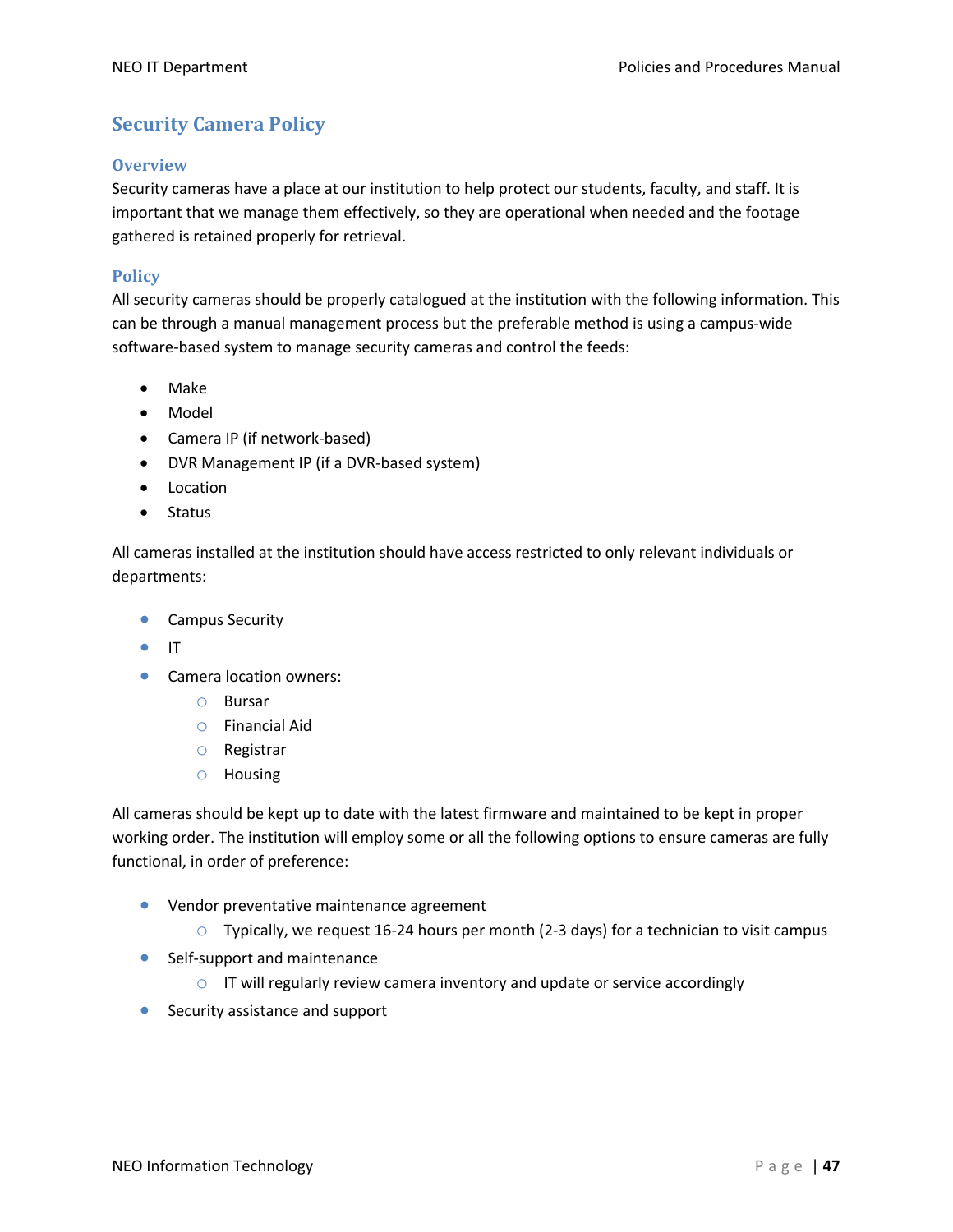## Security Camera Policy

### Overview

Security cameras have a place at our institution to help protect our students, faculty, and staff. It is important that we manage them effectively, so they are operational when needed and the footage gathered is retained properly for retrieval.

### Policy

All security cameras should be properly catalogued at the institution with the following information. This can be through a manual management process but the preferable method is using a campus-wide software-based system to manage security cameras and control the feeds:

- Make
- Model
- Camera IP (if network-based)
- DVR Management IP (if a DVR-based system)
- Location
- Status

All cameras installed at the institution should have access restricted to only relevant individuals or departments:

- Campus Security
- IT
- Camera location owners:
  - Bursar
  - Financial Aid
  - Registrar
  - Housing

All cameras should be kept up to date with the latest firmware and maintained to be kept in proper working order. The institution will employ some or all the following options to ensure cameras are fully functional, in order of preference:

- Vendor preventative maintenance agreement
  - Typically, we request 16-24 hours per month (2-3 days) for a technician to visit campus
- Self-support and maintenance
  - IT will regularly review camera inventory and update or service accordingly
- Security assistance and support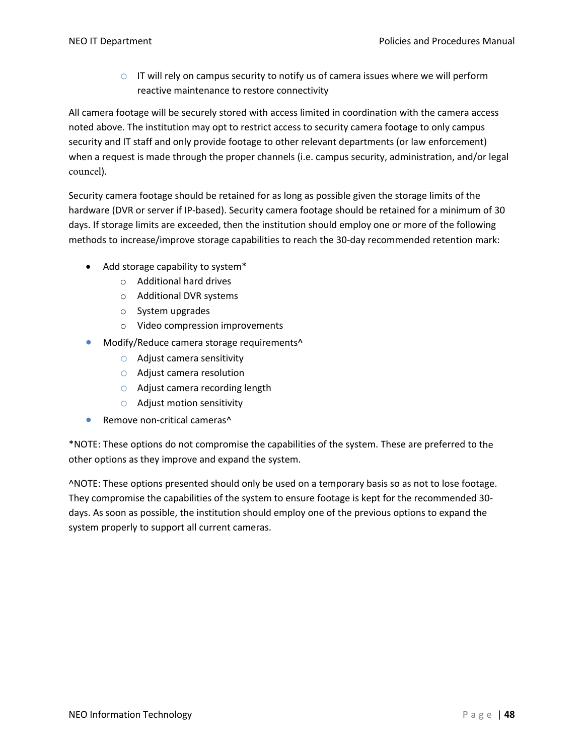- IT will rely on campus security to notify us of camera issues where we will perform reactive maintenance to restore connectivity

All camera footage will be securely stored with access limited in coordination with the camera access noted above. The institution may opt to restrict access to security camera footage to only campus security and IT staff and only provide footage to other relevant departments (or law enforcement) when a request is made through the proper channels (i.e. campus security, administration, and/or legal councel).

Security camera footage should be retained for as long as possible given the storage limits of the hardware (DVR or server if IP-based). Security camera footage should be retained for a minimum of 30 days. If storage limits are exceeded, then the institution should employ one or more of the following methods to increase/improve storage capabilities to reach the 30-day recommended retention mark:

- Add storage capability to system*
  - Additional hard drives
  - Additional DVR systems
  - System upgrades
  - Video compression improvements
- Modify/Reduce camera storage requirements^
  - Adjust camera sensitivity
  - Adjust camera resolution
  - Adjust camera recording length
  - Adjust motion sensitivity
- Remove non-critical cameras^

*NOTE: These options do not compromise the capabilities of the system. These are preferred to the other options as they improve and expand the system.

^NOTE: These options presented should only be used on a temporary basis so as not to lose footage. They compromise the capabilities of the system to ensure footage is kept for the recommended 30-days. As soon as possible, the institution should employ one of the previous options to expand the system properly to support all current cameras.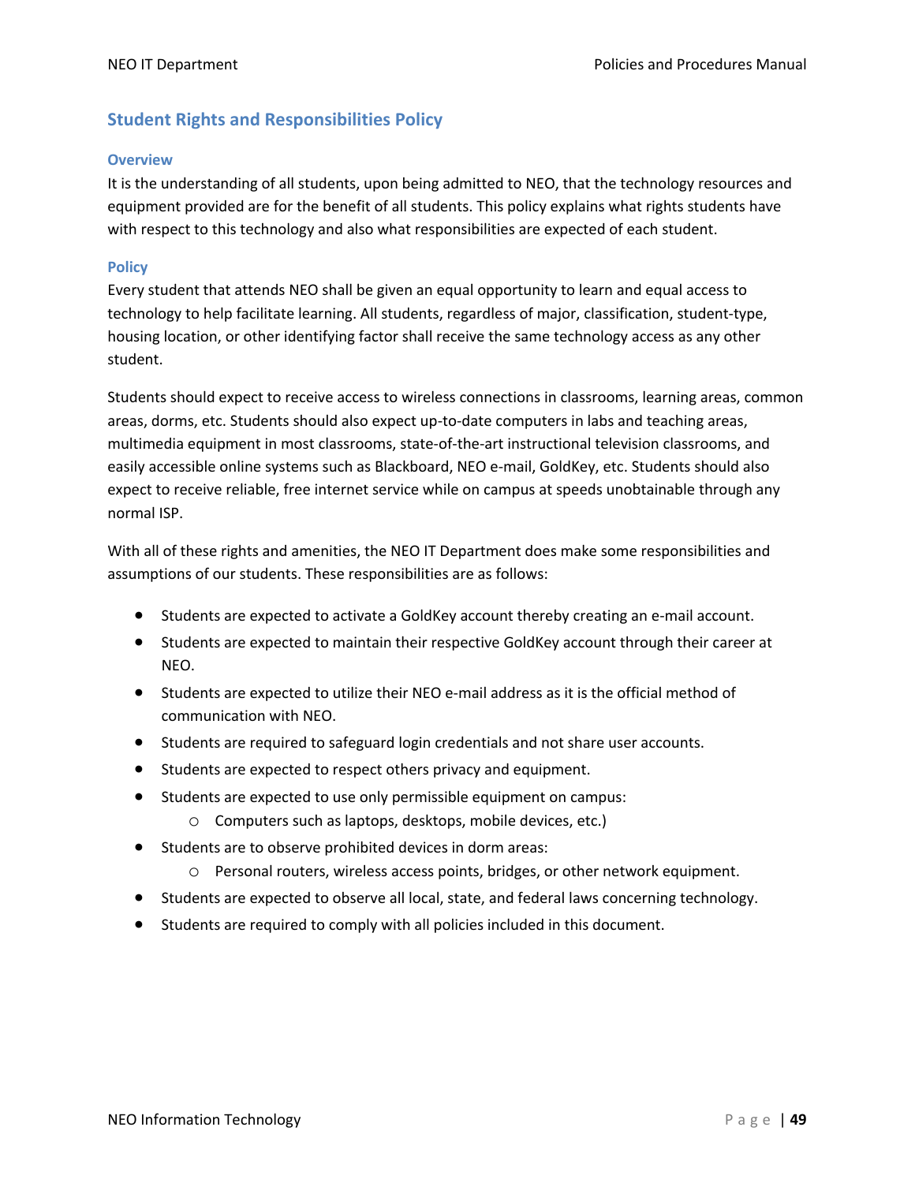## Student Rights and Responsibilities Policy

### Overview

It is the understanding of all students, upon being admitted to NEO, that the technology resources and equipment provided are for the benefit of all students. This policy explains what rights students have with respect to this technology and also what responsibilities are expected of each student.

### Policy

Every student that attends NEO shall be given an equal opportunity to learn and equal access to technology to help facilitate learning. All students, regardless of major, classification, student-type, housing location, or other identifying factor shall receive the same technology access as any other student.

Students should expect to receive access to wireless connections in classrooms, learning areas, common areas, dorms, etc. Students should also expect up-to-date computers in labs and teaching areas, multimedia equipment in most classrooms, state-of-the-art instructional television classrooms, and easily accessible online systems such as Blackboard, NEO e-mail, GoldKey, etc. Students should also expect to receive reliable, free internet service while on campus at speeds unobtainable through any normal ISP.

With all of these rights and amenities, the NEO IT Department does make some responsibilities and assumptions of our students. These responsibilities are as follows:

- Students are expected to activate a GoldKey account thereby creating an e-mail account.
- Students are expected to maintain their respective GoldKey account through their career at NEO.
- Students are expected to utilize their NEO e-mail address as it is the official method of communication with NEO.
- Students are required to safeguard login credentials and not share user accounts.
- Students are expected to respect others privacy and equipment.
- Students are expected to use only permissible equipment on campus:
  - Computers such as laptops, desktops, mobile devices, etc.)
- Students are to observe prohibited devices in dorm areas:
  - Personal routers, wireless access points, bridges, or other network equipment.
- Students are expected to observe all local, state, and federal laws concerning technology.
- Students are required to comply with all policies included in this document.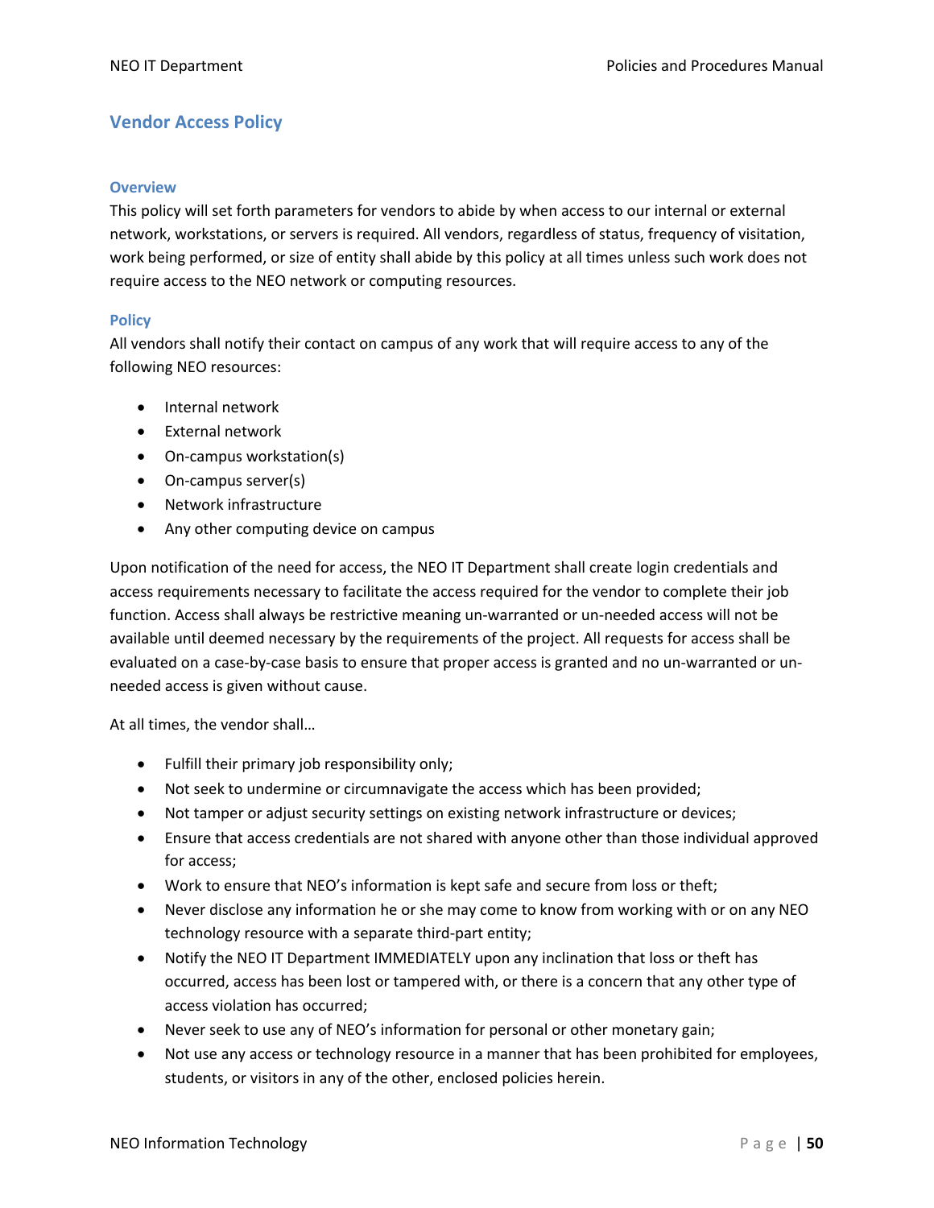## Vendor Access Policy

### Overview

This policy will set forth parameters for vendors to abide by when access to our internal or external network, workstations, or servers is required. All vendors, regardless of status, frequency of visitation, work being performed, or size of entity shall abide by this policy at all times unless such work does not require access to the NEO network or computing resources.

### Policy

All vendors shall notify their contact on campus of any work that will require access to any of the following NEO resources:

- Internal network
- External network
- On-campus workstation(s)
- On-campus server(s)
- Network infrastructure
- Any other computing device on campus

Upon notification of the need for access, the NEO IT Department shall create login credentials and access requirements necessary to facilitate the access required for the vendor to complete their job function. Access shall always be restrictive meaning un-warranted or un-needed access will not be available until deemed necessary by the requirements of the project. All requests for access shall be evaluated on a case-by-case basis to ensure that proper access is granted and no un-warranted or un-needed access is given without cause.

At all times, the vendor shall…

- Fulfill their primary job responsibility only;
- Not seek to undermine or circumnavigate the access which has been provided;
- Not tamper or adjust security settings on existing network infrastructure or devices;
- Ensure that access credentials are not shared with anyone other than those individual approved for access;
- Work to ensure that NEO's information is kept safe and secure from loss or theft;
- Never disclose any information he or she may come to know from working with or on any NEO technology resource with a separate third-part entity;
- Notify the NEO IT Department IMMEDIATELY upon any inclination that loss or theft has occurred, access has been lost or tampered with, or there is a concern that any other type of access violation has occurred;
- Never seek to use any of NEO's information for personal or other monetary gain;
- Not use any access or technology resource in a manner that has been prohibited for employees, students, or visitors in any of the other, enclosed policies herein.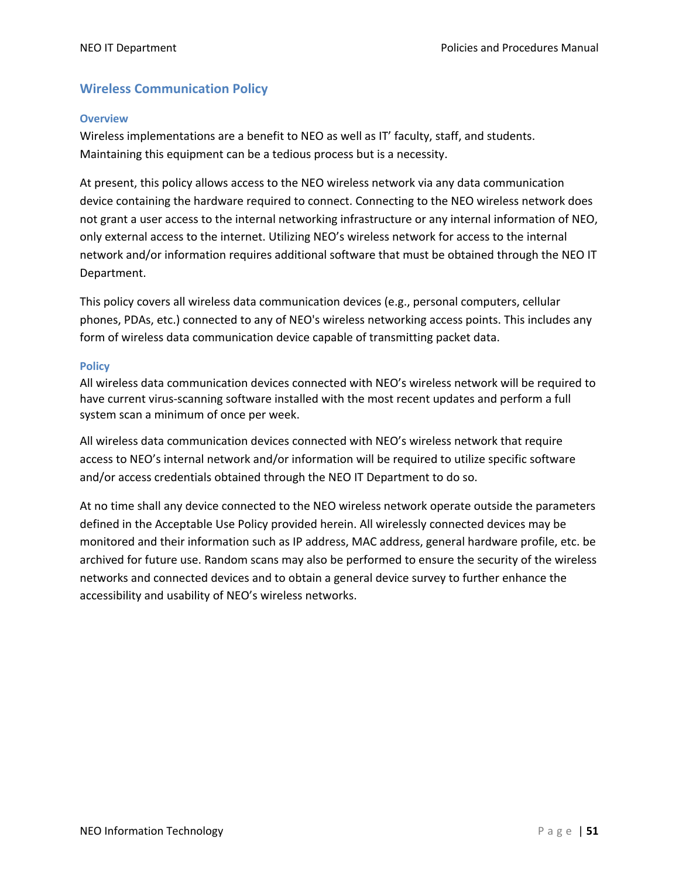## Wireless Communication Policy

### Overview

Wireless implementations are a benefit to NEO as well as IT' faculty, staff, and students. Maintaining this equipment can be a tedious process but is a necessity.

At present, this policy allows access to the NEO wireless network via any data communication device containing the hardware required to connect. Connecting to the NEO wireless network does not grant a user access to the internal networking infrastructure or any internal information of NEO, only external access to the internet. Utilizing NEO's wireless network for access to the internal network and/or information requires additional software that must be obtained through the NEO IT Department.

This policy covers all wireless data communication devices (e.g., personal computers, cellular phones, PDAs, etc.) connected to any of NEO's wireless networking access points. This includes any form of wireless data communication device capable of transmitting packet data.

### Policy

All wireless data communication devices connected with NEO's wireless network will be required to have current virus-scanning software installed with the most recent updates and perform a full system scan a minimum of once per week.

All wireless data communication devices connected with NEO's wireless network that require access to NEO's internal network and/or information will be required to utilize specific software and/or access credentials obtained through the NEO IT Department to do so.

At no time shall any device connected to the NEO wireless network operate outside the parameters defined in the Acceptable Use Policy provided herein. All wirelessly connected devices may be monitored and their information such as IP address, MAC address, general hardware profile, etc. be archived for future use. Random scans may also be performed to ensure the security of the wireless networks and connected devices and to obtain a general device survey to further enhance the accessibility and usability of NEO's wireless networks.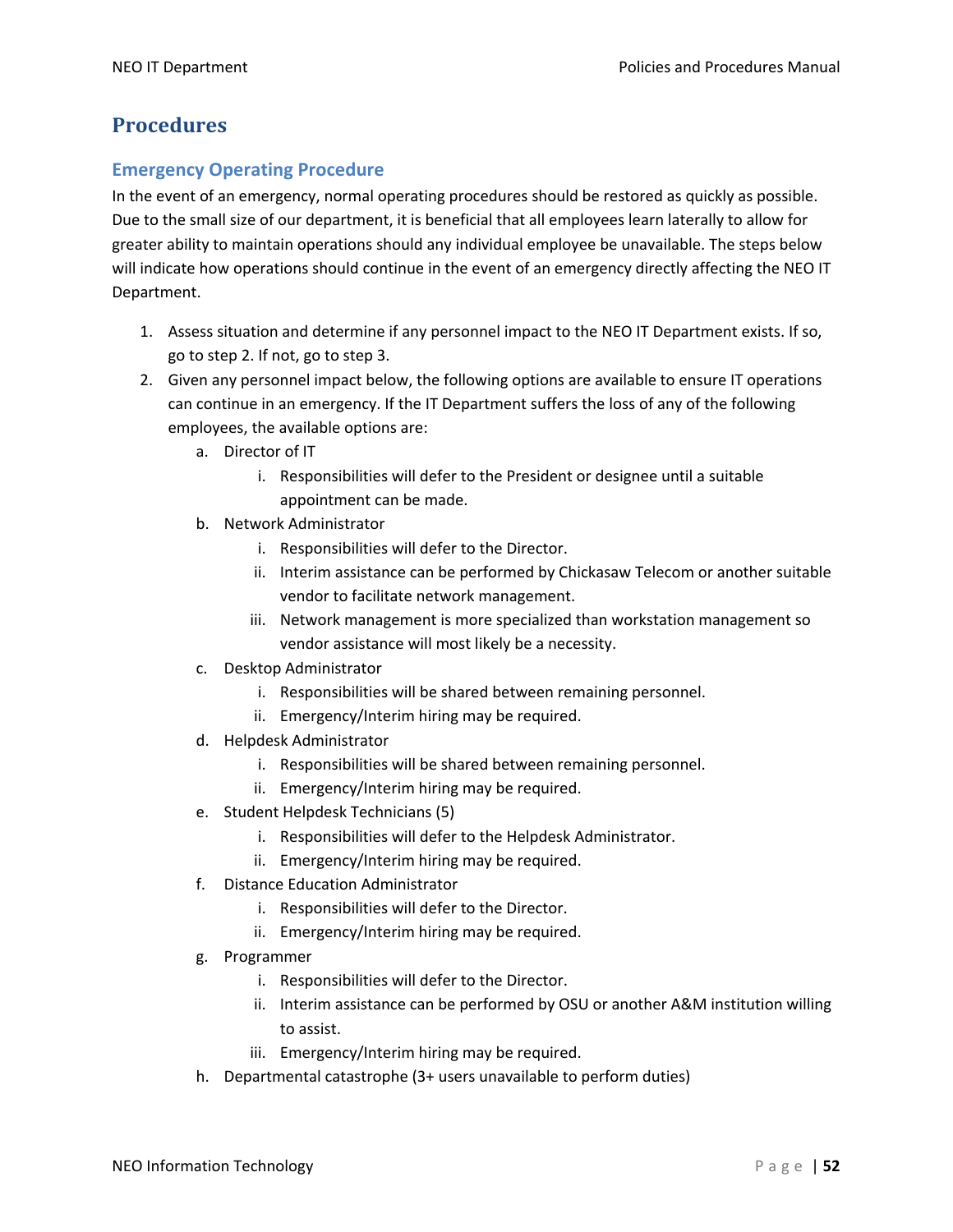# Procedures

## Emergency Operating Procedure

In the event of an emergency, normal operating procedures should be restored as quickly as possible. Due to the small size of our department, it is beneficial that all employees learn laterally to allow for greater ability to maintain operations should any individual employee be unavailable. The steps below will indicate how operations should continue in the event of an emergency directly affecting the NEO IT Department.

1. Assess situation and determine if any personnel impact to the NEO IT Department exists. If so, go to step 2. If not, go to step 3.
2. Given any personnel impact below, the following options are available to ensure IT operations can continue in an emergency. If the IT Department suffers the loss of any of the following employees, the available options are:
    a. Director of IT
        i. Responsibilities will defer to the President or designee until a suitable appointment can be made.
    b. Network Administrator
        i. Responsibilities will defer to the Director.
        ii. Interim assistance can be performed by Chickasaw Telecom or another suitable vendor to facilitate network management.
        iii. Network management is more specialized than workstation management so vendor assistance will most likely be a necessity.
    c. Desktop Administrator
        i. Responsibilities will be shared between remaining personnel.
        ii. Emergency/Interim hiring may be required.
    d. Helpdesk Administrator
        i. Responsibilities will be shared between remaining personnel.
        ii. Emergency/Interim hiring may be required.
    e. Student Helpdesk Technicians (5)
        i. Responsibilities will defer to the Helpdesk Administrator.
        ii. Emergency/Interim hiring may be required.
    f. Distance Education Administrator
        i. Responsibilities will defer to the Director.
        ii. Emergency/Interim hiring may be required.
    g. Programmer
        i. Responsibilities will defer to the Director.
        ii. Interim assistance can be performed by OSU or another A&M institution willing to assist.
        iii. Emergency/Interim hiring may be required.
    h. Departmental catastrophe (3+ users unavailable to perform duties)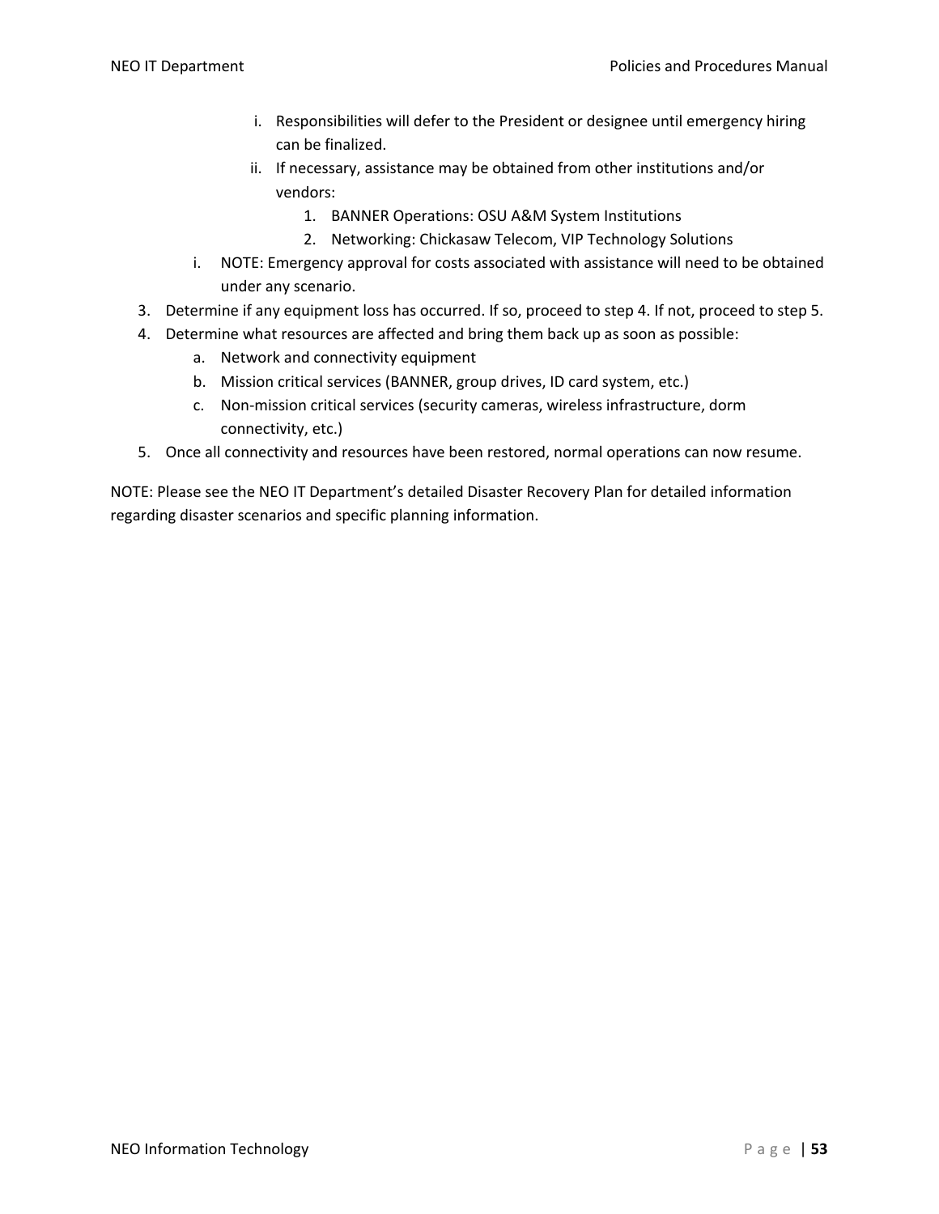i. Responsibilities will defer to the President or designee until emergency hiring can be finalized.
            ii. If necessary, assistance may be obtained from other institutions and/or vendors:
                1. BANNER Operations: OSU A&M System Institutions
                2. Networking: Chickasaw Telecom, VIP Technology Solutions
        i. NOTE: Emergency approval for costs associated with assistance will need to be obtained under any scenario.

3. Determine if any equipment loss has occurred. If so, proceed to step 4. If not, proceed to step 5.
4. Determine what resources are affected and bring them back up as soon as possible:
    a. Network and connectivity equipment
    b. Mission critical services (BANNER, group drives, ID card system, etc.)
    c. Non-mission critical services (security cameras, wireless infrastructure, dorm connectivity, etc.)
5. Once all connectivity and resources have been restored, normal operations can now resume.

NOTE: Please see the NEO IT Department's detailed Disaster Recovery Plan for detailed information regarding disaster scenarios and specific planning information.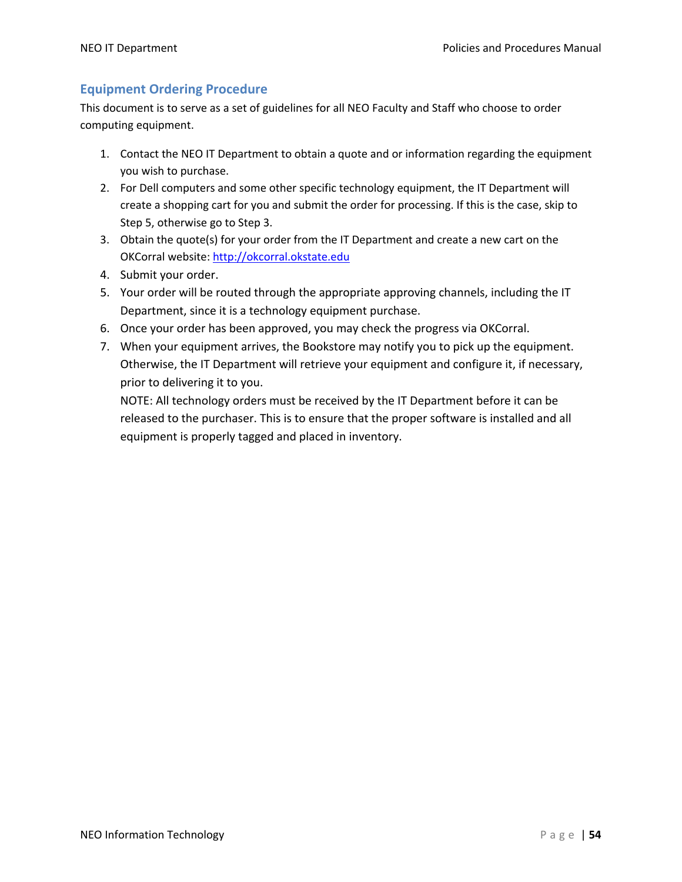## Equipment Ordering Procedure

This document is to serve as a set of guidelines for all NEO Faculty and Staff who choose to order computing equipment.

1. Contact the NEO IT Department to obtain a quote and or information regarding the equipment you wish to purchase.
2. For Dell computers and some other specific technology equipment, the IT Department will create a shopping cart for you and submit the order for processing. If this is the case, skip to Step 5, otherwise go to Step 3.
3. Obtain the quote(s) for your order from the IT Department and create a new cart on the OKCorral website: [http://okcorral.okstate.edu](http://okcorral.okstate.edu)
4. Submit your order.
5. Your order will be routed through the appropriate approving channels, including the IT Department, since it is a technology equipment purchase.
6. Once your order has been approved, you may check the progress via OKCorral.
7. When your equipment arrives, the Bookstore may notify you to pick up the equipment. Otherwise, the IT Department will retrieve your equipment and configure it, if necessary, prior to delivering it to you.
   NOTE: All technology orders must be received by the IT Department before it can be released to the purchaser. This is to ensure that the proper software is installed and all equipment is properly tagged and placed in inventory.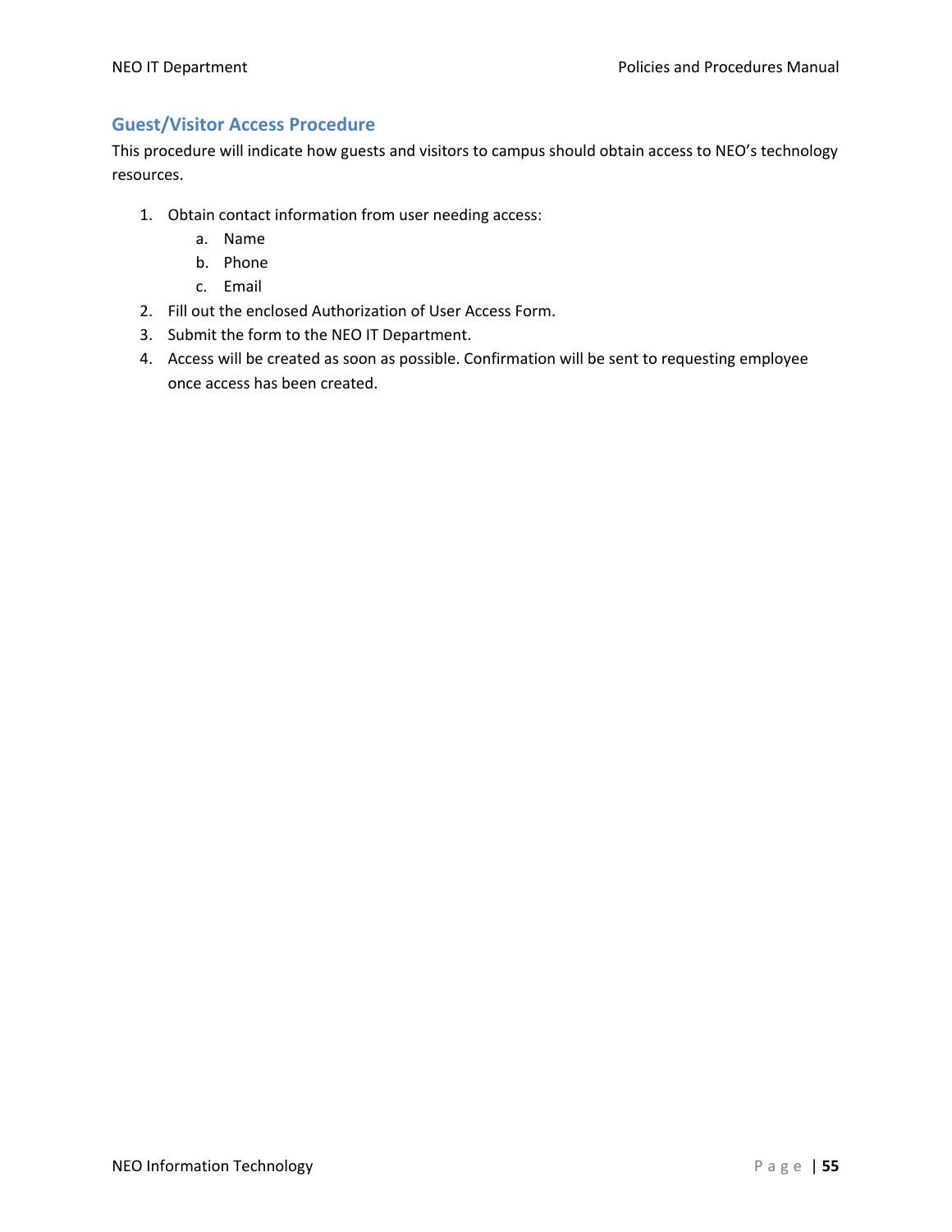## Guest/Visitor Access Procedure

This procedure will indicate how guests and visitors to campus should obtain access to NEO's technology resources.

1. Obtain contact information from user needing access:
   a. Name
   b. Phone
   c. Email
2. Fill out the enclosed Authorization of User Access Form.
3. Submit the form to the NEO IT Department.
4. Access will be created as soon as possible. Confirmation will be sent to requesting employee once access has been created.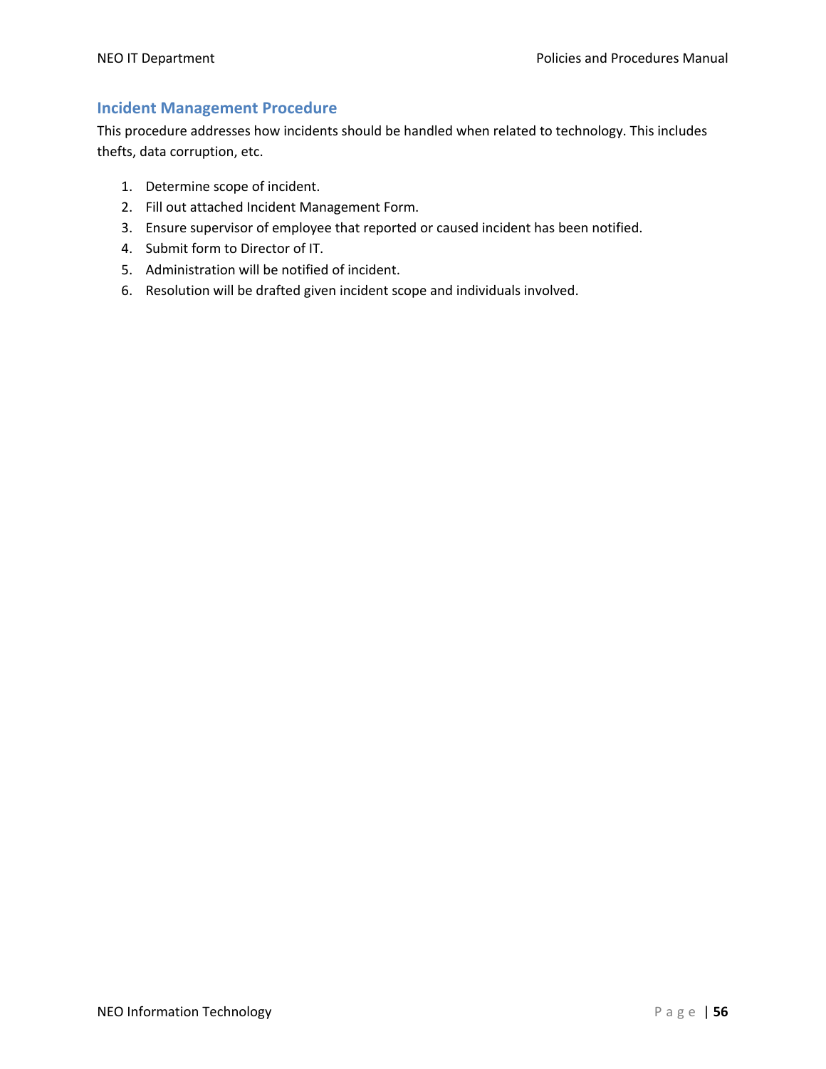## Incident Management Procedure

This procedure addresses how incidents should be handled when related to technology. This includes thefts, data corruption, etc.

1. Determine scope of incident.
2. Fill out attached Incident Management Form.
3. Ensure supervisor of employee that reported or caused incident has been notified.
4. Submit form to Director of IT.
5. Administration will be notified of incident.
6. Resolution will be drafted given incident scope and individuals involved.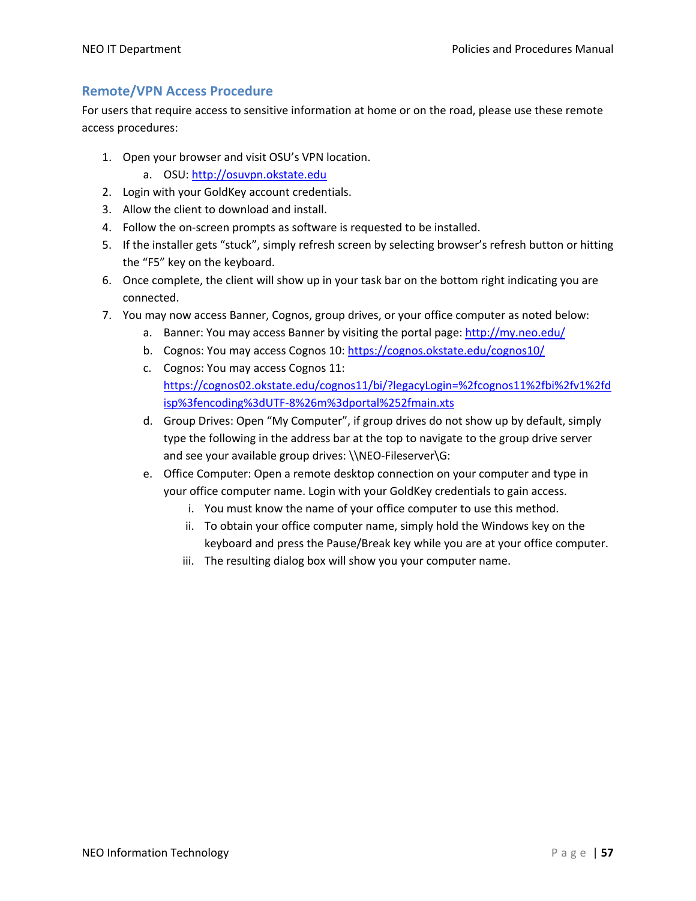## Remote/VPN Access Procedure

For users that require access to sensitive information at home or on the road, please use these remote access procedures:

1. Open your browser and visit OSU's VPN location.
   a. OSU: http://osuvpn.okstate.edu
2. Login with your GoldKey account credentials.
3. Allow the client to download and install.
4. Follow the on-screen prompts as software is requested to be installed.
5. If the installer gets "stuck", simply refresh screen by selecting browser's refresh button or hitting the "F5" key on the keyboard.
6. Once complete, the client will show up in your task bar on the bottom right indicating you are connected.
7. You may now access Banner, Cognos, group drives, or your office computer as noted below:
   a. Banner: You may access Banner by visiting the portal page: http://my.neo.edu/
   b. Cognos: You may access Cognos 10: https://cognos.okstate.edu/cognos10/
   c. Cognos: You may access Cognos 11: https://cognos02.okstate.edu/cognos11/bi/?legacyLogin=%2fcognos11%2fbi%2fv1%2fdisp%3fencoding%3dUTF-8%26m%3dportal%252fmain.xts
   d. Group Drives: Open "My Computer", if group drives do not show up by default, simply type the following in the address bar at the top to navigate to the group drive server and see your available group drives: \\NEO-Fileserver\G:
   e. Office Computer: Open a remote desktop connection on your computer and type in your office computer name. Login with your GoldKey credentials to gain access.
      i. You must know the name of your office computer to use this method.
      ii. To obtain your office computer name, simply hold the Windows key on the keyboard and press the Pause/Break key while you are at your office computer.
      iii. The resulting dialog box will show you your computer name.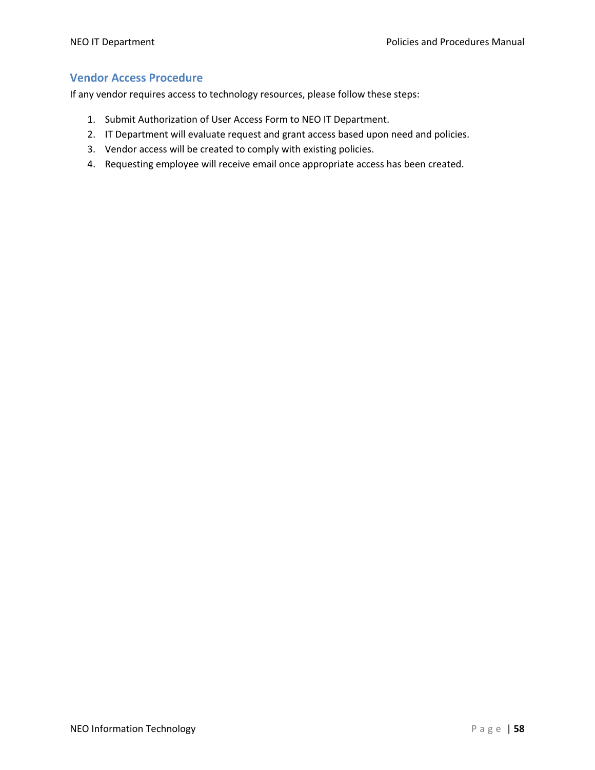## Vendor Access Procedure

If any vendor requires access to technology resources, please follow these steps:

1. Submit Authorization of User Access Form to NEO IT Department.
2. IT Department will evaluate request and grant access based upon need and policies.
3. Vendor access will be created to comply with existing policies.
4. Requesting employee will receive email once appropriate access has been created.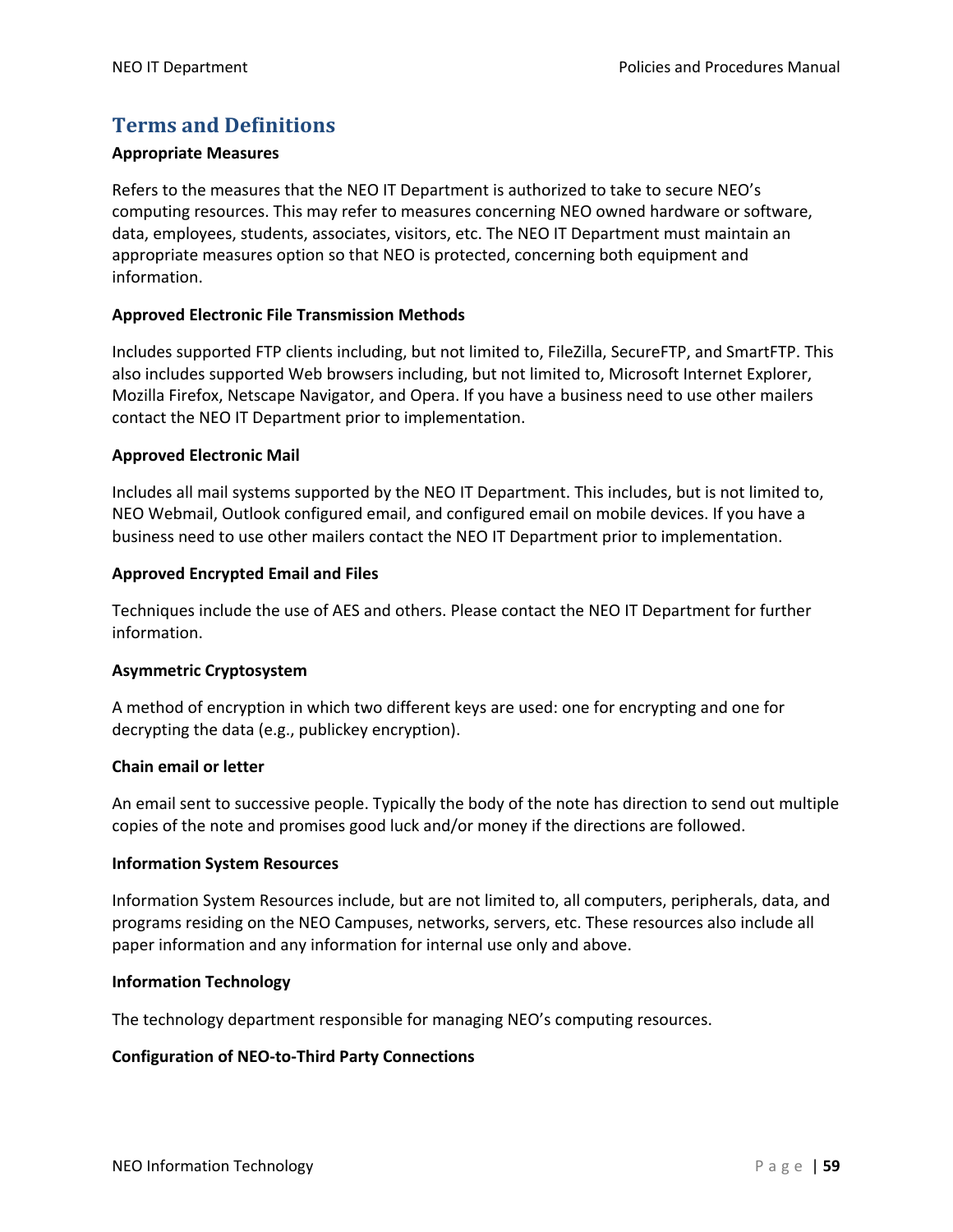## Terms and Definitions

**Appropriate Measures**

Refers to the measures that the NEO IT Department is authorized to take to secure NEO's computing resources. This may refer to measures concerning NEO owned hardware or software, data, employees, students, associates, visitors, etc. The NEO IT Department must maintain an appropriate measures option so that NEO is protected, concerning both equipment and information.

**Approved Electronic File Transmission Methods**

Includes supported FTP clients including, but not limited to, FileZilla, SecureFTP, and SmartFTP. This also includes supported Web browsers including, but not limited to, Microsoft Internet Explorer, Mozilla Firefox, Netscape Navigator, and Opera. If you have a business need to use other mailers contact the NEO IT Department prior to implementation.

**Approved Electronic Mail**

Includes all mail systems supported by the NEO IT Department. This includes, but is not limited to, NEO Webmail, Outlook configured email, and configured email on mobile devices. If you have a business need to use other mailers contact the NEO IT Department prior to implementation.

**Approved Encrypted Email and Files**

Techniques include the use of AES and others. Please contact the NEO IT Department for further information.

**Asymmetric Cryptosystem**

A method of encryption in which two different keys are used: one for encrypting and one for decrypting the data (e.g., publickey encryption).

**Chain email or letter**

An email sent to successive people. Typically the body of the note has direction to send out multiple copies of the note and promises good luck and/or money if the directions are followed.

**Information System Resources**

Information System Resources include, but are not limited to, all computers, peripherals, data, and programs residing on the NEO Campuses, networks, servers, etc. These resources also include all paper information and any information for internal use only and above.

**Information Technology**

The technology department responsible for managing NEO's computing resources.

**Configuration of NEO-to-Third Party Connections**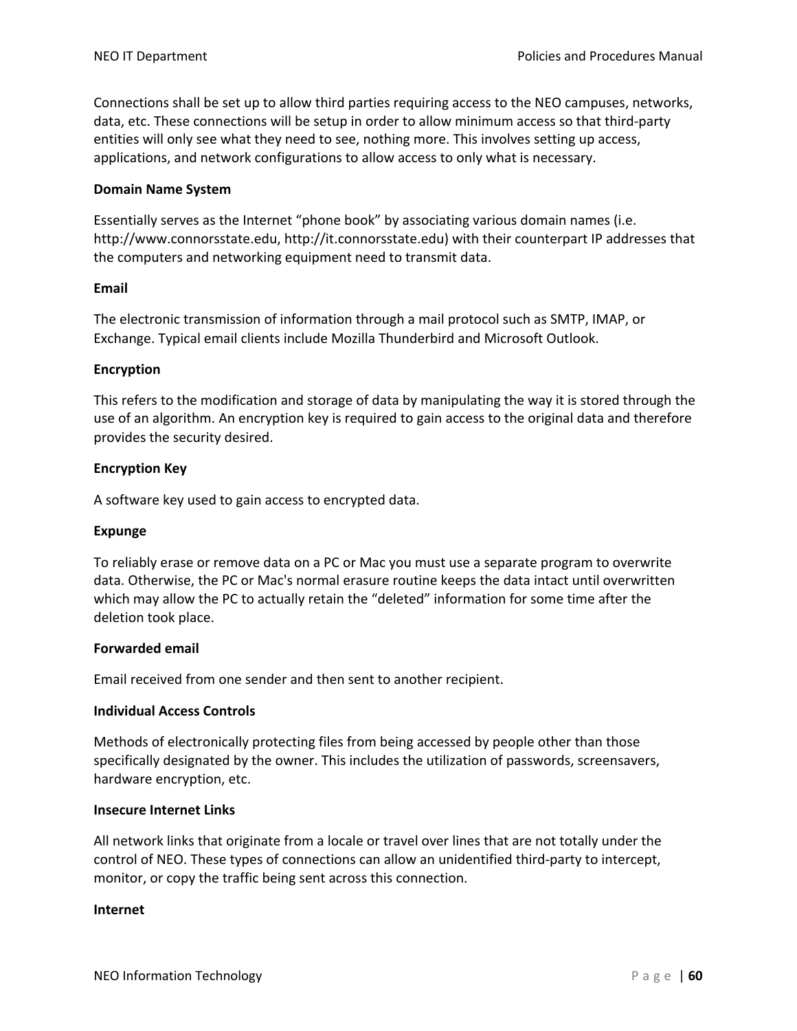Connections shall be set up to allow third parties requiring access to the NEO campuses, networks, data, etc. These connections will be setup in order to allow minimum access so that third-party entities will only see what they need to see, nothing more. This involves setting up access, applications, and network configurations to allow access to only what is necessary.

**Domain Name System**

Essentially serves as the Internet “phone book” by associating various domain names (i.e. http://www.connorsstate.edu, http://it.connorsstate.edu) with their counterpart IP addresses that the computers and networking equipment need to transmit data.

**Email**

The electronic transmission of information through a mail protocol such as SMTP, IMAP, or Exchange. Typical email clients include Mozilla Thunderbird and Microsoft Outlook.

**Encryption**

This refers to the modification and storage of data by manipulating the way it is stored through the use of an algorithm. An encryption key is required to gain access to the original data and therefore provides the security desired.

**Encryption Key**

A software key used to gain access to encrypted data.

**Expunge**

To reliably erase or remove data on a PC or Mac you must use a separate program to overwrite data. Otherwise, the PC or Mac's normal erasure routine keeps the data intact until overwritten which may allow the PC to actually retain the “deleted” information for some time after the deletion took place.

**Forwarded email**

Email received from one sender and then sent to another recipient.

**Individual Access Controls**

Methods of electronically protecting files from being accessed by people other than those specifically designated by the owner. This includes the utilization of passwords, screensavers, hardware encryption, etc.

**Insecure Internet Links**

All network links that originate from a locale or travel over lines that are not totally under the control of NEO. These types of connections can allow an unidentified third-party to intercept, monitor, or copy the traffic being sent across this connection.

**Internet**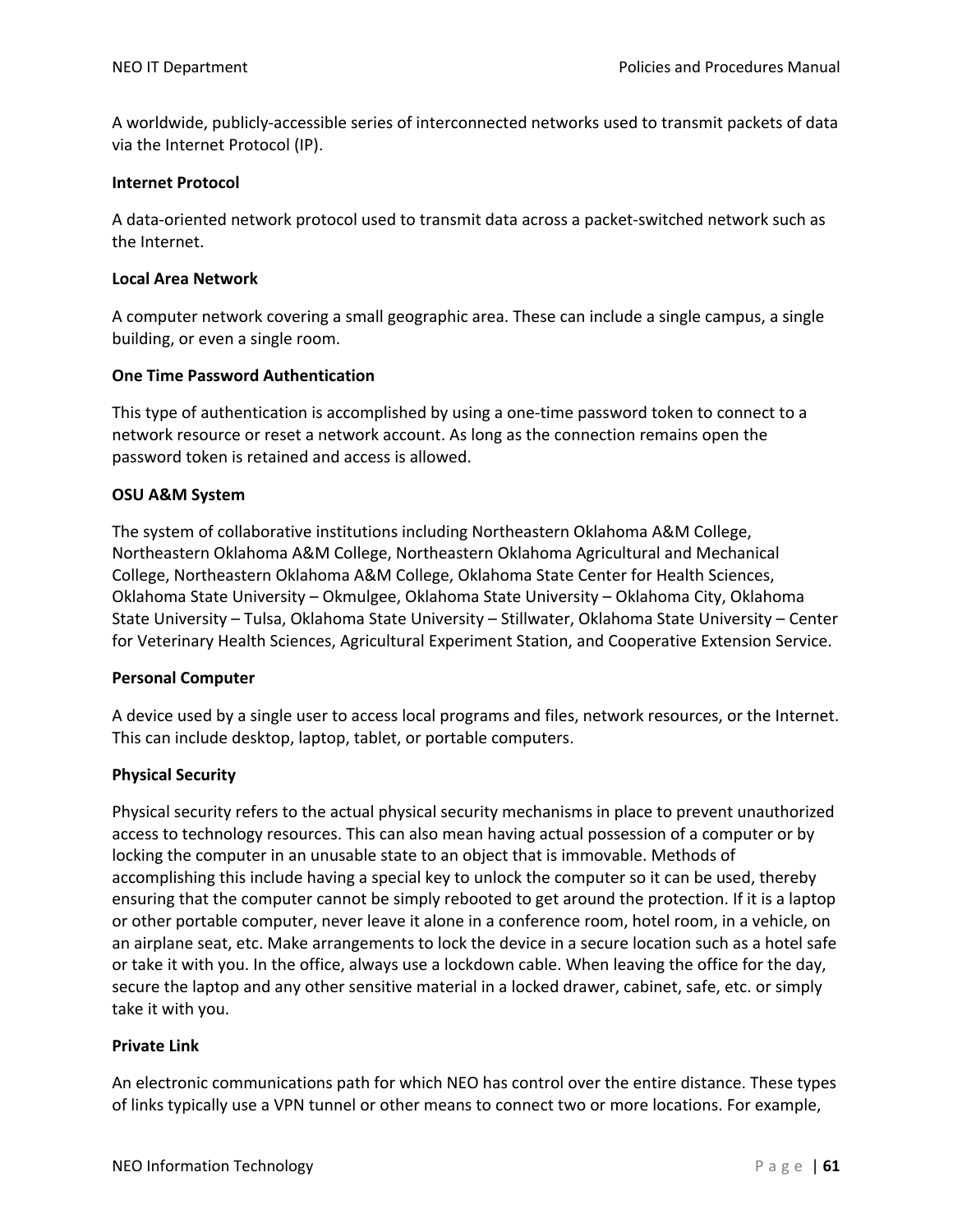A worldwide, publicly-accessible series of interconnected networks used to transmit packets of data via the Internet Protocol (IP).

**Internet Protocol**

A data-oriented network protocol used to transmit data across a packet-switched network such as the Internet.

**Local Area Network**

A computer network covering a small geographic area. These can include a single campus, a single building, or even a single room.

**One Time Password Authentication**

This type of authentication is accomplished by using a one-time password token to connect to a network resource or reset a network account. As long as the connection remains open the password token is retained and access is allowed.

**OSU A&M System**

The system of collaborative institutions including Northeastern Oklahoma A&M College, Northeastern Oklahoma A&M College, Northeastern Oklahoma Agricultural and Mechanical College, Northeastern Oklahoma A&M College, Oklahoma State Center for Health Sciences, Oklahoma State University – Okmulgee, Oklahoma State University – Oklahoma City, Oklahoma State University – Tulsa, Oklahoma State University – Stillwater, Oklahoma State University – Center for Veterinary Health Sciences, Agricultural Experiment Station, and Cooperative Extension Service.

**Personal Computer**

A device used by a single user to access local programs and files, network resources, or the Internet. This can include desktop, laptop, tablet, or portable computers.

**Physical Security**

Physical security refers to the actual physical security mechanisms in place to prevent unauthorized access to technology resources. This can also mean having actual possession of a computer or by locking the computer in an unusable state to an object that is immovable. Methods of accomplishing this include having a special key to unlock the computer so it can be used, thereby ensuring that the computer cannot be simply rebooted to get around the protection. If it is a laptop or other portable computer, never leave it alone in a conference room, hotel room, in a vehicle, on an airplane seat, etc. Make arrangements to lock the device in a secure location such as a hotel safe or take it with you. In the office, always use a lockdown cable. When leaving the office for the day, secure the laptop and any other sensitive material in a locked drawer, cabinet, safe, etc. or simply take it with you.

**Private Link**

An electronic communications path for which NEO has control over the entire distance. These types of links typically use a VPN tunnel or other means to connect two or more locations. For example,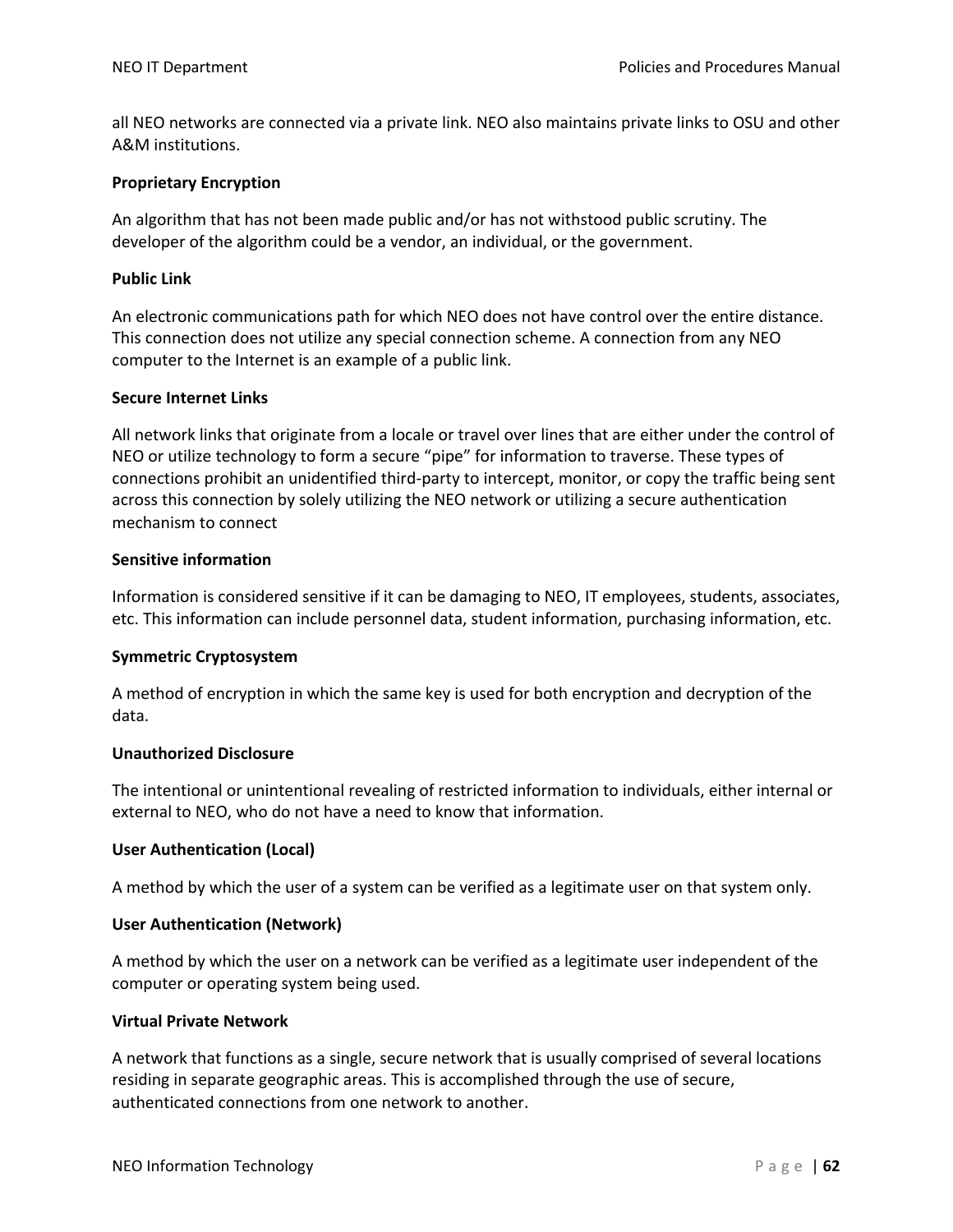all NEO networks are connected via a private link. NEO also maintains private links to OSU and other A&M institutions.

**Proprietary Encryption**

An algorithm that has not been made public and/or has not withstood public scrutiny. The developer of the algorithm could be a vendor, an individual, or the government.

**Public Link**

An electronic communications path for which NEO does not have control over the entire distance. This connection does not utilize any special connection scheme. A connection from any NEO computer to the Internet is an example of a public link.

**Secure Internet Links**

All network links that originate from a locale or travel over lines that are either under the control of NEO or utilize technology to form a secure "pipe" for information to traverse. These types of connections prohibit an unidentified third-party to intercept, monitor, or copy the traffic being sent across this connection by solely utilizing the NEO network or utilizing a secure authentication mechanism to connect

**Sensitive information**

Information is considered sensitive if it can be damaging to NEO, IT employees, students, associates, etc. This information can include personnel data, student information, purchasing information, etc.

**Symmetric Cryptosystem**

A method of encryption in which the same key is used for both encryption and decryption of the data.

**Unauthorized Disclosure**

The intentional or unintentional revealing of restricted information to individuals, either internal or external to NEO, who do not have a need to know that information.

**User Authentication (Local)**

A method by which the user of a system can be verified as a legitimate user on that system only.

**User Authentication (Network)**

A method by which the user on a network can be verified as a legitimate user independent of the computer or operating system being used.

**Virtual Private Network**

A network that functions as a single, secure network that is usually comprised of several locations residing in separate geographic areas. This is accomplished through the use of secure, authenticated connections from one network to another.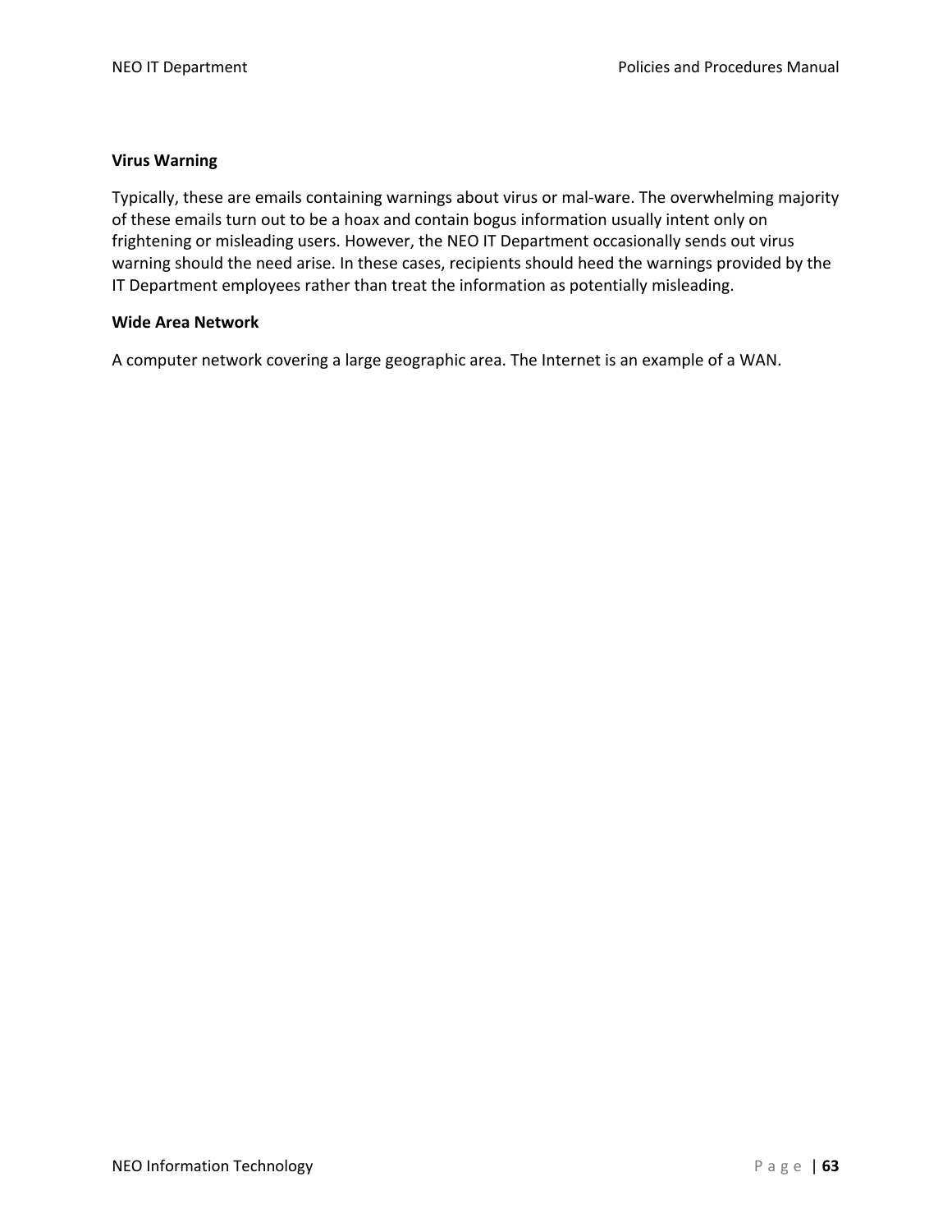**Virus Warning**

Typically, these are emails containing warnings about virus or mal-ware. The overwhelming majority of these emails turn out to be a hoax and contain bogus information usually intent only on frightening or misleading users. However, the NEO IT Department occasionally sends out virus warning should the need arise. In these cases, recipients should heed the warnings provided by the IT Department employees rather than treat the information as potentially misleading.

**Wide Area Network**

A computer network covering a large geographic area. The Internet is an example of a WAN.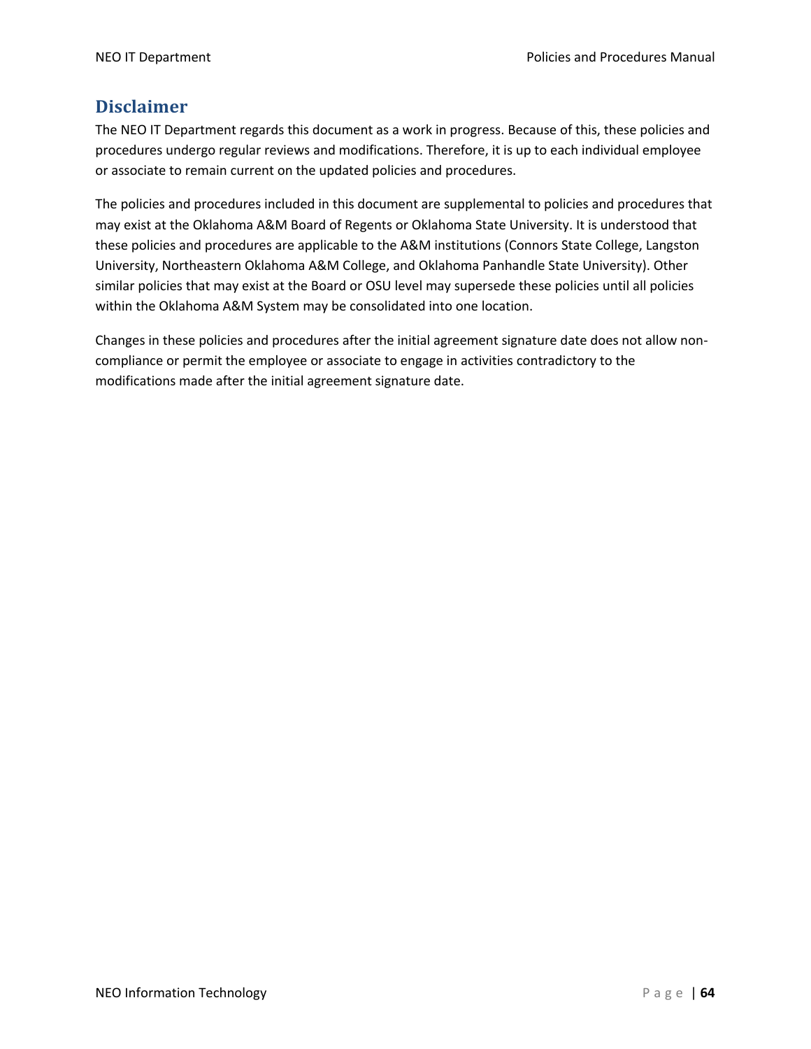## Disclaimer

The NEO IT Department regards this document as a work in progress. Because of this, these policies and procedures undergo regular reviews and modifications. Therefore, it is up to each individual employee or associate to remain current on the updated policies and procedures.

The policies and procedures included in this document are supplemental to policies and procedures that may exist at the Oklahoma A&M Board of Regents or Oklahoma State University. It is understood that these policies and procedures are applicable to the A&M institutions (Connors State College, Langston University, Northeastern Oklahoma A&M College, and Oklahoma Panhandle State University). Other similar policies that may exist at the Board or OSU level may supersede these policies until all policies within the Oklahoma A&M System may be consolidated into one location.

Changes in these policies and procedures after the initial agreement signature date does not allow non-compliance or permit the employee or associate to engage in activities contradictory to the modifications made after the initial agreement signature date.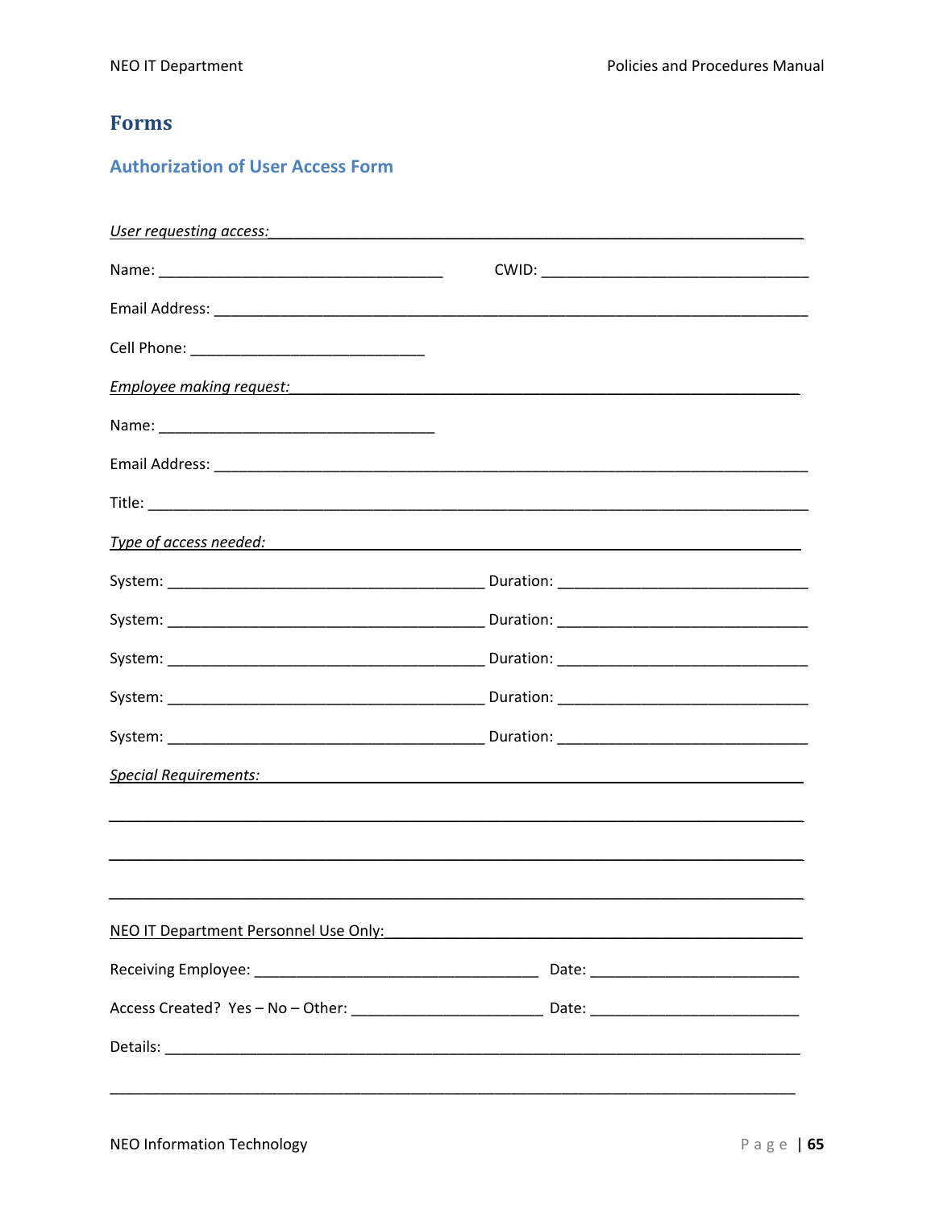# Forms

## Authorization of User Access Form

*User requesting access:*

Name: ______________________________ CWID: ______________________________

Email Address: ____________________________________________________________

Cell Phone: ________________________

*Employee making request:*

Name: ______________________________

Email Address: ____________________________________________________________

Title: ____________________________________________________________________

*Type of access needed:*

System: ________________________________ Duration: __________________________

System: ________________________________ Duration: __________________________

System: ________________________________ Duration: __________________________

System: ________________________________ Duration: __________________________

System: ________________________________ Duration: __________________________

*Special Requirements:*

__________________________________________________________________________

__________________________________________________________________________

__________________________________________________________________________

NEO IT Department Personnel Use Only:

Receiving Employee: ______________________________ Date: ______________________

Access Created? Yes – No – Other: ____________________ Date: ______________________

Details: ___________________________________________________________________

__________________________________________________________________________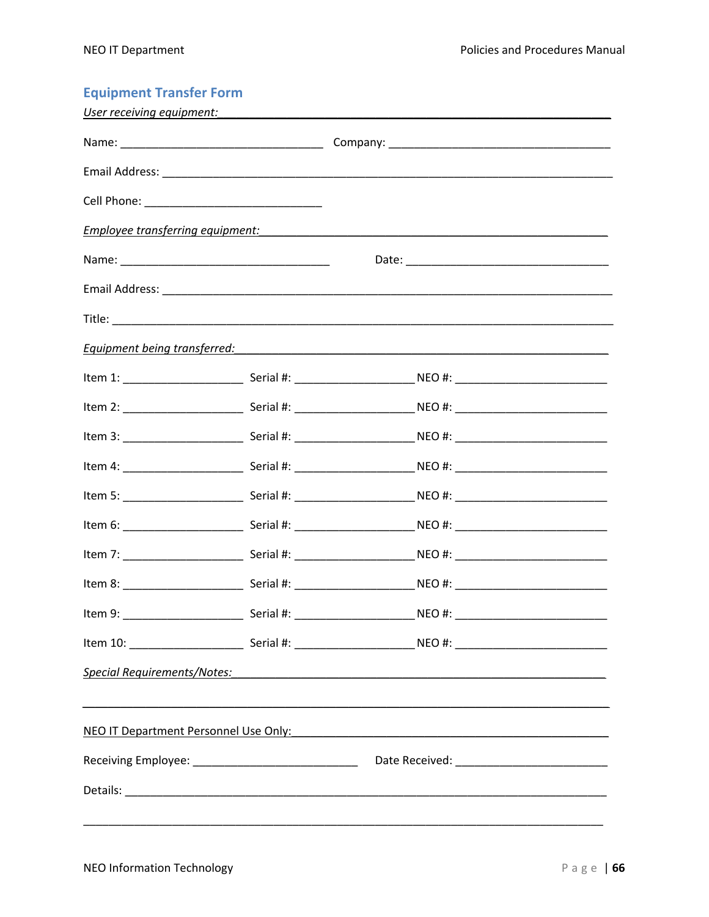## Equipment Transfer Form

*User receiving equipment:*

Name: ______________________________ Company: ________________________________

Email Address: ______________________________________________________________

Cell Phone: __________________________

*Employee transferring equipment:*

Name: ______________________________ Date: ______________________________

Email Address: ______________________________________________________________

Title: ______________________________________________________________________

*Equipment being transferred:*

Item 1: _________________ Serial #: _________________ NEO #: ______________________

Item 2: _________________ Serial #: _________________ NEO #: ______________________

Item 3: _________________ Serial #: _________________ NEO #: ______________________

Item 4: _________________ Serial #: _________________ NEO #: ______________________

Item 5: _________________ Serial #: _________________ NEO #: ______________________

Item 6: _________________ Serial #: _________________ NEO #: ______________________

Item 7: _________________ Serial #: _________________ NEO #: ______________________

Item 8: _________________ Serial #: _________________ NEO #: ______________________

Item 9: _________________ Serial #: _________________ NEO #: ______________________

Item 10: ________________ Serial #: _________________ NEO #: ______________________

*Special Requirements/Notes:*

_____________________________________________________________________________

NEO IT Department Personnel Use Only:

Receiving Employee: ________________________ Date Received: ______________________

Details: ____________________________________________________________________

_____________________________________________________________________________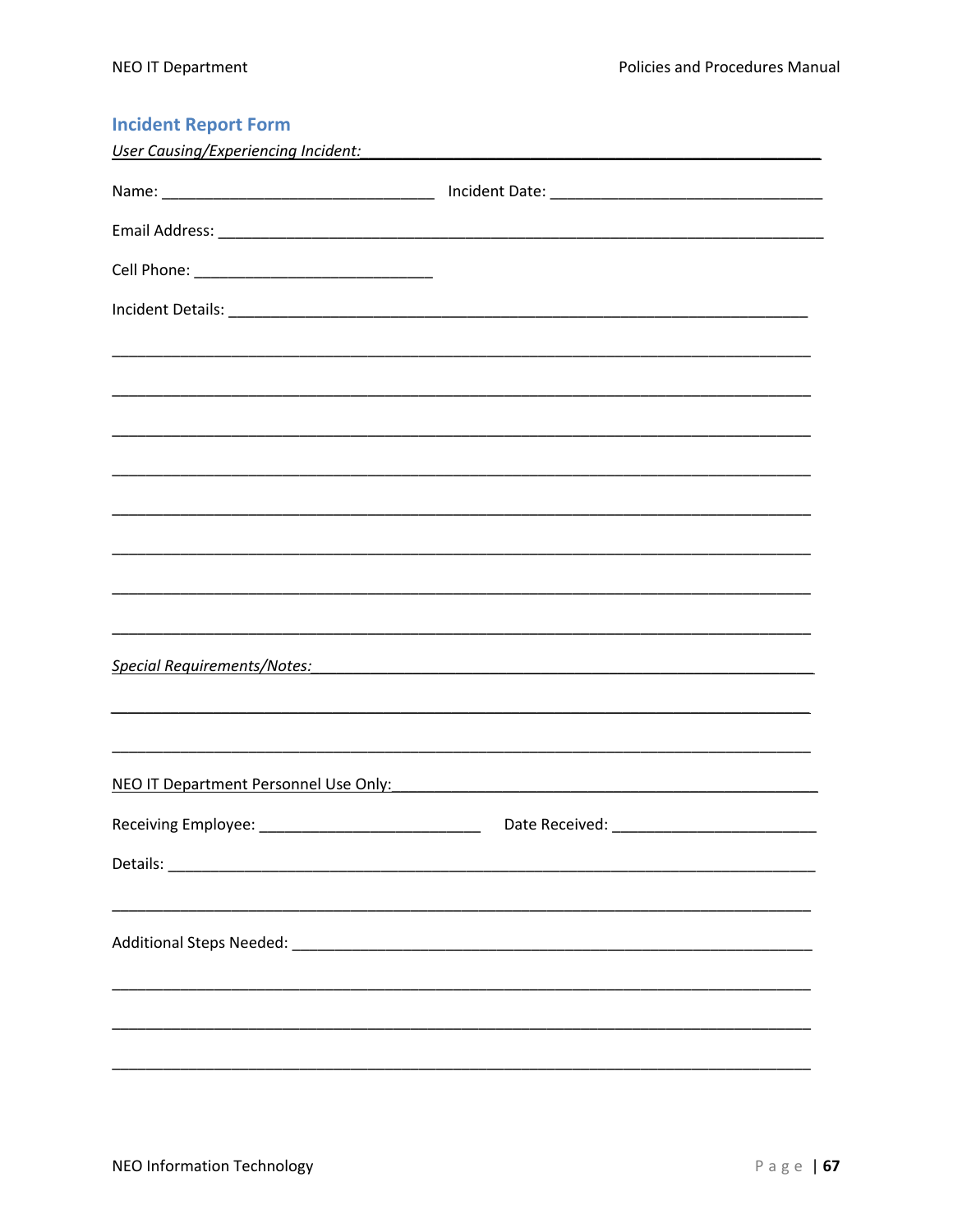## Incident Report Form

*User Causing/Experiencing Incident:*

Name: ________________________________ Incident Date: ________________________________

Email Address: ________________________________________________________________________

Cell Phone: ____________________________

Incident Details: ______________________________________________________________________

_____________________________________________________________________________________

_____________________________________________________________________________________

_____________________________________________________________________________________

_____________________________________________________________________________________

_____________________________________________________________________________________

_____________________________________________________________________________________

_____________________________________________________________________________________

_____________________________________________________________________________________

*Special Requirements/Notes:*

_____________________________________________________________________________________

_____________________________________________________________________________________

NEO IT Department Personnel Use Only:

Receiving Employee: __________________________ Date Received: _______________________

Details: _______________________________________________________________________________

_____________________________________________________________________________________

Additional Steps Needed: _____________________________________________________________

_____________________________________________________________________________________

_____________________________________________________________________________________

_____________________________________________________________________________________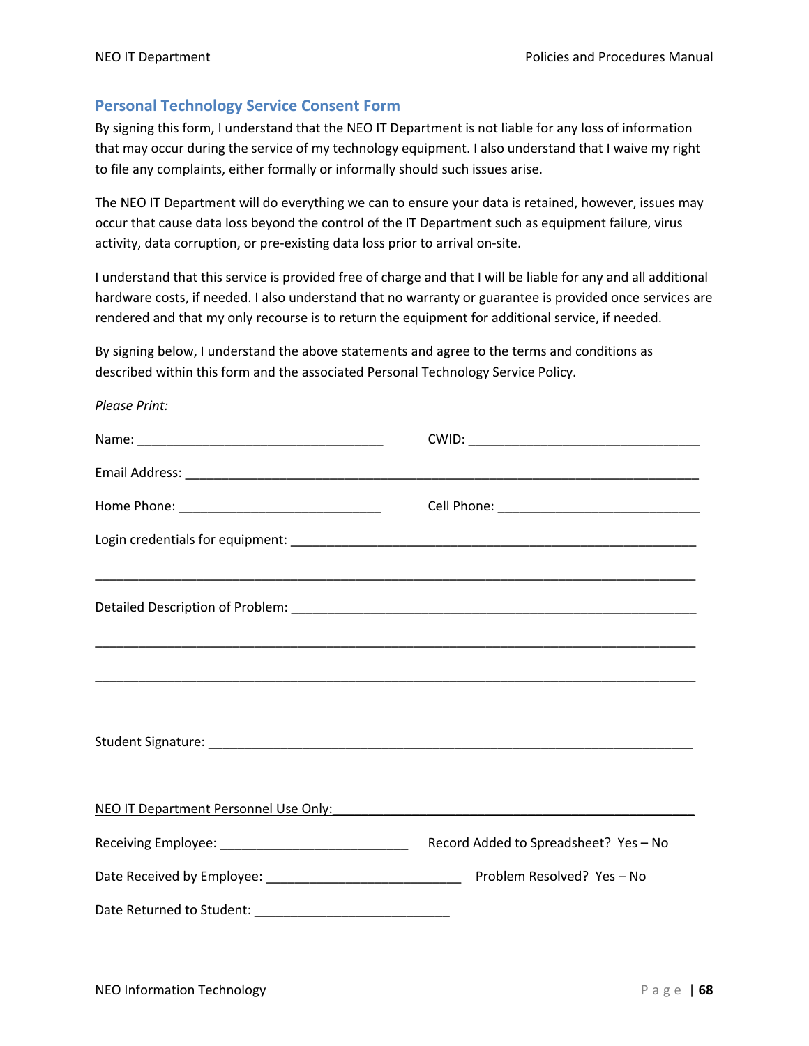## Personal Technology Service Consent Form

By signing this form, I understand that the NEO IT Department is not liable for any loss of information that may occur during the service of my technology equipment. I also understand that I waive my right to file any complaints, either formally or informally should such issues arise.

The NEO IT Department will do everything we can to ensure your data is retained, however, issues may occur that cause data loss beyond the control of the IT Department such as equipment failure, virus activity, data corruption, or pre-existing data loss prior to arrival on-site.

I understand that this service is provided free of charge and that I will be liable for any and all additional hardware costs, if needed. I also understand that no warranty or guarantee is provided once services are rendered and that my only recourse is to return the equipment for additional service, if needed.

By signing below, I understand the above statements and agree to the terms and conditions as described within this form and the associated Personal Technology Service Policy.

*Please Print:*

Name: ___________________________________ CWID: _________________________________

Email Address: ___________________________________________________________________________

Home Phone: _____________________________ Cell Phone: _____________________________

Login credentials for equipment: ____________________________________________________________

_________________________________________________________________________________________

Detailed Description of Problem: ____________________________________________________________

_________________________________________________________________________________________

_________________________________________________________________________________________

Student Signature: _______________________________________________________________________

NEO IT Department Personnel Use Only: ______________________________________________________

Receiving Employee: ___________________________ Record Added to Spreadsheet? Yes – No

Date Received by Employee: ____________________________ Problem Resolved? Yes – No

Date Returned to Student: ____________________________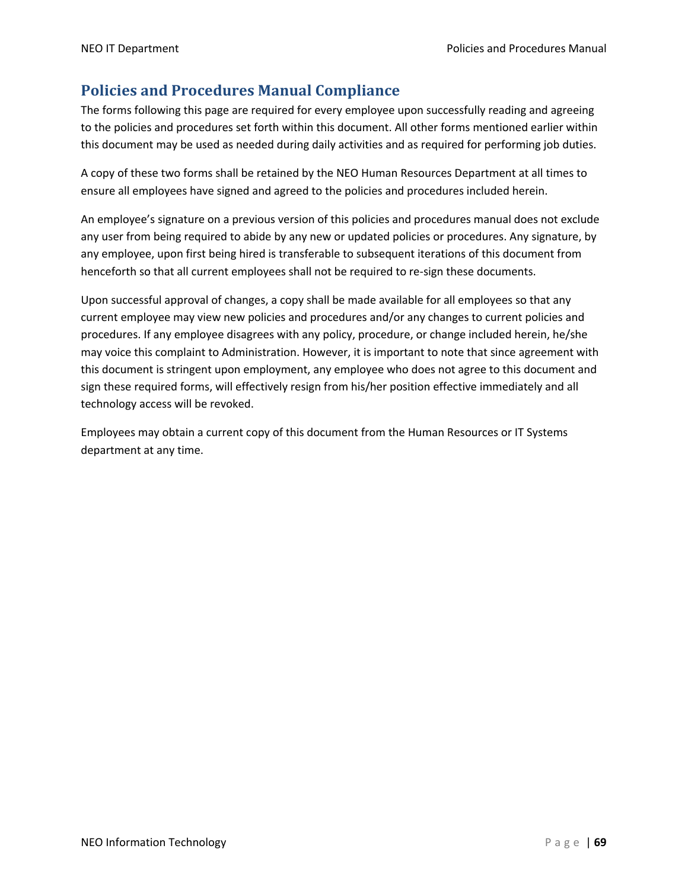## Policies and Procedures Manual Compliance

The forms following this page are required for every employee upon successfully reading and agreeing to the policies and procedures set forth within this document. All other forms mentioned earlier within this document may be used as needed during daily activities and as required for performing job duties.

A copy of these two forms shall be retained by the NEO Human Resources Department at all times to ensure all employees have signed and agreed to the policies and procedures included herein.

An employee's signature on a previous version of this policies and procedures manual does not exclude any user from being required to abide by any new or updated policies or procedures. Any signature, by any employee, upon first being hired is transferable to subsequent iterations of this document from henceforth so that all current employees shall not be required to re-sign these documents.

Upon successful approval of changes, a copy shall be made available for all employees so that any current employee may view new policies and procedures and/or any changes to current policies and procedures. If any employee disagrees with any policy, procedure, or change included herein, he/she may voice this complaint to Administration. However, it is important to note that since agreement with this document is stringent upon employment, any employee who does not agree to this document and sign these required forms, will effectively resign from his/her position effective immediately and all technology access will be revoked.

Employees may obtain a current copy of this document from the Human Resources or IT Systems department at any time.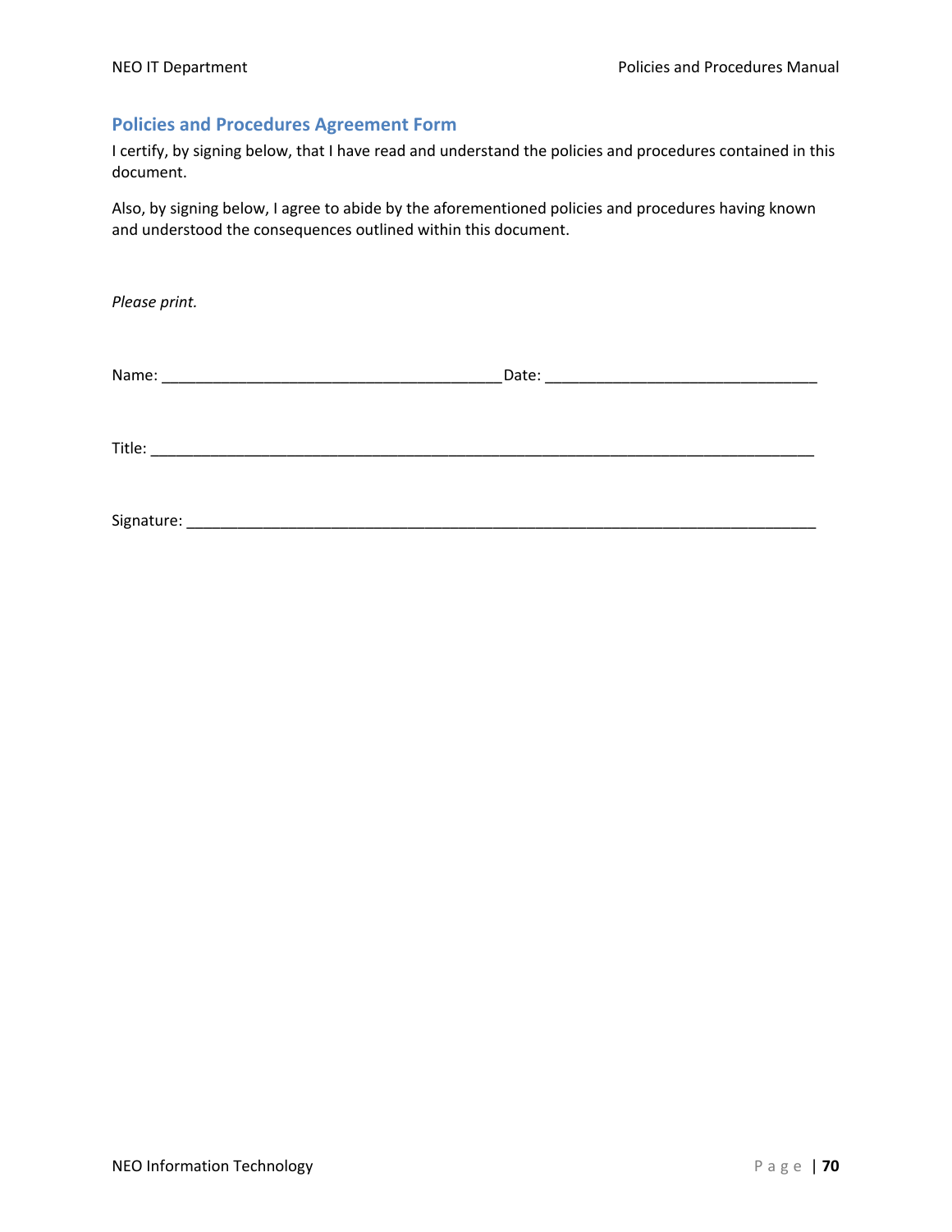## Policies and Procedures Agreement Form

I certify, by signing below, that I have read and understand the policies and procedures contained in this document.

Also, by signing below, I agree to abide by the aforementioned policies and procedures having known and understood the consequences outlined within this document.

*Please print.*

Name: ________________________________________ Date: ________________________________

Title: ________________________________________________________________________________

Signature: ____________________________________________________________________________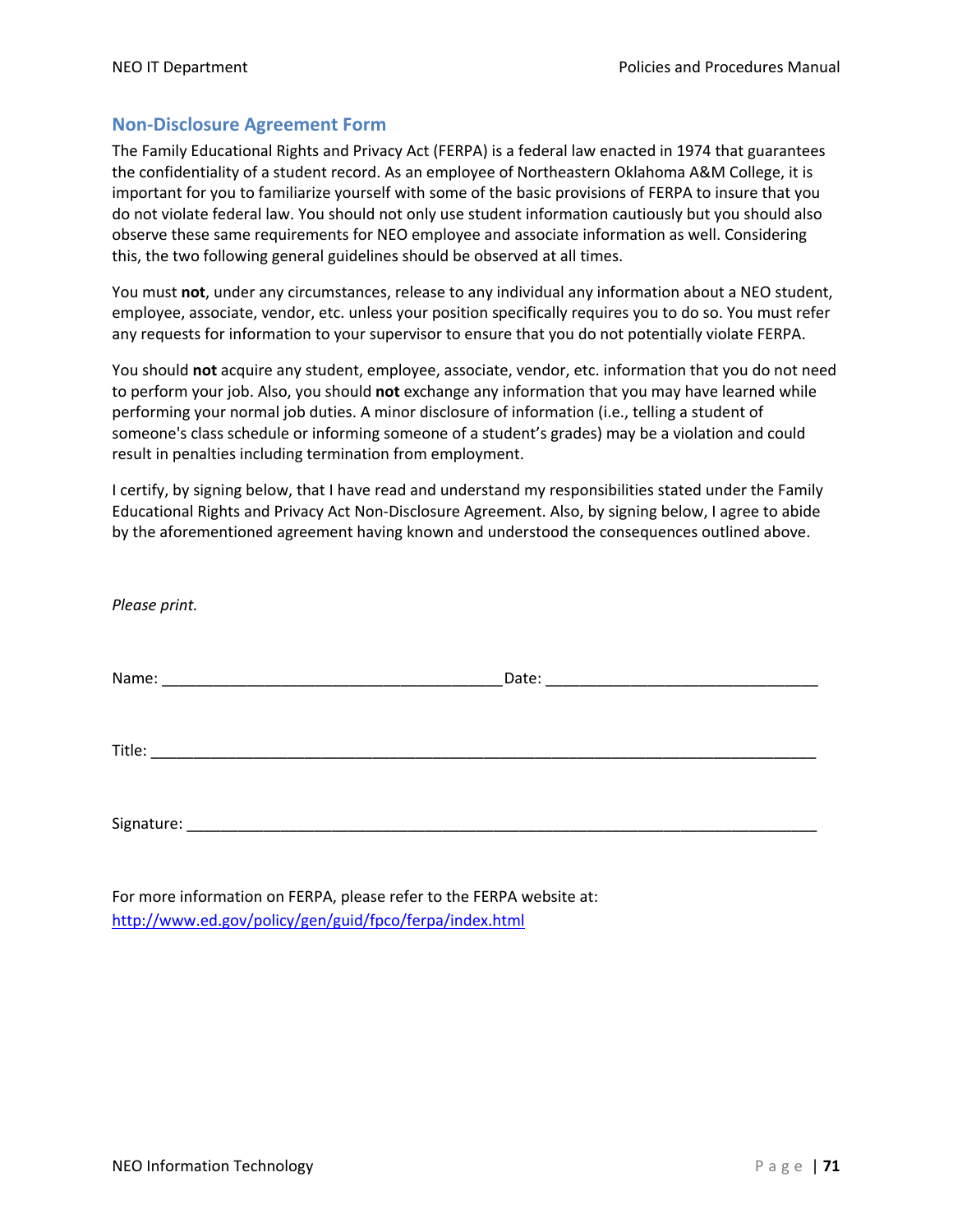## Non-Disclosure Agreement Form

The Family Educational Rights and Privacy Act (FERPA) is a federal law enacted in 1974 that guarantees the confidentiality of a student record. As an employee of Northeastern Oklahoma A&M College, it is important for you to familiarize yourself with some of the basic provisions of FERPA to insure that you do not violate federal law. You should not only use student information cautiously but you should also observe these same requirements for NEO employee and associate information as well. Considering this, the two following general guidelines should be observed at all times.

You must **not**, under any circumstances, release to any individual any information about a NEO student, employee, associate, vendor, etc. unless your position specifically requires you to do so. You must refer any requests for information to your supervisor to ensure that you do not potentially violate FERPA.

You should **not** acquire any student, employee, associate, vendor, etc. information that you do not need to perform your job. Also, you should **not** exchange any information that you may have learned while performing your normal job duties. A minor disclosure of information (i.e., telling a student of someone's class schedule or informing someone of a student's grades) may be a violation and could result in penalties including termination from employment.

I certify, by signing below, that I have read and understand my responsibilities stated under the Family Educational Rights and Privacy Act Non-Disclosure Agreement. Also, by signing below, I agree to abide by the aforementioned agreement having known and understood the consequences outlined above.

*Please print.*

Name: ________________________________________ Date: ________________________________

Title: ________________________________________________________________________________

Signature: ____________________________________________________________________________

For more information on FERPA, please refer to the FERPA website at:
http://www.ed.gov/policy/gen/guid/fpco/ferpa/index.html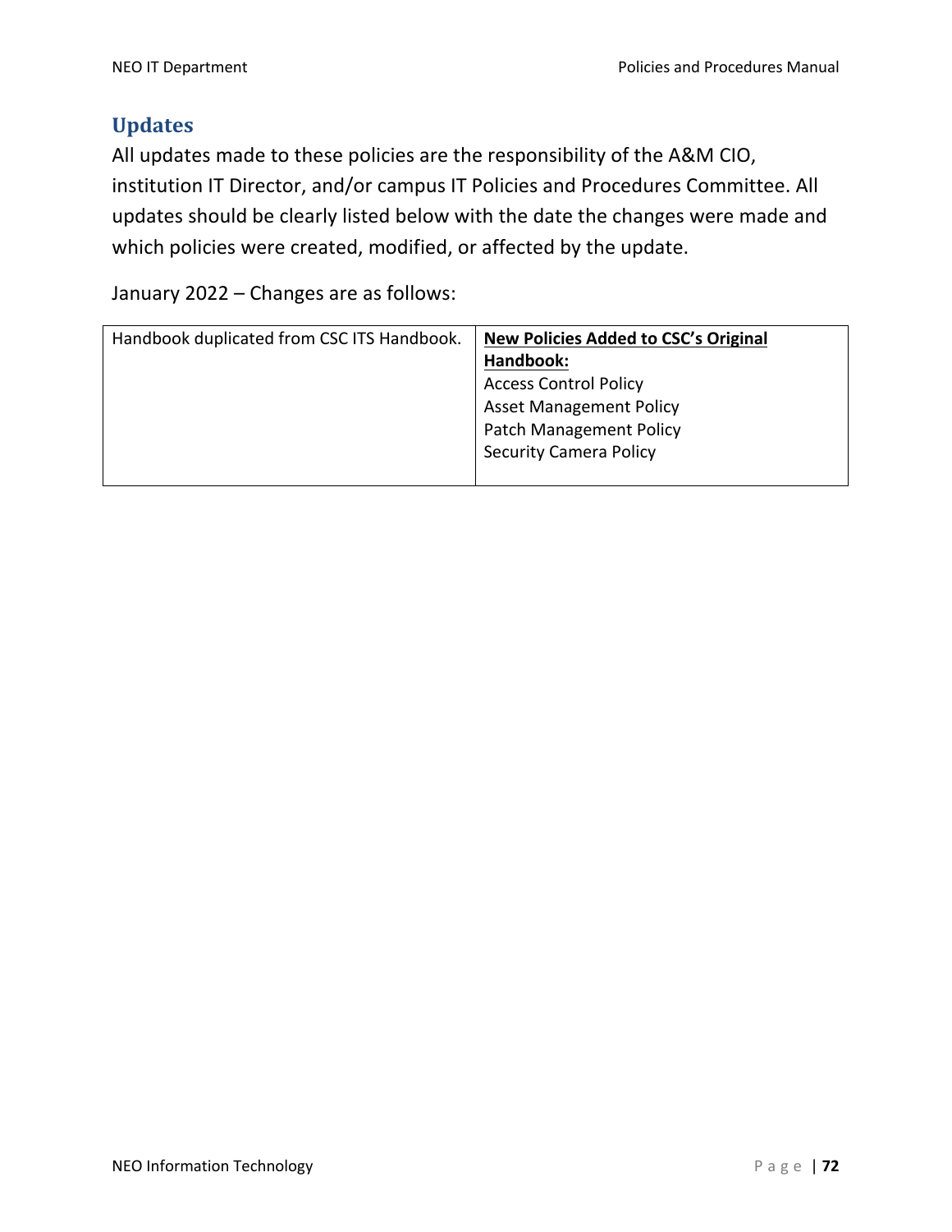## Updates

All updates made to these policies are the responsibility of the A&M CIO, institution IT Director, and/or campus IT Policies and Procedures Committee. All updates should be clearly listed below with the date the changes were made and which policies were created, modified, or affected by the update.

January 2022 – Changes are as follows:

| | |
|---|---|
| Handbook duplicated from CSC ITS Handbook. | **New Policies Added to CSC's Original Handbook:**<br>Access Control Policy<br>Asset Management Policy<br>Patch Management Policy<br>Security Camera Policy |